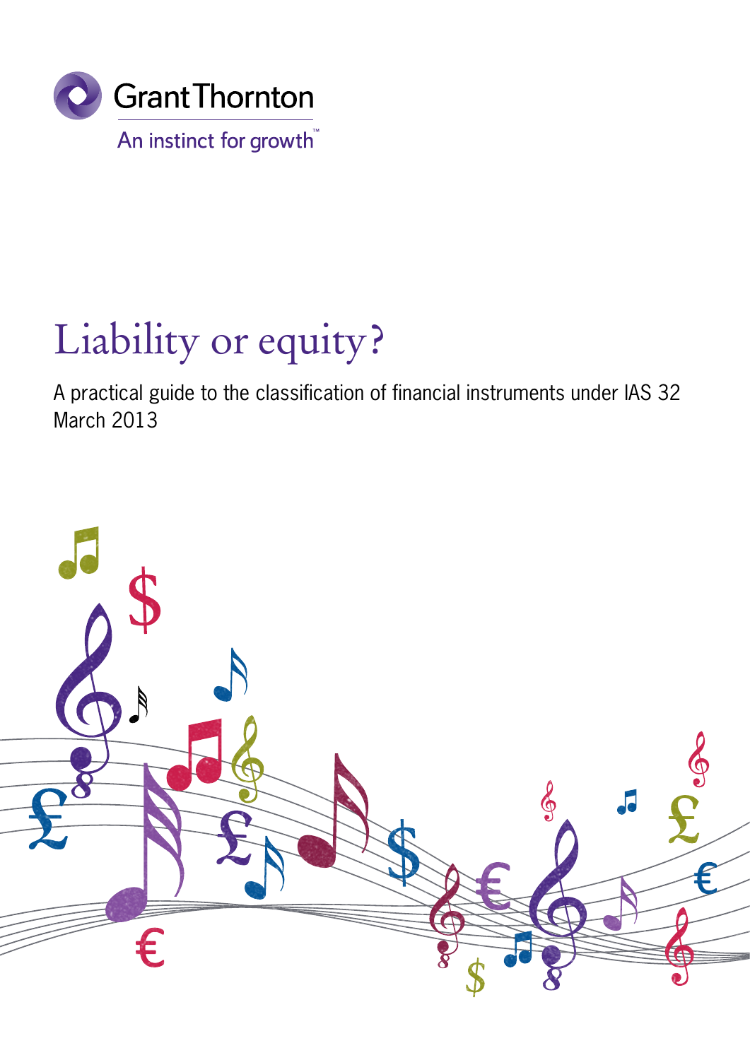Grant Thornton

An instinct for growth™

# Liability or equity?

A practical guide to the classification of financial instruments under IAS 32

March 2013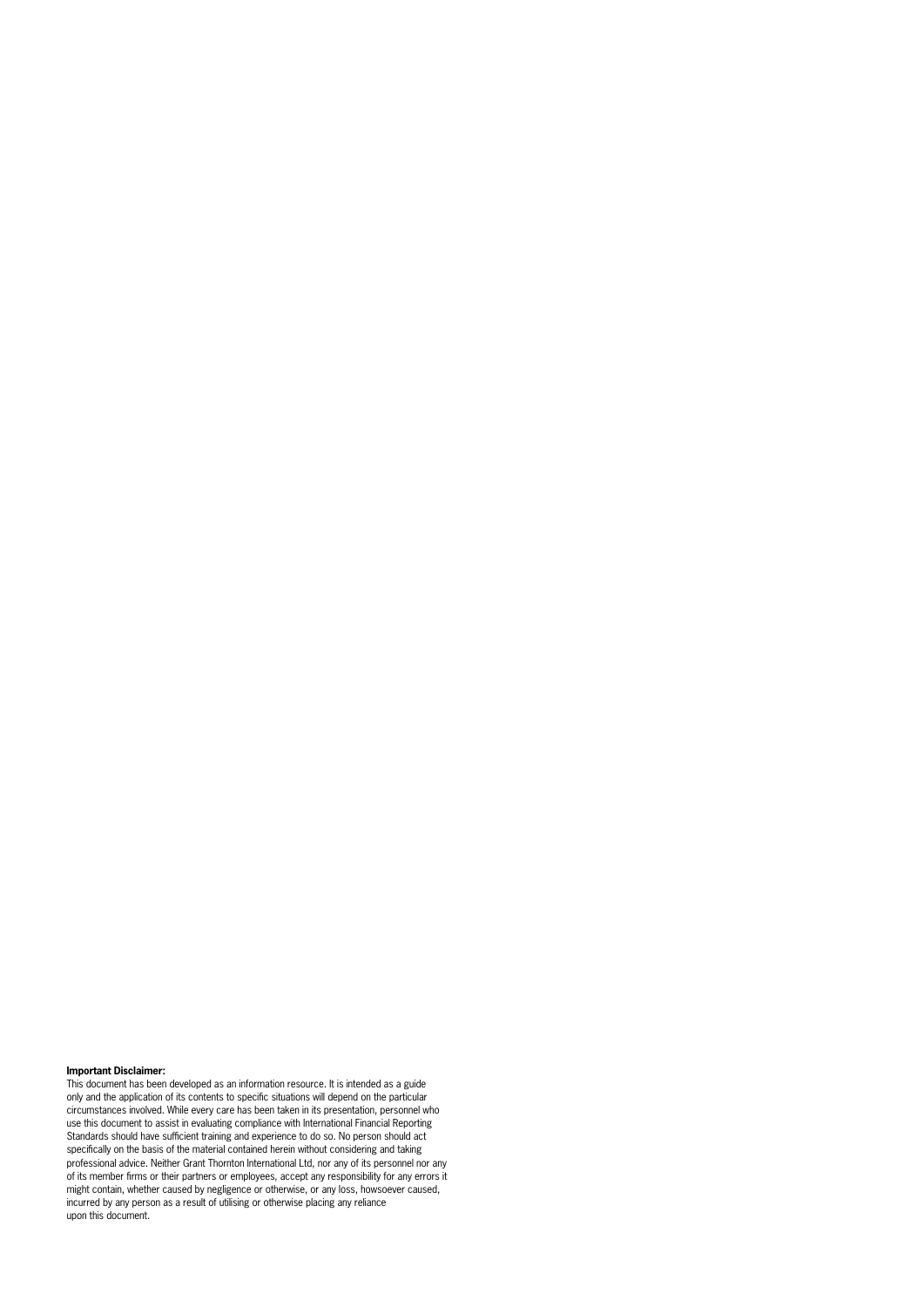**Important Disclaimer:**
This document has been developed as an information resource. It is intended as a guide only and the application of its contents to specific situations will depend on the particular circumstances involved. While every care has been taken in its presentation, personnel who use this document to assist in evaluating compliance with International Financial Reporting Standards should have sufficient training and experience to do so. No person should act specifically on the basis of the material contained herein without considering and taking professional advice. Neither Grant Thornton International Ltd, nor any of its personnel nor any of its member firms or their partners or employees, accept any responsibility for any errors it might contain, whether caused by negligence or otherwise, or any loss, howsoever caused, incurred by any person as a result of utilising or otherwise placing any reliance upon this document.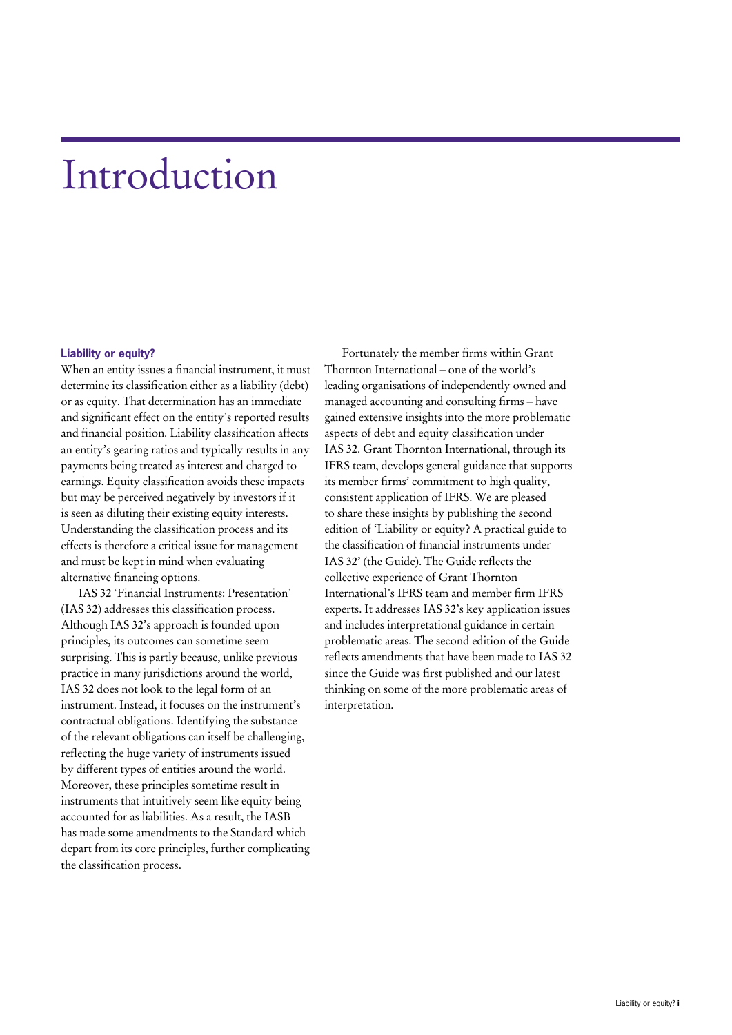# Introduction

### Liability or equity?

When an entity issues a financial instrument, it must determine its classification either as a liability (debt) or as equity. That determination has an immediate and significant effect on the entity's reported results and financial position. Liability classification affects an entity's gearing ratios and typically results in any payments being treated as interest and charged to earnings. Equity classification avoids these impacts but may be perceived negatively by investors if it is seen as diluting their existing equity interests. Understanding the classification process and its effects is therefore a critical issue for management and must be kept in mind when evaluating alternative financing options.

IAS 32 'Financial Instruments: Presentation' (IAS 32) addresses this classification process. Although IAS 32's approach is founded upon principles, its outcomes can sometime seem surprising. This is partly because, unlike previous practice in many jurisdictions around the world, IAS 32 does not look to the legal form of an instrument. Instead, it focuses on the instrument's contractual obligations. Identifying the substance of the relevant obligations can itself be challenging, reflecting the huge variety of instruments issued by different types of entities around the world. Moreover, these principles sometime result in instruments that intuitively seem like equity being accounted for as liabilities. As a result, the IASB has made some amendments to the Standard which depart from its core principles, further complicating the classification process.

Fortunately the member firms within Grant Thornton International – one of the world's leading organisations of independently owned and managed accounting and consulting firms – have gained extensive insights into the more problematic aspects of debt and equity classification under IAS 32. Grant Thornton International, through its IFRS team, develops general guidance that supports its member firms' commitment to high quality, consistent application of IFRS. We are pleased to share these insights by publishing the second edition of 'Liability or equity? A practical guide to the classification of financial instruments under IAS 32' (the Guide). The Guide reflects the collective experience of Grant Thornton International's IFRS team and member firm IFRS experts. It addresses IAS 32's key application issues and includes interpretational guidance in certain problematic areas. The second edition of the Guide reflects amendments that have been made to IAS 32 since the Guide was first published and our latest thinking on some of the more problematic areas of interpretation.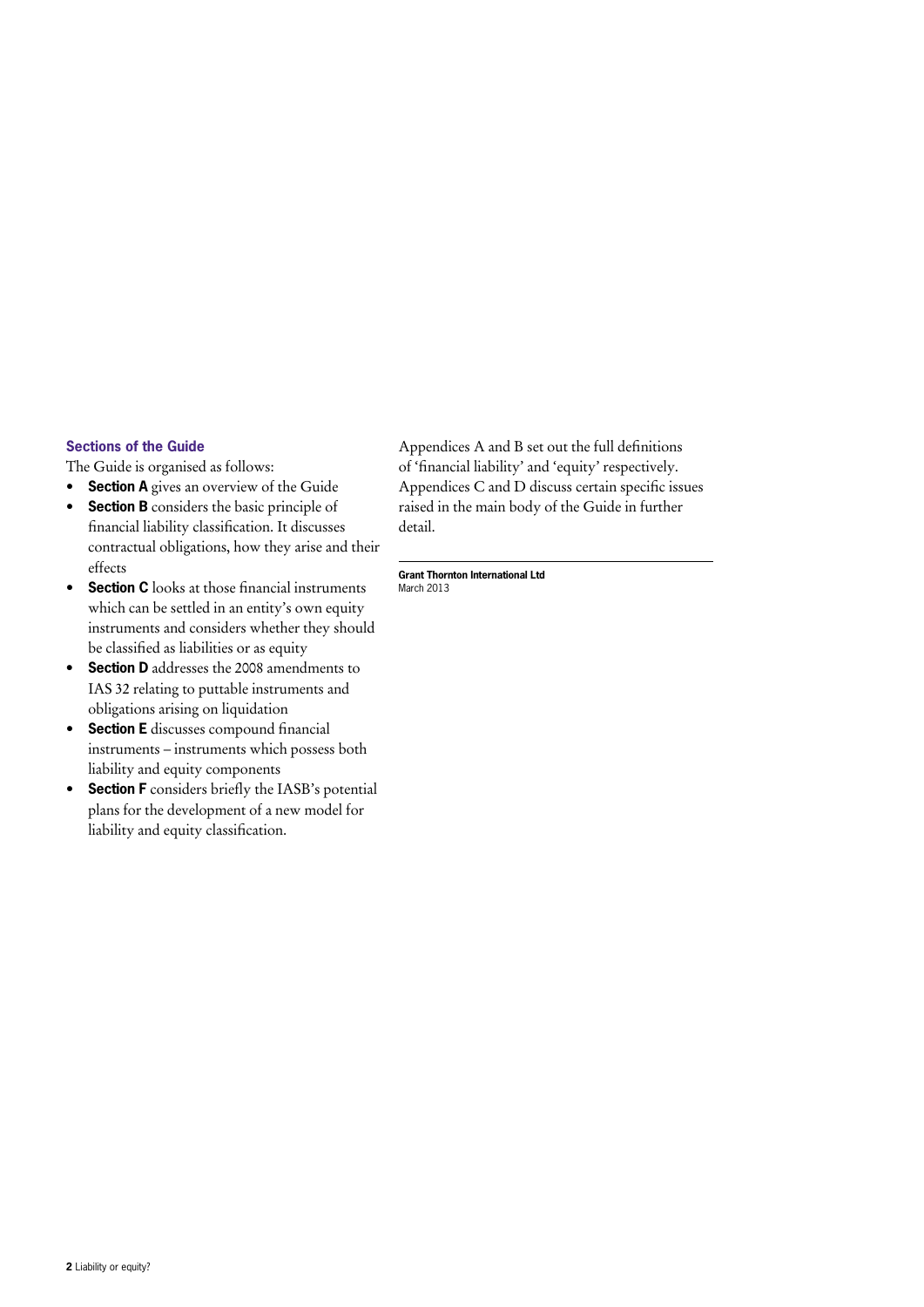## Sections of the Guide

The Guide is organised as follows:

- **Section A** gives an overview of the Guide
- **Section B** considers the basic principle of financial liability classification. It discusses contractual obligations, how they arise and their effects
- **Section C** looks at those financial instruments which can be settled in an entity's own equity instruments and considers whether they should be classified as liabilities or as equity
- **Section D** addresses the 2008 amendments to IAS 32 relating to puttable instruments and obligations arising on liquidation
- **Section E** discusses compound financial instruments – instruments which possess both liability and equity components
- **Section F** considers briefly the IASB's potential plans for the development of a new model for liability and equity classification.

Appendices A and B set out the full definitions of 'financial liability' and 'equity' respectively. Appendices C and D discuss certain specific issues raised in the main body of the Guide in further detail.

---

**Grant Thornton International Ltd**
March 2013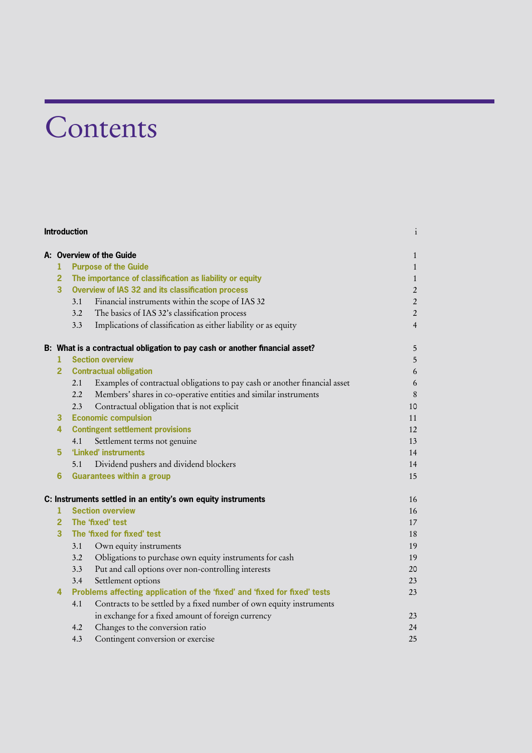# Contents

| | | | |
|---|---|---|---|
| **Introduction** | | | i |
| **A: Overview of the Guide** | | | 1 |
| | **1** | **Purpose of the Guide** | 1 |
| | **2** | **The importance of classification as liability or equity** | 1 |
| | **3** | **Overview of IAS 32 and its classification process** | 2 |
| | 3.1 | Financial instruments within the scope of IAS 32 | 2 |
| | 3.2 | The basics of IAS 32's classification process | 2 |
| | 3.3 | Implications of classification as either liability or as equity | 4 |
| **B: What is a contractual obligation to pay cash or another financial asset?** | | | 5 |
| | **1** | **Section overview** | 5 |
| | **2** | **Contractual obligation** | 6 |
| | 2.1 | Examples of contractual obligations to pay cash or another financial asset | 6 |
| | 2.2 | Members' shares in co-operative entities and similar instruments | 8 |
| | 2.3 | Contractual obligation that is not explicit | 10 |
| | **3** | **Economic compulsion** | 11 |
| | **4** | **Contingent settlement provisions** | 12 |
| | 4.1 | Settlement terms not genuine | 13 |
| | **5** | **'Linked' instruments** | 14 |
| | 5.1 | Dividend pushers and dividend blockers | 14 |
| | **6** | **Guarantees within a group** | 15 |
| **C: Instruments settled in an entity's own equity instruments** | | | 16 |
| | **1** | **Section overview** | 16 |
| | **2** | **The 'fixed' test** | 17 |
| | **3** | **The 'fixed for fixed' test** | 18 |
| | 3.1 | Own equity instruments | 19 |
| | 3.2 | Obligations to purchase own equity instruments for cash | 19 |
| | 3.3 | Put and call options over non-controlling interests | 20 |
| | 3.4 | Settlement options | 23 |
| | **4** | **Problems affecting application of the 'fixed' and 'fixed for fixed' tests** | 23 |
| | 4.1 | Contracts to be settled by a fixed number of own equity instruments in exchange for a fixed amount of foreign currency | 23 |
| | 4.2 | Changes to the conversion ratio | 24 |
| | 4.3 | Contingent conversion or exercise | 25 |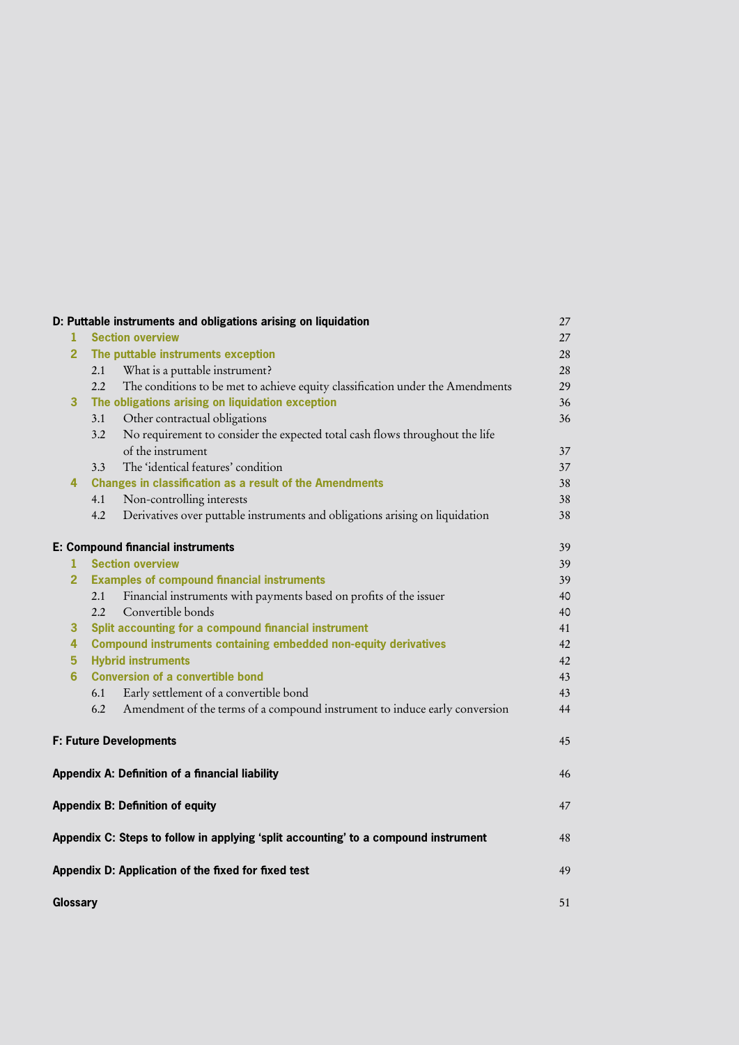| | | Page |
|---|---|---|
| **D: Puttable instruments and obligations arising on liquidation** | | 27 |
| **1** | **Section overview** | 27 |
| **2** | **The puttable instruments exception** | 28 |
| 2.1 | What is a puttable instrument? | 28 |
| 2.2 | The conditions to be met to achieve equity classification under the Amendments | 29 |
| **3** | **The obligations arising on liquidation exception** | 36 |
| 3.1 | Other contractual obligations | 36 |
| 3.2 | No requirement to consider the expected total cash flows throughout the life of the instrument | 37 |
| 3.3 | The 'identical features' condition | 37 |
| **4** | **Changes in classification as a result of the Amendments** | 38 |
| 4.1 | Non-controlling interests | 38 |
| 4.2 | Derivatives over puttable instruments and obligations arising on liquidation | 38 |
| **E: Compound financial instruments** | | 39 |
| **1** | **Section overview** | 39 |
| **2** | **Examples of compound financial instruments** | 39 |
| 2.1 | Financial instruments with payments based on profits of the issuer | 40 |
| 2.2 | Convertible bonds | 40 |
| **3** | **Split accounting for a compound financial instrument** | 41 |
| **4** | **Compound instruments containing embedded non-equity derivatives** | 42 |
| **5** | **Hybrid instruments** | 42 |
| **6** | **Conversion of a convertible bond** | 43 |
| 6.1 | Early settlement of a convertible bond | 43 |
| 6.2 | Amendment of the terms of a compound instrument to induce early conversion | 44 |
| **F: Future Developments** | | 45 |
| **Appendix A: Definition of a financial liability** | | 46 |
| **Appendix B: Definition of equity** | | 47 |
| **Appendix C: Steps to follow in applying 'split accounting' to a compound instrument** | | 48 |
| **Appendix D: Application of the fixed for fixed test** | | 49 |
| **Glossary** | | 51 |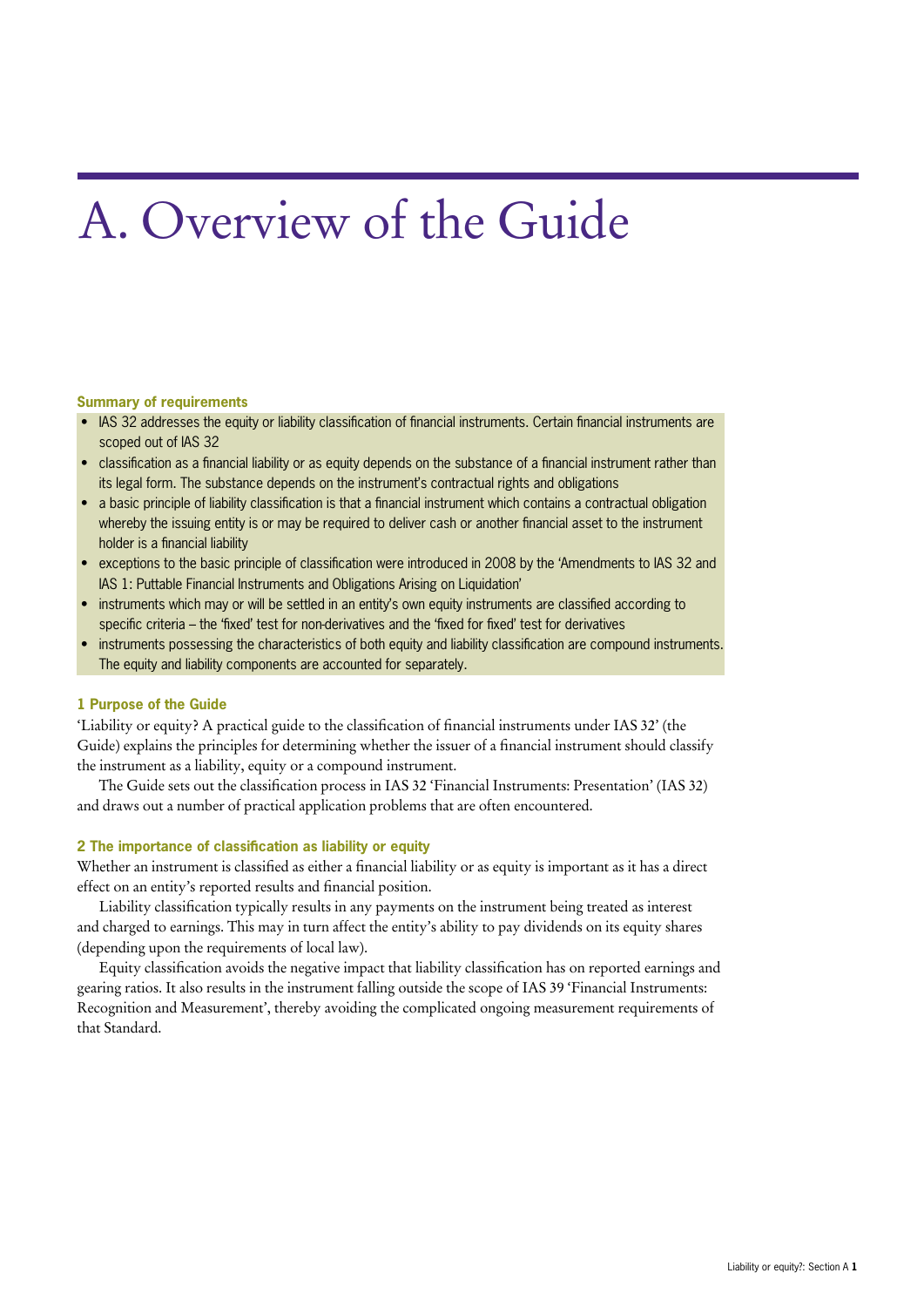# A. Overview of the Guide

**Summary of requirements**

- IAS 32 addresses the equity or liability classification of financial instruments. Certain financial instruments are scoped out of IAS 32
- classification as a financial liability or as equity depends on the substance of a financial instrument rather than its legal form. The substance depends on the instrument's contractual rights and obligations
- a basic principle of liability classification is that a financial instrument which contains a contractual obligation whereby the issuing entity is or may be required to deliver cash or another financial asset to the instrument holder is a financial liability
- exceptions to the basic principle of classification were introduced in 2008 by the 'Amendments to IAS 32 and IAS 1: Puttable Financial Instruments and Obligations Arising on Liquidation'
- instruments which may or will be settled in an entity's own equity instruments are classified according to specific criteria – the 'fixed' test for non-derivatives and the 'fixed for fixed' test for derivatives
- instruments possessing the characteristics of both equity and liability classification are compound instruments. The equity and liability components are accounted for separately.

### 1 Purpose of the Guide

'Liability or equity? A practical guide to the classification of financial instruments under IAS 32' (the Guide) explains the principles for determining whether the issuer of a financial instrument should classify the instrument as a liability, equity or a compound instrument.

The Guide sets out the classification process in IAS 32 'Financial Instruments: Presentation' (IAS 32) and draws out a number of practical application problems that are often encountered.

### 2 The importance of classification as liability or equity

Whether an instrument is classified as either a financial liability or as equity is important as it has a direct effect on an entity's reported results and financial position.

Liability classification typically results in any payments on the instrument being treated as interest and charged to earnings. This may in turn affect the entity's ability to pay dividends on its equity shares (depending upon the requirements of local law).

Equity classification avoids the negative impact that liability classification has on reported earnings and gearing ratios. It also results in the instrument falling outside the scope of IAS 39 'Financial Instruments: Recognition and Measurement', thereby avoiding the complicated ongoing measurement requirements of that Standard.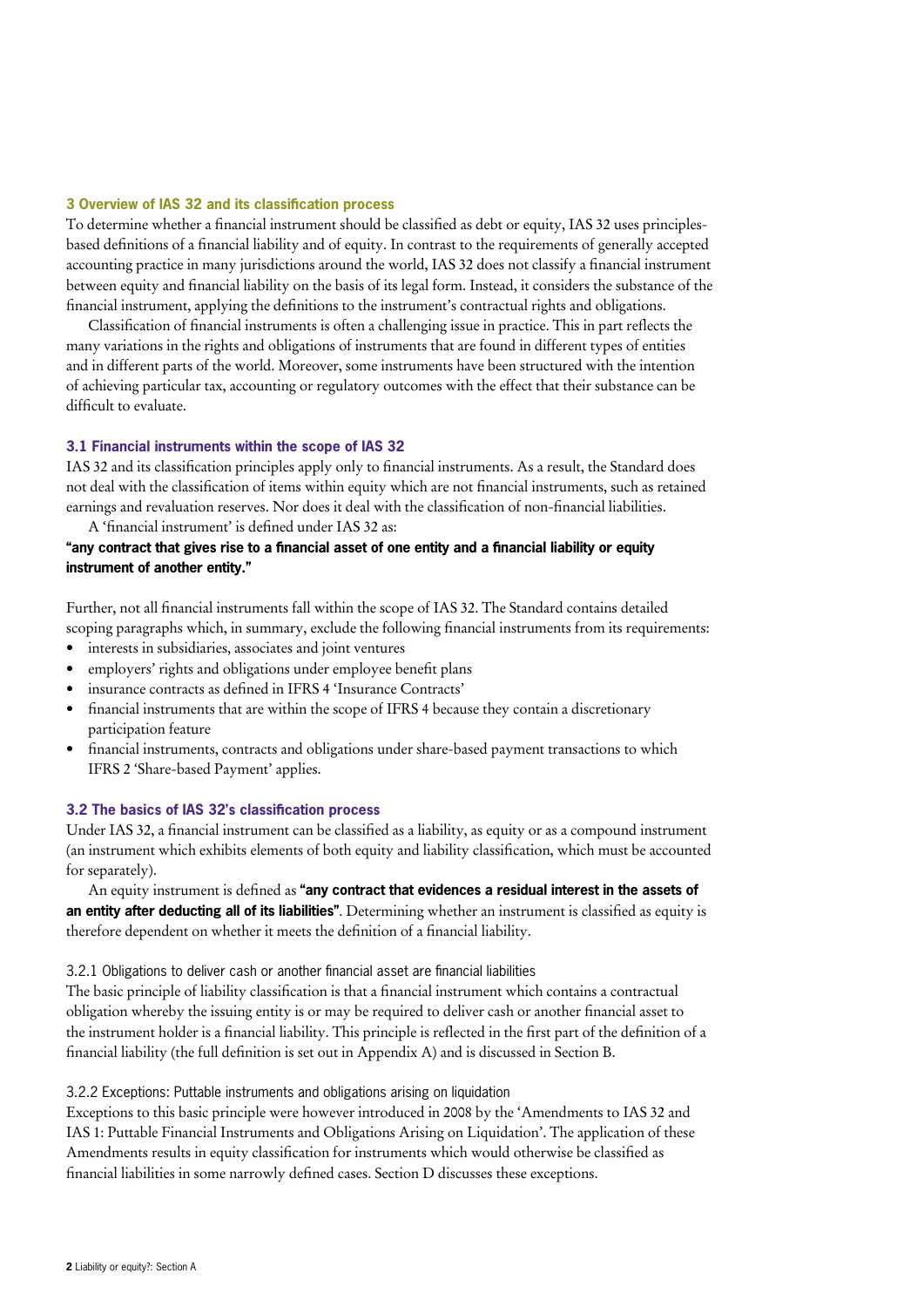## 3 Overview of IAS 32 and its classification process

To determine whether a financial instrument should be classified as debt or equity, IAS 32 uses principles-based definitions of a financial liability and of equity. In contrast to the requirements of generally accepted accounting practice in many jurisdictions around the world, IAS 32 does not classify a financial instrument between equity and financial liability on the basis of its legal form. Instead, it considers the substance of the financial instrument, applying the definitions to the instrument's contractual rights and obligations.

Classification of financial instruments is often a challenging issue in practice. This in part reflects the many variations in the rights and obligations of instruments that are found in different types of entities and in different parts of the world. Moreover, some instruments have been structured with the intention of achieving particular tax, accounting or regulatory outcomes with the effect that their substance can be difficult to evaluate.

### 3.1 Financial instruments within the scope of IAS 32

IAS 32 and its classification principles apply only to financial instruments. As a result, the Standard does not deal with the classification of items within equity which are not financial instruments, such as retained earnings and revaluation reserves. Nor does it deal with the classification of non-financial liabilities.

A 'financial instrument' is defined under IAS 32 as:

**"any contract that gives rise to a financial asset of one entity and a financial liability or equity instrument of another entity."**

Further, not all financial instruments fall within the scope of IAS 32. The Standard contains detailed scoping paragraphs which, in summary, exclude the following financial instruments from its requirements:

- interests in subsidiaries, associates and joint ventures
- employers' rights and obligations under employee benefit plans
- insurance contracts as defined in IFRS 4 'Insurance Contracts'
- financial instruments that are within the scope of IFRS 4 because they contain a discretionary participation feature
- financial instruments, contracts and obligations under share-based payment transactions to which IFRS 2 'Share-based Payment' applies.

### 3.2 The basics of IAS 32's classification process

Under IAS 32, a financial instrument can be classified as a liability, as equity or as a compound instrument (an instrument which exhibits elements of both equity and liability classification, which must be accounted for separately).

An equity instrument is defined as **"any contract that evidences a residual interest in the assets of an entity after deducting all of its liabilities"**. Determining whether an instrument is classified as equity is therefore dependent on whether it meets the definition of a financial liability.

#### 3.2.1 Obligations to deliver cash or another financial asset are financial liabilities

The basic principle of liability classification is that a financial instrument which contains a contractual obligation whereby the issuing entity is or may be required to deliver cash or another financial asset to the instrument holder is a financial liability. This principle is reflected in the first part of the definition of a financial liability (the full definition is set out in Appendix A) and is discussed in Section B.

#### 3.2.2 Exceptions: Puttable instruments and obligations arising on liquidation

Exceptions to this basic principle were however introduced in 2008 by the 'Amendments to IAS 32 and IAS 1: Puttable Financial Instruments and Obligations Arising on Liquidation'. The application of these Amendments results in equity classification for instruments which would otherwise be classified as financial liabilities in some narrowly defined cases. Section D discusses these exceptions.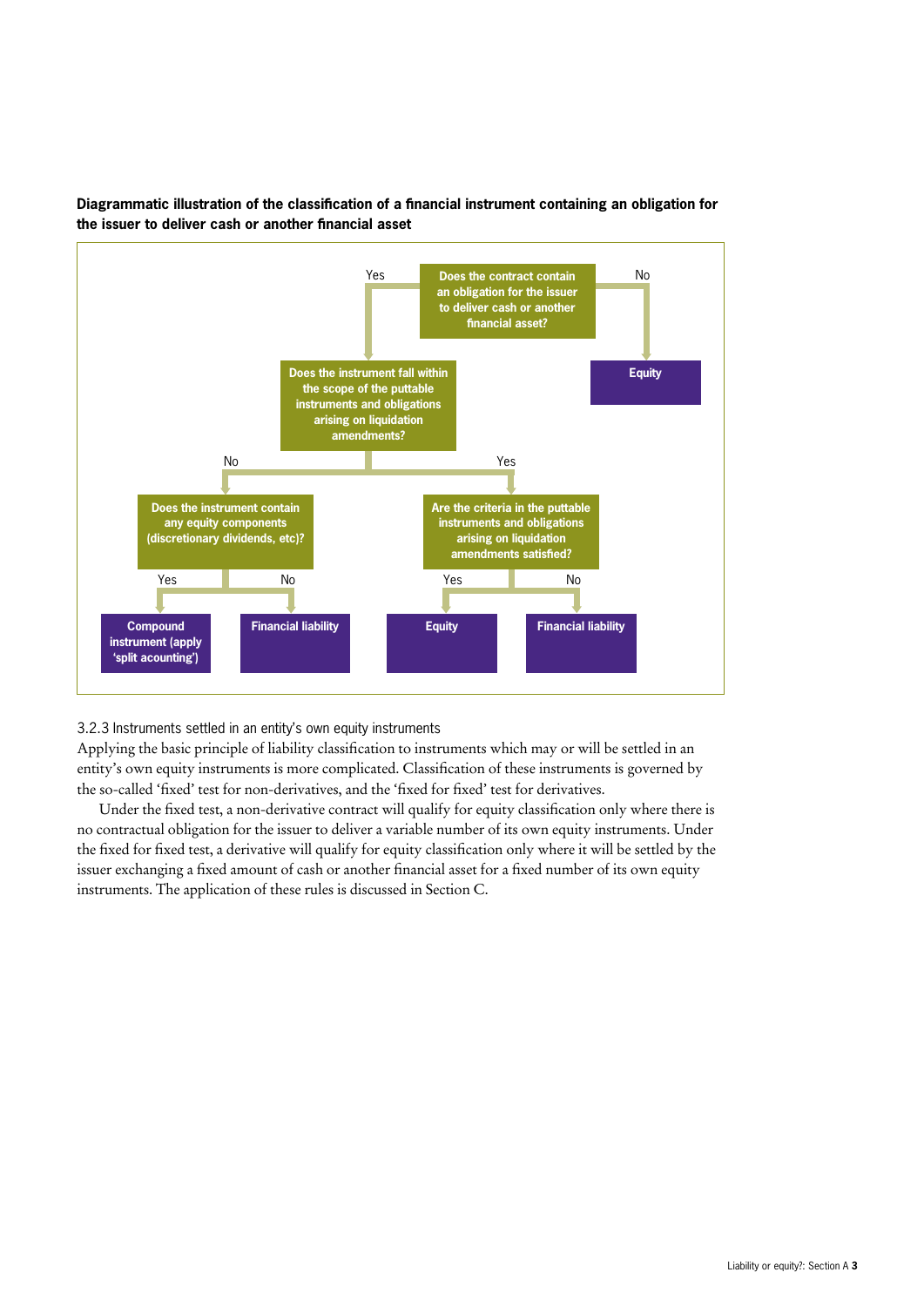**Diagrammatic illustration of the classification of a financial instrument containing an obligation for the issuer to deliver cash or another financial asset**

Does the contract contain an obligation for the issuer to deliver cash or another financial asset?

- No → Equity
- Yes → Does the instrument fall within the scope of the puttable instruments and obligations arising on liquidation amendments?
  - No → Does the instrument contain any equity components (discretionary dividends, etc)?
    - Yes → Compound instrument (apply 'split acounting')
    - No → Financial liability
  - Yes → Are the criteria in the puttable instruments and obligations arising on liquidation amendments satisfied?
    - Yes → Equity
    - No → Financial liability

3.2.3 Instruments settled in an entity's own equity instruments

Applying the basic principle of liability classification to instruments which may or will be settled in an entity's own equity instruments is more complicated. Classification of these instruments is governed by the so-called 'fixed' test for non-derivatives, and the 'fixed for fixed' test for derivatives.

Under the fixed test, a non-derivative contract will qualify for equity classification only where there is no contractual obligation for the issuer to deliver a variable number of its own equity instruments. Under the fixed for fixed test, a derivative will qualify for equity classification only where it will be settled by the issuer exchanging a fixed amount of cash or another financial asset for a fixed number of its own equity instruments. The application of these rules is discussed in Section C.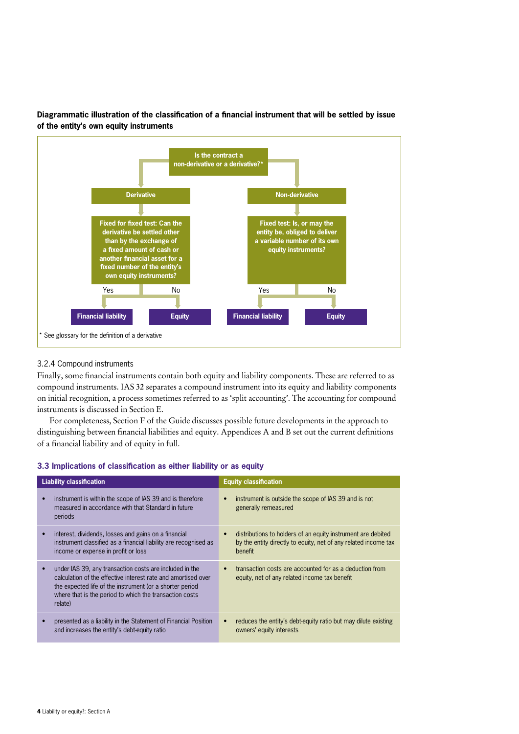**Diagrammatic illustration of the classification of a financial instrument that will be settled by issue of the entity's own equity instruments**

Is the contract a non-derivative or a derivative?*

- **Derivative**
  - Fixed for fixed test: Can the derivative be settled other than by the exchange of a fixed amount of cash or another financial asset for a fixed number of the entity's own equity instruments?
    - Yes → **Financial liability**
    - No → **Equity**
- **Non-derivative**
  - Fixed test: Is, or may the entity be, obliged to deliver a variable number of its own equity instruments?
    - Yes → **Financial liability**
    - No → **Equity**

\* See glossary for the definition of a derivative

### 3.2.4 Compound instruments

Finally, some financial instruments contain both equity and liability components. These are referred to as compound instruments. IAS 32 separates a compound instrument into its equity and liability components on initial recognition, a process sometimes referred to as 'split accounting'. The accounting for compound instruments is discussed in Section E.

For completeness, Section F of the Guide discusses possible future developments in the approach to distinguishing between financial liabilities and equity. Appendices A and B set out the current definitions of a financial liability and of equity in full.

## 3.3 Implications of classification as either liability or as equity

| Liability classification | Equity classification |
|---|---|
| • instrument is within the scope of IAS 39 and is therefore measured in accordance with that Standard in future periods | • instrument is outside the scope of IAS 39 and is not generally remeasured |
| • interest, dividends, losses and gains on a financial instrument classified as a financial liability are recognised as income or expense in profit or loss | • distributions to holders of an equity instrument are debited by the entity directly to equity, net of any related income tax benefit |
| • under IAS 39, any transaction costs are included in the calculation of the effective interest rate and amortised over the expected life of the instrument (or a shorter period where that is the period to which the transaction costs relate) | • transaction costs are accounted for as a deduction from equity, net of any related income tax benefit |
| • presented as a liability in the Statement of Financial Position and increases the entity's debt-equity ratio | • reduces the entity's debt-equity ratio but may dilute existing owners' equity interests |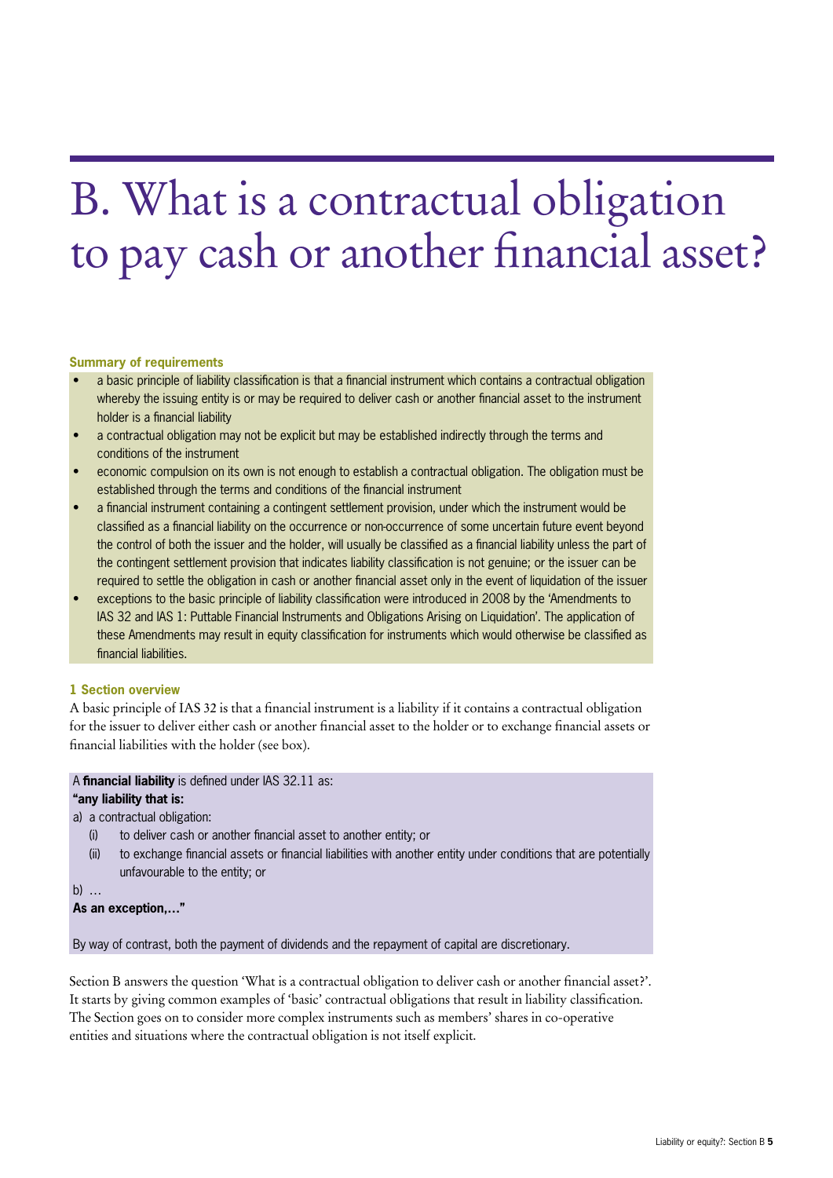# B. What is a contractual obligation to pay cash or another financial asset?

**Summary of requirements**

- a basic principle of liability classification is that a financial instrument which contains a contractual obligation whereby the issuing entity is or may be required to deliver cash or another financial asset to the instrument holder is a financial liability
- a contractual obligation may not be explicit but may be established indirectly through the terms and conditions of the instrument
- economic compulsion on its own is not enough to establish a contractual obligation. The obligation must be established through the terms and conditions of the financial instrument
- a financial instrument containing a contingent settlement provision, under which the instrument would be classified as a financial liability on the occurrence or non-occurrence of some uncertain future event beyond the control of both the issuer and the holder, will usually be classified as a financial liability unless the part of the contingent settlement provision that indicates liability classification is not genuine; or the issuer can be required to settle the obligation in cash or another financial asset only in the event of liquidation of the issuer
- exceptions to the basic principle of liability classification were introduced in 2008 by the 'Amendments to IAS 32 and IAS 1: Puttable Financial Instruments and Obligations Arising on Liquidation'. The application of these Amendments may result in equity classification for instruments which would otherwise be classified as financial liabilities.

**1 Section overview**

A basic principle of IAS 32 is that a financial instrument is a liability if it contains a contractual obligation for the issuer to deliver either cash or another financial asset to the holder or to exchange financial assets or financial liabilities with the holder (see box).

A **financial liability** is defined under IAS 32.11 as:

**"any liability that is:**

a) a contractual obligation:
   (i) to deliver cash or another financial asset to another entity; or
   (ii) to exchange financial assets or financial liabilities with another entity under conditions that are potentially unfavourable to the entity; or

b) …

**As an exception,…"**

By way of contrast, both the payment of dividends and the repayment of capital are discretionary.

Section B answers the question 'What is a contractual obligation to deliver cash or another financial asset?'. It starts by giving common examples of 'basic' contractual obligations that result in liability classification. The Section goes on to consider more complex instruments such as members' shares in co-operative entities and situations where the contractual obligation is not itself explicit.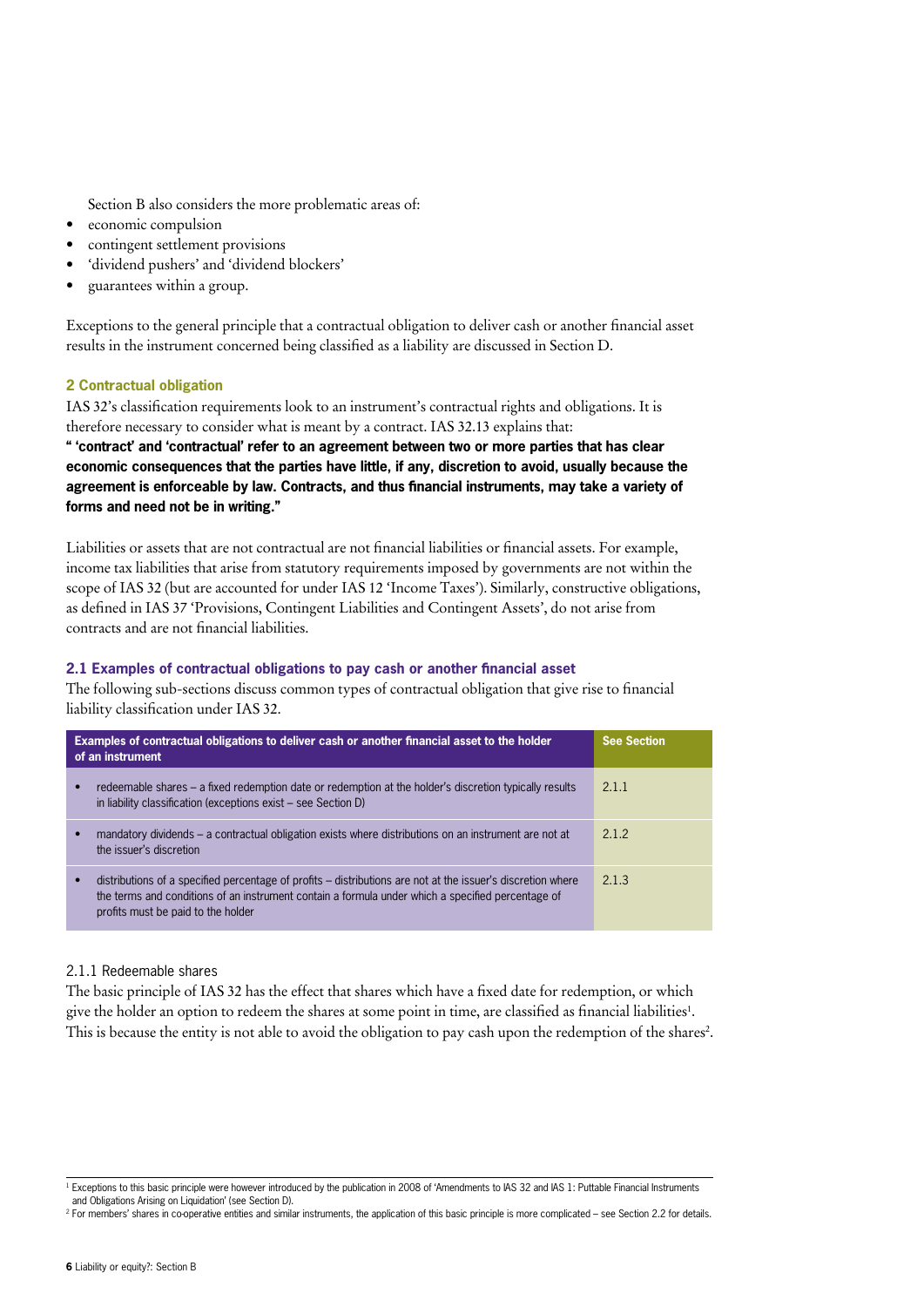Section B also considers the more problematic areas of:

- economic compulsion
- contingent settlement provisions
- 'dividend pushers' and 'dividend blockers'
- guarantees within a group.

Exceptions to the general principle that a contractual obligation to deliver cash or another financial asset results in the instrument concerned being classified as a liability are discussed in Section D.

## 2 Contractual obligation

IAS 32's classification requirements look to an instrument's contractual rights and obligations. It is therefore necessary to consider what is meant by a contract. IAS 32.13 explains that:

**" 'contract' and 'contractual' refer to an agreement between two or more parties that has clear economic consequences that the parties have little, if any, discretion to avoid, usually because the agreement is enforceable by law. Contracts, and thus financial instruments, may take a variety of forms and need not be in writing."**

Liabilities or assets that are not contractual are not financial liabilities or financial assets. For example, income tax liabilities that arise from statutory requirements imposed by governments are not within the scope of IAS 32 (but are accounted for under IAS 12 'Income Taxes'). Similarly, constructive obligations, as defined in IAS 37 'Provisions, Contingent Liabilities and Contingent Assets', do not arise from contracts and are not financial liabilities.

### 2.1 Examples of contractual obligations to pay cash or another financial asset

The following sub-sections discuss common types of contractual obligation that give rise to financial liability classification under IAS 32.

| Examples of contractual obligations to deliver cash or another financial asset to the holder of an instrument | See Section |
|---|---|
| • redeemable shares – a fixed redemption date or redemption at the holder's discretion typically results in liability classification (exceptions exist – see Section D) | 2.1.1 |
| • mandatory dividends – a contractual obligation exists where distributions on an instrument are not at the issuer's discretion | 2.1.2 |
| • distributions of a specified percentage of profits – distributions are not at the issuer's discretion where the terms and conditions of an instrument contain a formula under which a specified percentage of profits must be paid to the holder | 2.1.3 |

#### 2.1.1 Redeemable shares

The basic principle of IAS 32 has the effect that shares which have a fixed date for redemption, or which give the holder an option to redeem the shares at some point in time, are classified as financial liabilities[1]. This is because the entity is not able to avoid the obligation to pay cash upon the redemption of the shares[2].

[1] Exceptions to this basic principle were however introduced by the publication in 2008 of 'Amendments to IAS 32 and IAS 1: Puttable Financial Instruments and Obligations Arising on Liquidation' (see Section D).

[2] For members' shares in co-operative entities and similar instruments, the application of this basic principle is more complicated – see Section 2.2 for details.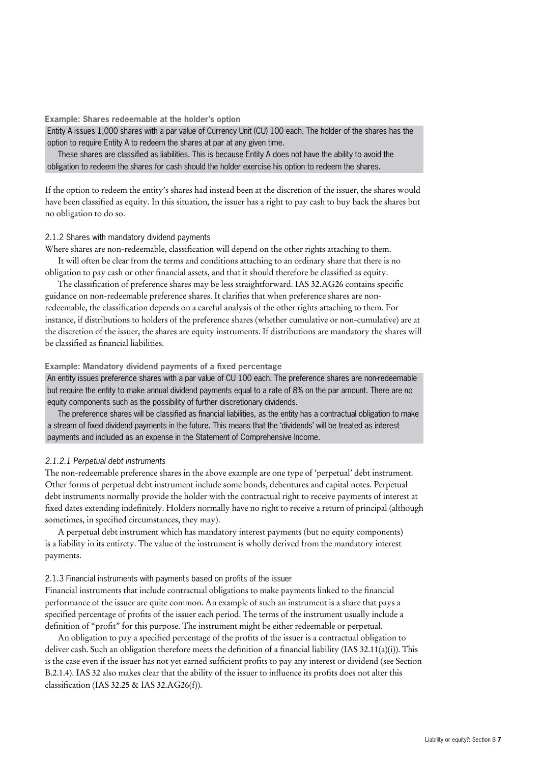**Example: Shares redeemable at the holder's option**

Entity A issues 1,000 shares with a par value of Currency Unit (CU) 100 each. The holder of the shares has the option to require Entity A to redeem the shares at par at any given time.

These shares are classified as liabilities. This is because Entity A does not have the ability to avoid the obligation to redeem the shares for cash should the holder exercise his option to redeem the shares.

If the option to redeem the entity's shares had instead been at the discretion of the issuer, the shares would have been classified as equity. In this situation, the issuer has a right to pay cash to buy back the shares but no obligation to do so.

### 2.1.2 Shares with mandatory dividend payments

Where shares are non-redeemable, classification will depend on the other rights attaching to them.

It will often be clear from the terms and conditions attaching to an ordinary share that there is no obligation to pay cash or other financial assets, and that it should therefore be classified as equity.

The classification of preference shares may be less straightforward. IAS 32.AG26 contains specific guidance on non-redeemable preference shares. It clarifies that when preference shares are non-redeemable, the classification depends on a careful analysis of the other rights attaching to them. For instance, if distributions to holders of the preference shares (whether cumulative or non-cumulative) are at the discretion of the issuer, the shares are equity instruments. If distributions are mandatory the shares will be classified as financial liabilities.

**Example: Mandatory dividend payments of a fixed percentage**

An entity issues preference shares with a par value of CU 100 each. The preference shares are non-redeemable but require the entity to make annual dividend payments equal to a rate of 8% on the par amount. There are no equity components such as the possibility of further discretionary dividends.

The preference shares will be classified as financial liabilities, as the entity has a contractual obligation to make a stream of fixed dividend payments in the future. This means that the 'dividends' will be treated as interest payments and included as an expense in the Statement of Comprehensive Income.

#### *2.1.2.1 Perpetual debt instruments*

The non-redeemable preference shares in the above example are one type of 'perpetual' debt instrument. Other forms of perpetual debt instrument include some bonds, debentures and capital notes. Perpetual debt instruments normally provide the holder with the contractual right to receive payments of interest at fixed dates extending indefinitely. Holders normally have no right to receive a return of principal (although sometimes, in specified circumstances, they may).

A perpetual debt instrument which has mandatory interest payments (but no equity components) is a liability in its entirety. The value of the instrument is wholly derived from the mandatory interest payments.

### 2.1.3 Financial instruments with payments based on profits of the issuer

Financial instruments that include contractual obligations to make payments linked to the financial performance of the issuer are quite common. An example of such an instrument is a share that pays a specified percentage of profits of the issuer each period. The terms of the instrument usually include a definition of "profit" for this purpose. The instrument might be either redeemable or perpetual.

An obligation to pay a specified percentage of the profits of the issuer is a contractual obligation to deliver cash. Such an obligation therefore meets the definition of a financial liability (IAS 32.11(a)(i)). This is the case even if the issuer has not yet earned sufficient profits to pay any interest or dividend (see Section B.2.1.4). IAS 32 also makes clear that the ability of the issuer to influence its profits does not alter this classification (IAS 32.25 & IAS 32.AG26(f)).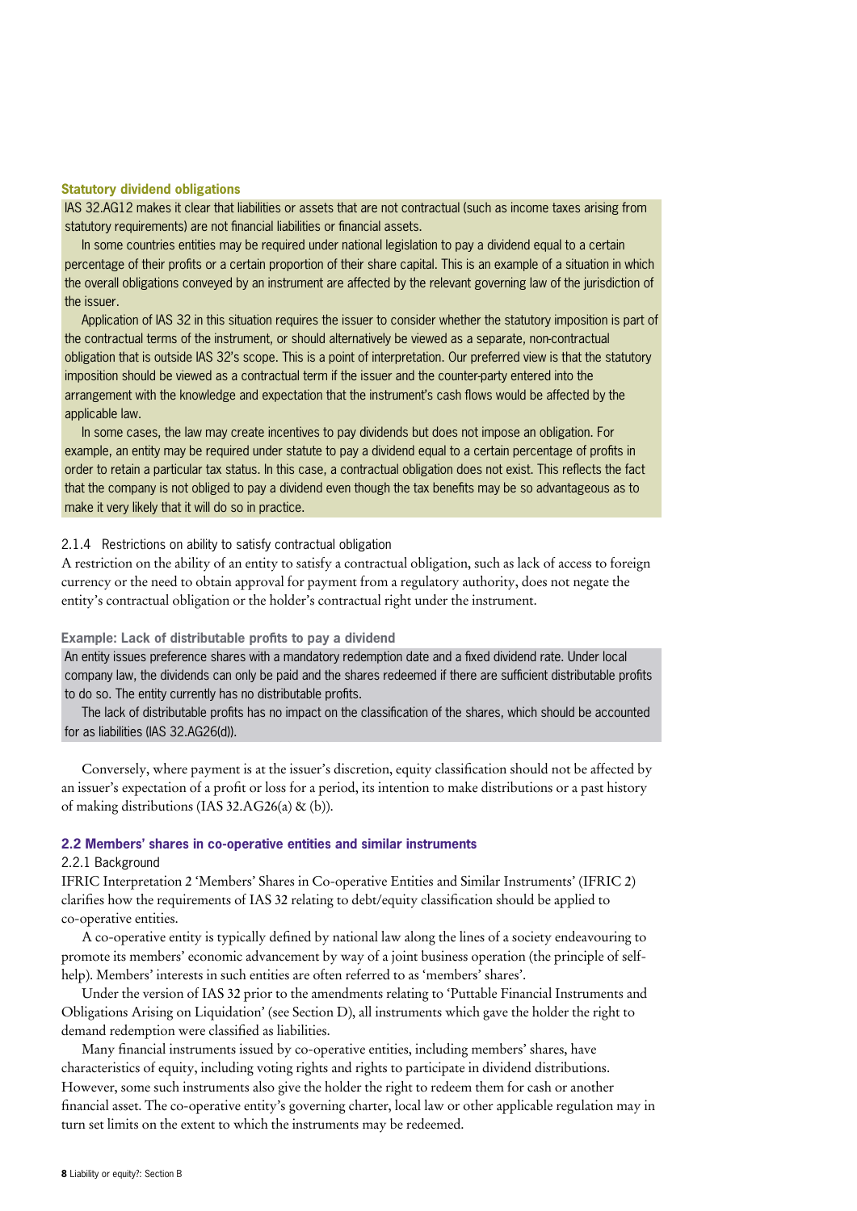#### Statutory dividend obligations

IAS 32.AG12 makes it clear that liabilities or assets that are not contractual (such as income taxes arising from statutory requirements) are not financial liabilities or financial assets.

In some countries entities may be required under national legislation to pay a dividend equal to a certain percentage of their profits or a certain proportion of their share capital. This is an example of a situation in which the overall obligations conveyed by an instrument are affected by the relevant governing law of the jurisdiction of the issuer.

Application of IAS 32 in this situation requires the issuer to consider whether the statutory imposition is part of the contractual terms of the instrument, or should alternatively be viewed as a separate, non-contractual obligation that is outside IAS 32's scope. This is a point of interpretation. Our preferred view is that the statutory imposition should be viewed as a contractual term if the issuer and the counter-party entered into the arrangement with the knowledge and expectation that the instrument's cash flows would be affected by the applicable law.

In some cases, the law may create incentives to pay dividends but does not impose an obligation. For example, an entity may be required under statute to pay a dividend equal to a certain percentage of profits in order to retain a particular tax status. In this case, a contractual obligation does not exist. This reflects the fact that the company is not obliged to pay a dividend even though the tax benefits may be so advantageous as to make it very likely that it will do so in practice.

### 2.1.4 Restrictions on ability to satisfy contractual obligation

A restriction on the ability of an entity to satisfy a contractual obligation, such as lack of access to foreign currency or the need to obtain approval for payment from a regulatory authority, does not negate the entity's contractual obligation or the holder's contractual right under the instrument.

#### Example: Lack of distributable profits to pay a dividend

An entity issues preference shares with a mandatory redemption date and a fixed dividend rate. Under local company law, the dividends can only be paid and the shares redeemed if there are sufficient distributable profits to do so. The entity currently has no distributable profits.

The lack of distributable profits has no impact on the classification of the shares, which should be accounted for as liabilities (IAS 32.AG26(d)).

Conversely, where payment is at the issuer's discretion, equity classification should not be affected by an issuer's expectation of a profit or loss for a period, its intention to make distributions or a past history of making distributions (IAS 32.AG26(a) & (b)).

## 2.2 Members' shares in co-operative entities and similar instruments

### 2.2.1 Background

IFRIC Interpretation 2 'Members' Shares in Co-operative Entities and Similar Instruments' (IFRIC 2) clarifies how the requirements of IAS 32 relating to debt/equity classification should be applied to co-operative entities.

A co-operative entity is typically defined by national law along the lines of a society endeavouring to promote its members' economic advancement by way of a joint business operation (the principle of self-help). Members' interests in such entities are often referred to as 'members' shares'.

Under the version of IAS 32 prior to the amendments relating to 'Puttable Financial Instruments and Obligations Arising on Liquidation' (see Section D), all instruments which gave the holder the right to demand redemption were classified as liabilities.

Many financial instruments issued by co-operative entities, including members' shares, have characteristics of equity, including voting rights and rights to participate in dividend distributions. However, some such instruments also give the holder the right to redeem them for cash or another financial asset. The co-operative entity's governing charter, local law or other applicable regulation may in turn set limits on the extent to which the instruments may be redeemed.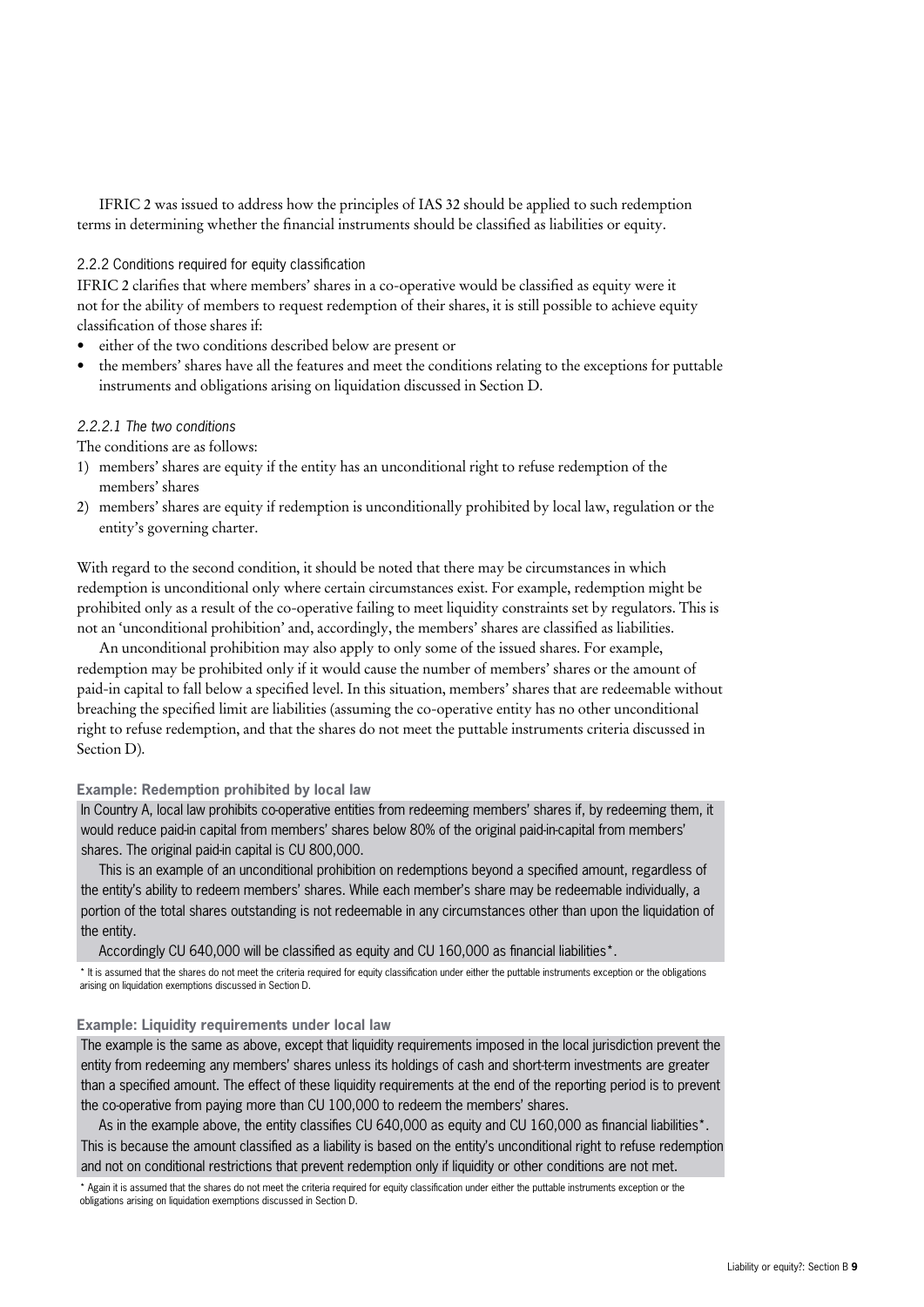IFRIC 2 was issued to address how the principles of IAS 32 should be applied to such redemption terms in determining whether the financial instruments should be classified as liabilities or equity.

### 2.2.2 Conditions required for equity classification

IFRIC 2 clarifies that where members' shares in a co-operative would be classified as equity were it not for the ability of members to request redemption of their shares, it is still possible to achieve equity classification of those shares if:

- either of the two conditions described below are present or
- the members' shares have all the features and meet the conditions relating to the exceptions for puttable instruments and obligations arising on liquidation discussed in Section D.

#### *2.2.2.1 The two conditions*

The conditions are as follows:

1) members' shares are equity if the entity has an unconditional right to refuse redemption of the members' shares
2) members' shares are equity if redemption is unconditionally prohibited by local law, regulation or the entity's governing charter.

With regard to the second condition, it should be noted that there may be circumstances in which redemption is unconditional only where certain circumstances exist. For example, redemption might be prohibited only as a result of the co-operative failing to meet liquidity constraints set by regulators. This is not an 'unconditional prohibition' and, accordingly, the members' shares are classified as liabilities.

An unconditional prohibition may also apply to only some of the issued shares. For example, redemption may be prohibited only if it would cause the number of members' shares or the amount of paid-in capital to fall below a specified level. In this situation, members' shares that are redeemable without breaching the specified limit are liabilities (assuming the co-operative entity has no other unconditional right to refuse redemption, and that the shares do not meet the puttable instruments criteria discussed in Section D).

**Example: Redemption prohibited by local law**

In Country A, local law prohibits co-operative entities from redeeming members' shares if, by redeeming them, it would reduce paid-in capital from members' shares below 80% of the original paid-in-capital from members' shares. The original paid-in capital is CU 800,000.

This is an example of an unconditional prohibition on redemptions beyond a specified amount, regardless of the entity's ability to redeem members' shares. While each member's share may be redeemable individually, a portion of the total shares outstanding is not redeemable in any circumstances other than upon the liquidation of the entity.

Accordingly CU 640,000 will be classified as equity and CU 160,000 as financial liabilities*.

\* It is assumed that the shares do not meet the criteria required for equity classification under either the puttable instruments exception or the obligations arising on liquidation exemptions discussed in Section D.

**Example: Liquidity requirements under local law**

The example is the same as above, except that liquidity requirements imposed in the local jurisdiction prevent the entity from redeeming any members' shares unless its holdings of cash and short-term investments are greater than a specified amount. The effect of these liquidity requirements at the end of the reporting period is to prevent the co-operative from paying more than CU 100,000 to redeem the members' shares.

As in the example above, the entity classifies CU 640,000 as equity and CU 160,000 as financial liabilities*. This is because the amount classified as a liability is based on the entity's unconditional right to refuse redemption and not on conditional restrictions that prevent redemption only if liquidity or other conditions are not met.

\* Again it is assumed that the shares do not meet the criteria required for equity classification under either the puttable instruments exception or the obligations arising on liquidation exemptions discussed in Section D.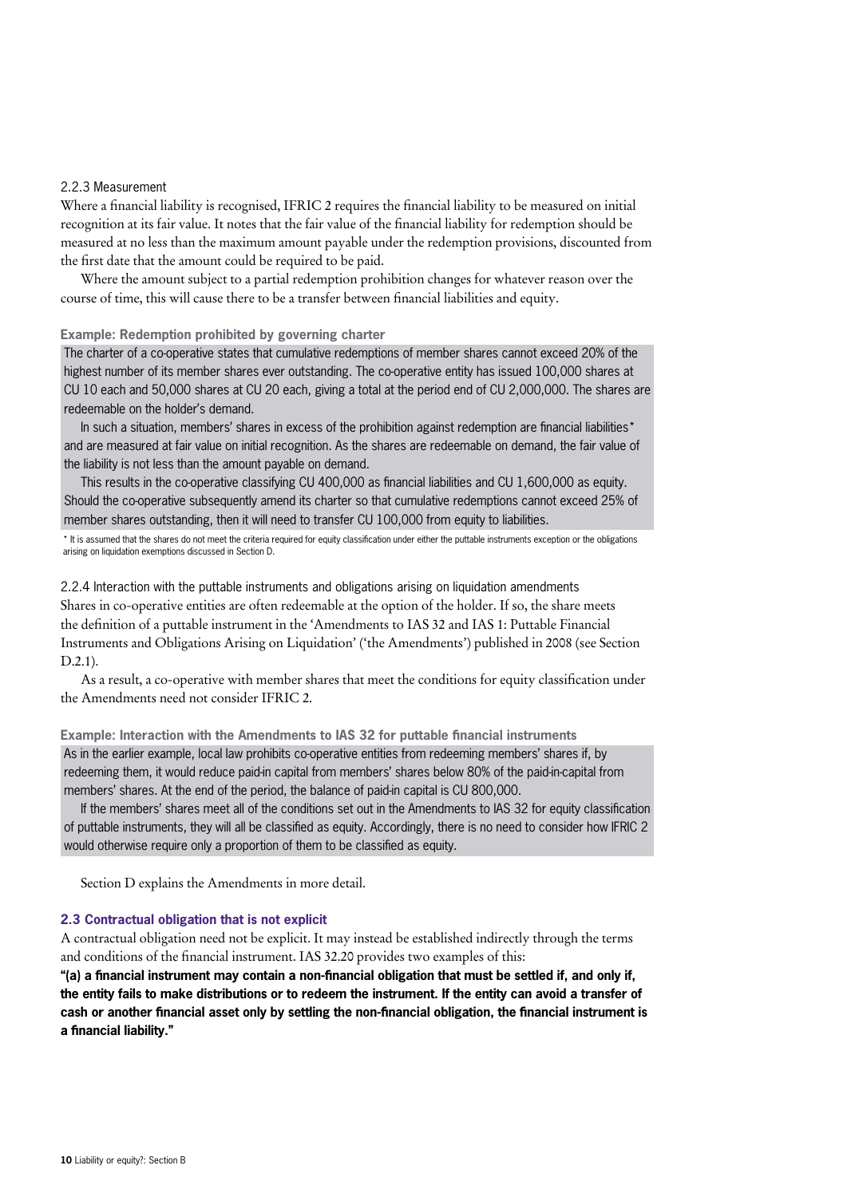### 2.2.3 Measurement

Where a financial liability is recognised, IFRIC 2 requires the financial liability to be measured on initial recognition at its fair value. It notes that the fair value of the financial liability for redemption should be measured at no less than the maximum amount payable under the redemption provisions, discounted from the first date that the amount could be required to be paid.

Where the amount subject to a partial redemption prohibition changes for whatever reason over the course of time, this will cause there to be a transfer between financial liabilities and equity.

**Example: Redemption prohibited by governing charter**

The charter of a co-operative states that cumulative redemptions of member shares cannot exceed 20% of the highest number of its member shares ever outstanding. The co-operative entity has issued 100,000 shares at CU 10 each and 50,000 shares at CU 20 each, giving a total at the period end of CU 2,000,000. The shares are redeemable on the holder's demand.

In such a situation, members' shares in excess of the prohibition against redemption are financial liabilities* and are measured at fair value on initial recognition. As the shares are redeemable on demand, the fair value of the liability is not less than the amount payable on demand.

This results in the co-operative classifying CU 400,000 as financial liabilities and CU 1,600,000 as equity. Should the co-operative subsequently amend its charter so that cumulative redemptions cannot exceed 25% of member shares outstanding, then it will need to transfer CU 100,000 from equity to liabilities.

* It is assumed that the shares do not meet the criteria required for equity classification under either the puttable instruments exception or the obligations arising on liquidation exemptions discussed in Section D.

### 2.2.4 Interaction with the puttable instruments and obligations arising on liquidation amendments

Shares in co-operative entities are often redeemable at the option of the holder. If so, the share meets the definition of a puttable instrument in the 'Amendments to IAS 32 and IAS 1: Puttable Financial Instruments and Obligations Arising on Liquidation' ('the Amendments') published in 2008 (see Section D.2.1).

As a result, a co-operative with member shares that meet the conditions for equity classification under the Amendments need not consider IFRIC 2.

**Example: Interaction with the Amendments to IAS 32 for puttable financial instruments**

As in the earlier example, local law prohibits co-operative entities from redeeming members' shares if, by redeeming them, it would reduce paid-in capital from members' shares below 80% of the paid-in-capital from members' shares. At the end of the period, the balance of paid-in capital is CU 800,000.

If the members' shares meet all of the conditions set out in the Amendments to IAS 32 for equity classification of puttable instruments, they will all be classified as equity. Accordingly, there is no need to consider how IFRIC 2 would otherwise require only a proportion of them to be classified as equity.

Section D explains the Amendments in more detail.

## 2.3 Contractual obligation that is not explicit

A contractual obligation need not be explicit. It may instead be established indirectly through the terms and conditions of the financial instrument. IAS 32.20 provides two examples of this:

**"(a) a financial instrument may contain a non-financial obligation that must be settled if, and only if, the entity fails to make distributions or to redeem the instrument. If the entity can avoid a transfer of cash or another financial asset only by settling the non-financial obligation, the financial instrument is a financial liability."**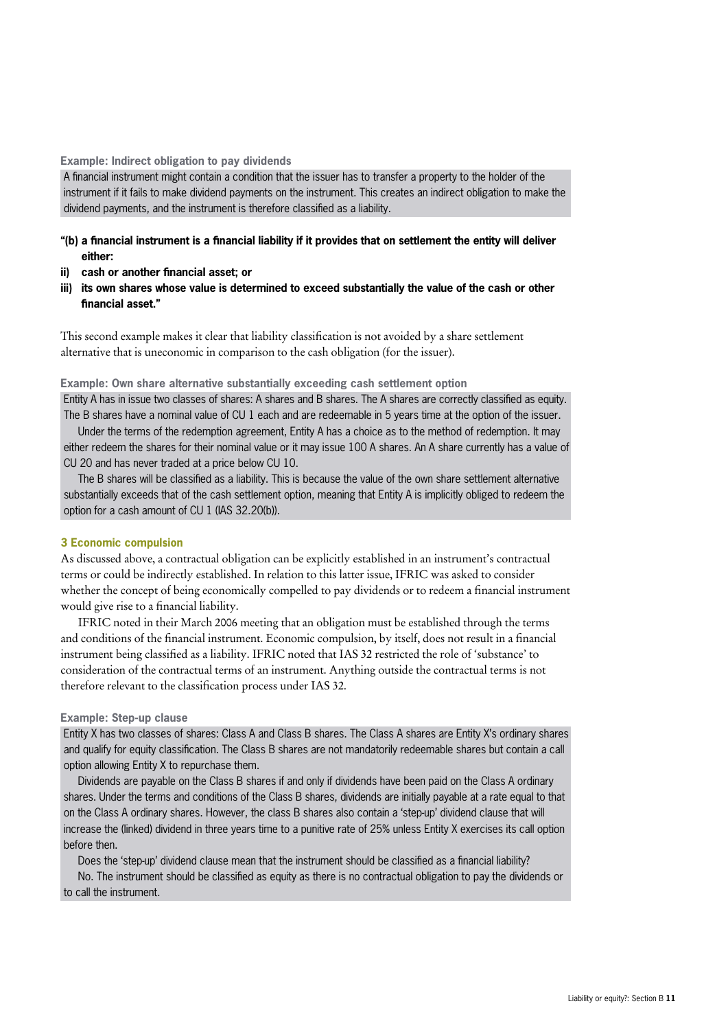**Example: Indirect obligation to pay dividends**

A financial instrument might contain a condition that the issuer has to transfer a property to the holder of the instrument if it fails to make dividend payments on the instrument. This creates an indirect obligation to make the dividend payments, and the instrument is therefore classified as a liability.

**"(b) a financial instrument is a financial liability if it provides that on settlement the entity will deliver either:**

**ii) cash or another financial asset; or**

**iii) its own shares whose value is determined to exceed substantially the value of the cash or other financial asset."**

This second example makes it clear that liability classification is not avoided by a share settlement alternative that is uneconomic in comparison to the cash obligation (for the issuer).

**Example: Own share alternative substantially exceeding cash settlement option**

Entity A has in issue two classes of shares: A shares and B shares. The A shares are correctly classified as equity. The B shares have a nominal value of CU 1 each and are redeemable in 5 years time at the option of the issuer.

Under the terms of the redemption agreement, Entity A has a choice as to the method of redemption. It may either redeem the shares for their nominal value or it may issue 100 A shares. An A share currently has a value of CU 20 and has never traded at a price below CU 10.

The B shares will be classified as a liability. This is because the value of the own share settlement alternative substantially exceeds that of the cash settlement option, meaning that Entity A is implicitly obliged to redeem the option for a cash amount of CU 1 (IAS 32.20(b)).

## 3 Economic compulsion

As discussed above, a contractual obligation can be explicitly established in an instrument's contractual terms or could be indirectly established. In relation to this latter issue, IFRIC was asked to consider whether the concept of being economically compelled to pay dividends or to redeem a financial instrument would give rise to a financial liability.

IFRIC noted in their March 2006 meeting that an obligation must be established through the terms and conditions of the financial instrument. Economic compulsion, by itself, does not result in a financial instrument being classified as a liability. IFRIC noted that IAS 32 restricted the role of 'substance' to consideration of the contractual terms of an instrument. Anything outside the contractual terms is not therefore relevant to the classification process under IAS 32.

**Example: Step-up clause**

Entity X has two classes of shares: Class A and Class B shares. The Class A shares are Entity X's ordinary shares and qualify for equity classification. The Class B shares are not mandatorily redeemable shares but contain a call option allowing Entity X to repurchase them.

Dividends are payable on the Class B shares if and only if dividends have been paid on the Class A ordinary shares. Under the terms and conditions of the Class B shares, dividends are initially payable at a rate equal to that on the Class A ordinary shares. However, the class B shares also contain a 'step-up' dividend clause that will increase the (linked) dividend in three years time to a punitive rate of 25% unless Entity X exercises its call option before then.

Does the 'step-up' dividend clause mean that the instrument should be classified as a financial liability?

No. The instrument should be classified as equity as there is no contractual obligation to pay the dividends or to call the instrument.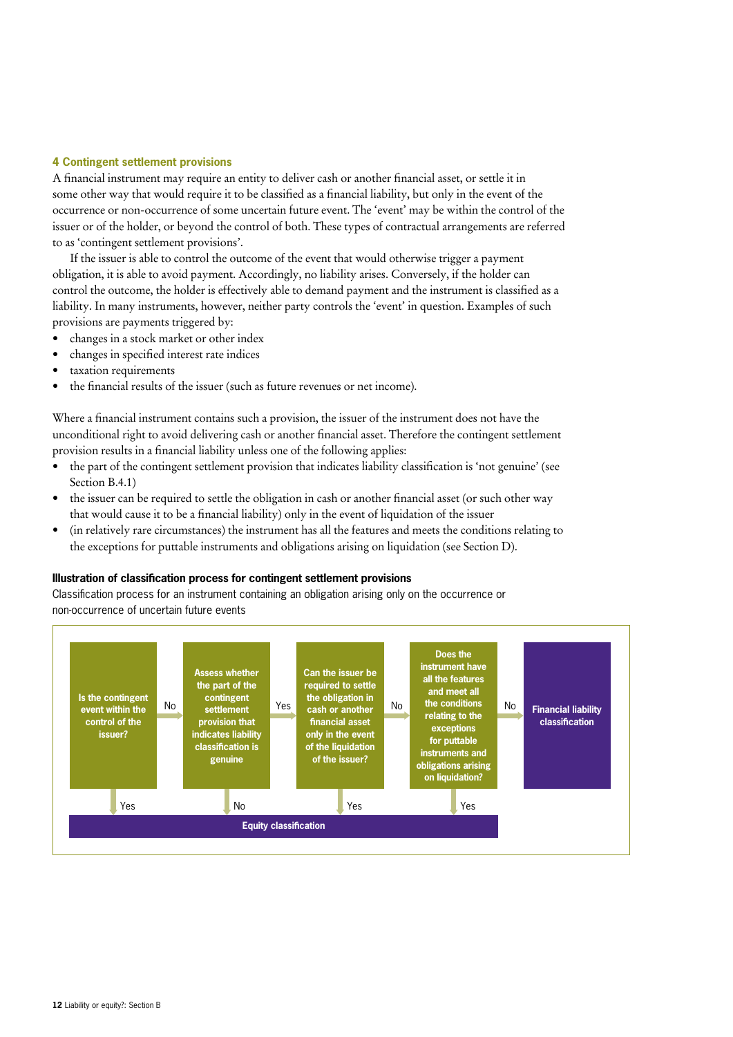### 4 Contingent settlement provisions

A financial instrument may require an entity to deliver cash or another financial asset, or settle it in some other way that would require it to be classified as a financial liability, but only in the event of the occurrence or non-occurrence of some uncertain future event. The 'event' may be within the control of the issuer or of the holder, or beyond the control of both. These types of contractual arrangements are referred to as 'contingent settlement provisions'.

If the issuer is able to control the outcome of the event that would otherwise trigger a payment obligation, it is able to avoid payment. Accordingly, no liability arises. Conversely, if the holder can control the outcome, the holder is effectively able to demand payment and the instrument is classified as a liability. In many instruments, however, neither party controls the 'event' in question. Examples of such provisions are payments triggered by:

- changes in a stock market or other index
- changes in specified interest rate indices
- taxation requirements
- the financial results of the issuer (such as future revenues or net income).

Where a financial instrument contains such a provision, the issuer of the instrument does not have the unconditional right to avoid delivering cash or another financial asset. Therefore the contingent settlement provision results in a financial liability unless one of the following applies:

- the part of the contingent settlement provision that indicates liability classification is 'not genuine' (see Section B.4.1)
- the issuer can be required to settle the obligation in cash or another financial asset (or such other way that would cause it to be a financial liability) only in the event of liquidation of the issuer
- (in relatively rare circumstances) the instrument has all the features and meets the conditions relating to the exceptions for puttable instruments and obligations arising on liquidation (see Section D).

**Illustration of classification process for contingent settlement provisions**

Classification process for an instrument containing an obligation arising only on the occurrence or non-occurrence of uncertain future events

**Is the contingent event within the control of the issuer?** → Yes: **Equity classification**; No: →

**Assess whether the part of the contingent settlement provision that indicates liability classification is genuine** → No: **Equity classification**; Yes: →

**Can the issuer be required to settle the obligation in cash or another financial asset only in the event of the liquidation of the issuer?** → Yes: **Equity classification**; No: →

**Does the instrument have all the features and meet all the conditions relating to the exceptions for puttable instruments and obligations arising on liquidation?** → Yes: **Equity classification**; No: → **Financial liability classification**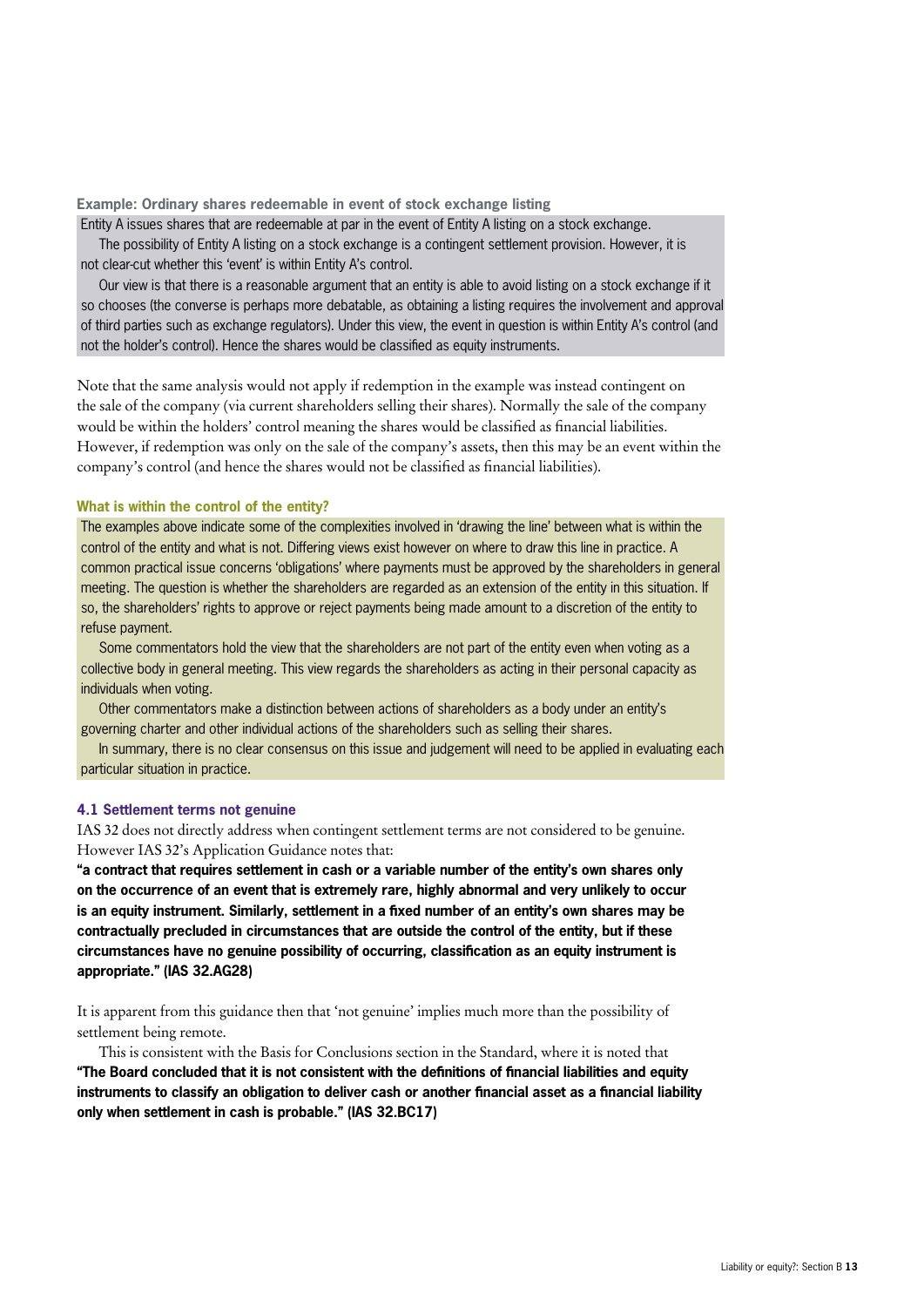**Example: Ordinary shares redeemable in event of stock exchange listing**

Entity A issues shares that are redeemable at par in the event of Entity A listing on a stock exchange.

The possibility of Entity A listing on a stock exchange is a contingent settlement provision. However, it is not clear-cut whether this 'event' is within Entity A's control.

Our view is that there is a reasonable argument that an entity is able to avoid listing on a stock exchange if it so chooses (the converse is perhaps more debatable, as obtaining a listing requires the involvement and approval of third parties such as exchange regulators). Under this view, the event in question is within Entity A's control (and not the holder's control). Hence the shares would be classified as equity instruments.

Note that the same analysis would not apply if redemption in the example was instead contingent on the sale of the company (via current shareholders selling their shares). Normally the sale of the company would be within the holders' control meaning the shares would be classified as financial liabilities. However, if redemption was only on the sale of the company's assets, then this may be an event within the company's control (and hence the shares would not be classified as financial liabilities).

**What is within the control of the entity?**

The examples above indicate some of the complexities involved in 'drawing the line' between what is within the control of the entity and what is not. Differing views exist however on where to draw this line in practice. A common practical issue concerns 'obligations' where payments must be approved by the shareholders in general meeting. The question is whether the shareholders are regarded as an extension of the entity in this situation. If so, the shareholders' rights to approve or reject payments being made amount to a discretion of the entity to refuse payment.

Some commentators hold the view that the shareholders are not part of the entity even when voting as a collective body in general meeting. This view regards the shareholders as acting in their personal capacity as individuals when voting.

Other commentators make a distinction between actions of shareholders as a body under an entity's governing charter and other individual actions of the shareholders such as selling their shares.

In summary, there is no clear consensus on this issue and judgement will need to be applied in evaluating each particular situation in practice.

### 4.1 Settlement terms not genuine

IAS 32 does not directly address when contingent settlement terms are not considered to be genuine. However IAS 32's Application Guidance notes that:

**"a contract that requires settlement in cash or a variable number of the entity's own shares only on the occurrence of an event that is extremely rare, highly abnormal and very unlikely to occur is an equity instrument. Similarly, settlement in a fixed number of an entity's own shares may be contractually precluded in circumstances that are outside the control of the entity, but if these circumstances have no genuine possibility of occurring, classification as an equity instrument is appropriate." (IAS 32.AG28)**

It is apparent from this guidance then that 'not genuine' implies much more than the possibility of settlement being remote.

This is consistent with the Basis for Conclusions section in the Standard, where it is noted that **"The Board concluded that it is not consistent with the definitions of financial liabilities and equity instruments to classify an obligation to deliver cash or another financial asset as a financial liability only when settlement in cash is probable." (IAS 32.BC17)**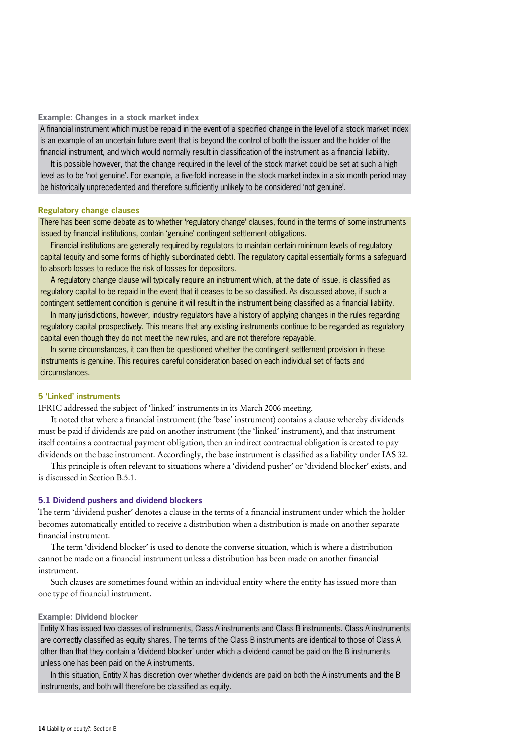**Example: Changes in a stock market index**

A financial instrument which must be repaid in the event of a specified change in the level of a stock market index is an example of an uncertain future event that is beyond the control of both the issuer and the holder of the financial instrument, and which would normally result in classification of the instrument as a financial liability.

It is possible however, that the change required in the level of the stock market could be set at such a high level as to be 'not genuine'. For example, a five-fold increase in the stock market index in a six month period may be historically unprecedented and therefore sufficiently unlikely to be considered 'not genuine'.

**Regulatory change clauses**

There has been some debate as to whether 'regulatory change' clauses, found in the terms of some instruments issued by financial institutions, contain 'genuine' contingent settlement obligations.

Financial institutions are generally required by regulators to maintain certain minimum levels of regulatory capital (equity and some forms of highly subordinated debt). The regulatory capital essentially forms a safeguard to absorb losses to reduce the risk of losses for depositors.

A regulatory change clause will typically require an instrument which, at the date of issue, is classified as regulatory capital to be repaid in the event that it ceases to be so classified. As discussed above, if such a contingent settlement condition is genuine it will result in the instrument being classified as a financial liability.

In many jurisdictions, however, industry regulators have a history of applying changes in the rules regarding regulatory capital prospectively. This means that any existing instruments continue to be regarded as regulatory capital even though they do not meet the new rules, and are not therefore repayable.

In some circumstances, it can then be questioned whether the contingent settlement provision in these instruments is genuine. This requires careful consideration based on each individual set of facts and circumstances.

## 5 'Linked' instruments

IFRIC addressed the subject of 'linked' instruments in its March 2006 meeting.

It noted that where a financial instrument (the 'base' instrument) contains a clause whereby dividends must be paid if dividends are paid on another instrument (the 'linked' instrument), and that instrument itself contains a contractual payment obligation, then an indirect contractual obligation is created to pay dividends on the base instrument. Accordingly, the base instrument is classified as a liability under IAS 32.

This principle is often relevant to situations where a 'dividend pusher' or 'dividend blocker' exists, and is discussed in Section B.5.1.

### 5.1 Dividend pushers and dividend blockers

The term 'dividend pusher' denotes a clause in the terms of a financial instrument under which the holder becomes automatically entitled to receive a distribution when a distribution is made on another separate financial instrument.

The term 'dividend blocker' is used to denote the converse situation, which is where a distribution cannot be made on a financial instrument unless a distribution has been made on another financial instrument.

Such clauses are sometimes found within an individual entity where the entity has issued more than one type of financial instrument.

**Example: Dividend blocker**

Entity X has issued two classes of instruments, Class A instruments and Class B instruments. Class A instruments are correctly classified as equity shares. The terms of the Class B instruments are identical to those of Class A other than that they contain a 'dividend blocker' under which a dividend cannot be paid on the B instruments unless one has been paid on the A instruments.

In this situation, Entity X has discretion over whether dividends are paid on both the A instruments and the B instruments, and both will therefore be classified as equity.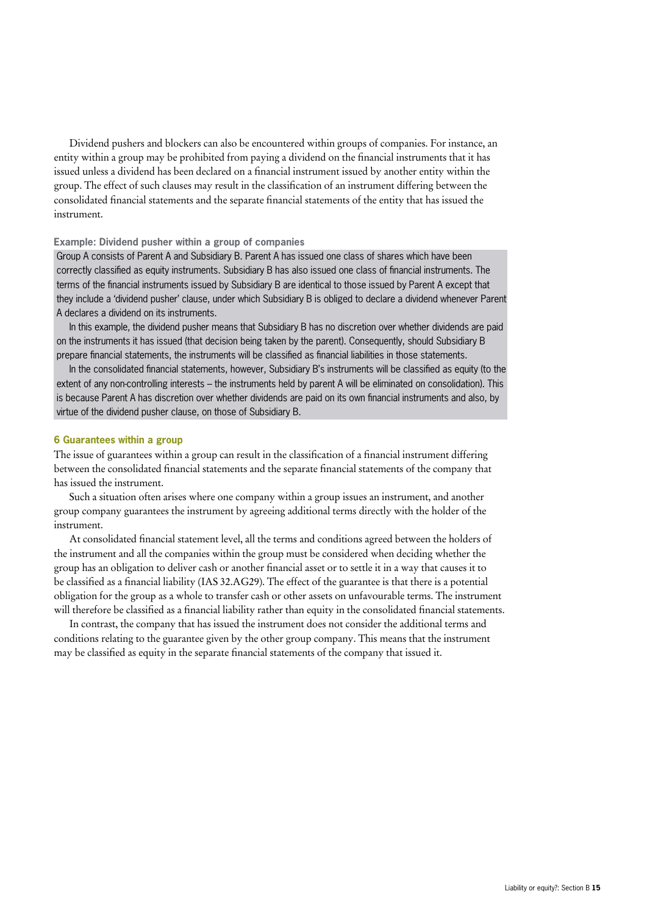Dividend pushers and blockers can also be encountered within groups of companies. For instance, an entity within a group may be prohibited from paying a dividend on the financial instruments that it has issued unless a dividend has been declared on a financial instrument issued by another entity within the group. The effect of such clauses may result in the classification of an instrument differing between the consolidated financial statements and the separate financial statements of the entity that has issued the instrument.

**Example: Dividend pusher within a group of companies**

Group A consists of Parent A and Subsidiary B. Parent A has issued one class of shares which have been correctly classified as equity instruments. Subsidiary B has also issued one class of financial instruments. The terms of the financial instruments issued by Subsidiary B are identical to those issued by Parent A except that they include a 'dividend pusher' clause, under which Subsidiary B is obliged to declare a dividend whenever Parent A declares a dividend on its instruments.

In this example, the dividend pusher means that Subsidiary B has no discretion over whether dividends are paid on the instruments it has issued (that decision being taken by the parent). Consequently, should Subsidiary B prepare financial statements, the instruments will be classified as financial liabilities in those statements.

In the consolidated financial statements, however, Subsidiary B's instruments will be classified as equity (to the extent of any non-controlling interests – the instruments held by parent A will be eliminated on consolidation). This is because Parent A has discretion over whether dividends are paid on its own financial instruments and also, by virtue of the dividend pusher clause, on those of Subsidiary B.

## 6 Guarantees within a group

The issue of guarantees within a group can result in the classification of a financial instrument differing between the consolidated financial statements and the separate financial statements of the company that has issued the instrument.

Such a situation often arises where one company within a group issues an instrument, and another group company guarantees the instrument by agreeing additional terms directly with the holder of the instrument.

At consolidated financial statement level, all the terms and conditions agreed between the holders of the instrument and all the companies within the group must be considered when deciding whether the group has an obligation to deliver cash or another financial asset or to settle it in a way that causes it to be classified as a financial liability (IAS 32.AG29). The effect of the guarantee is that there is a potential obligation for the group as a whole to transfer cash or other assets on unfavourable terms. The instrument will therefore be classified as a financial liability rather than equity in the consolidated financial statements.

In contrast, the company that has issued the instrument does not consider the additional terms and conditions relating to the guarantee given by the other group company. This means that the instrument may be classified as equity in the separate financial statements of the company that issued it.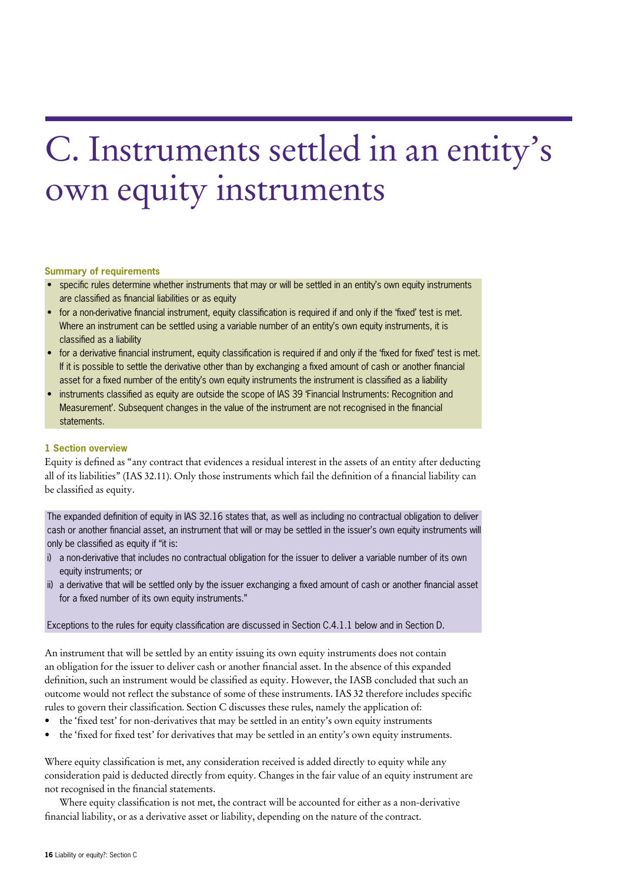# C. Instruments settled in an entity's own equity instruments

**Summary of requirements**

- specific rules determine whether instruments that may or will be settled in an entity's own equity instruments are classified as financial liabilities or as equity
- for a non-derivative financial instrument, equity classification is required if and only if the 'fixed' test is met. Where an instrument can be settled using a variable number of an entity's own equity instruments, it is classified as a liability
- for a derivative financial instrument, equity classification is required if and only if the 'fixed for fixed' test is met. If it is possible to settle the derivative other than by exchanging a fixed amount of cash or another financial asset for a fixed number of the entity's own equity instruments the instrument is classified as a liability
- instruments classified as equity are outside the scope of IAS 39 'Financial Instruments: Recognition and Measurement'. Subsequent changes in the value of the instrument are not recognised in the financial statements.

**1 Section overview**

Equity is defined as "any contract that evidences a residual interest in the assets of an entity after deducting all of its liabilities" (IAS 32.11). Only those instruments which fail the definition of a financial liability can be classified as equity.

The expanded definition of equity in IAS 32.16 states that, as well as including no contractual obligation to deliver cash or another financial asset, an instrument that will or may be settled in the issuer's own equity instruments will only be classified as equity if "it is:

i) a non-derivative that includes no contractual obligation for the issuer to deliver a variable number of its own equity instruments; or
ii) a derivative that will be settled only by the issuer exchanging a fixed amount of cash or another financial asset for a fixed number of its own equity instruments."

Exceptions to the rules for equity classification are discussed in Section C.4.1.1 below and in Section D.

An instrument that will be settled by an entity issuing its own equity instruments does not contain an obligation for the issuer to deliver cash or another financial asset. In the absence of this expanded definition, such an instrument would be classified as equity. However, the IASB concluded that such an outcome would not reflect the substance of some of these instruments. IAS 32 therefore includes specific rules to govern their classification. Section C discusses these rules, namely the application of:

- the 'fixed test' for non-derivatives that may be settled in an entity's own equity instruments
- the 'fixed for fixed test' for derivatives that may be settled in an entity's own equity instruments.

Where equity classification is met, any consideration received is added directly to equity while any consideration paid is deducted directly from equity. Changes in the fair value of an equity instrument are not recognised in the financial statements.

Where equity classification is not met, the contract will be accounted for either as a non-derivative financial liability, or as a derivative asset or liability, depending on the nature of the contract.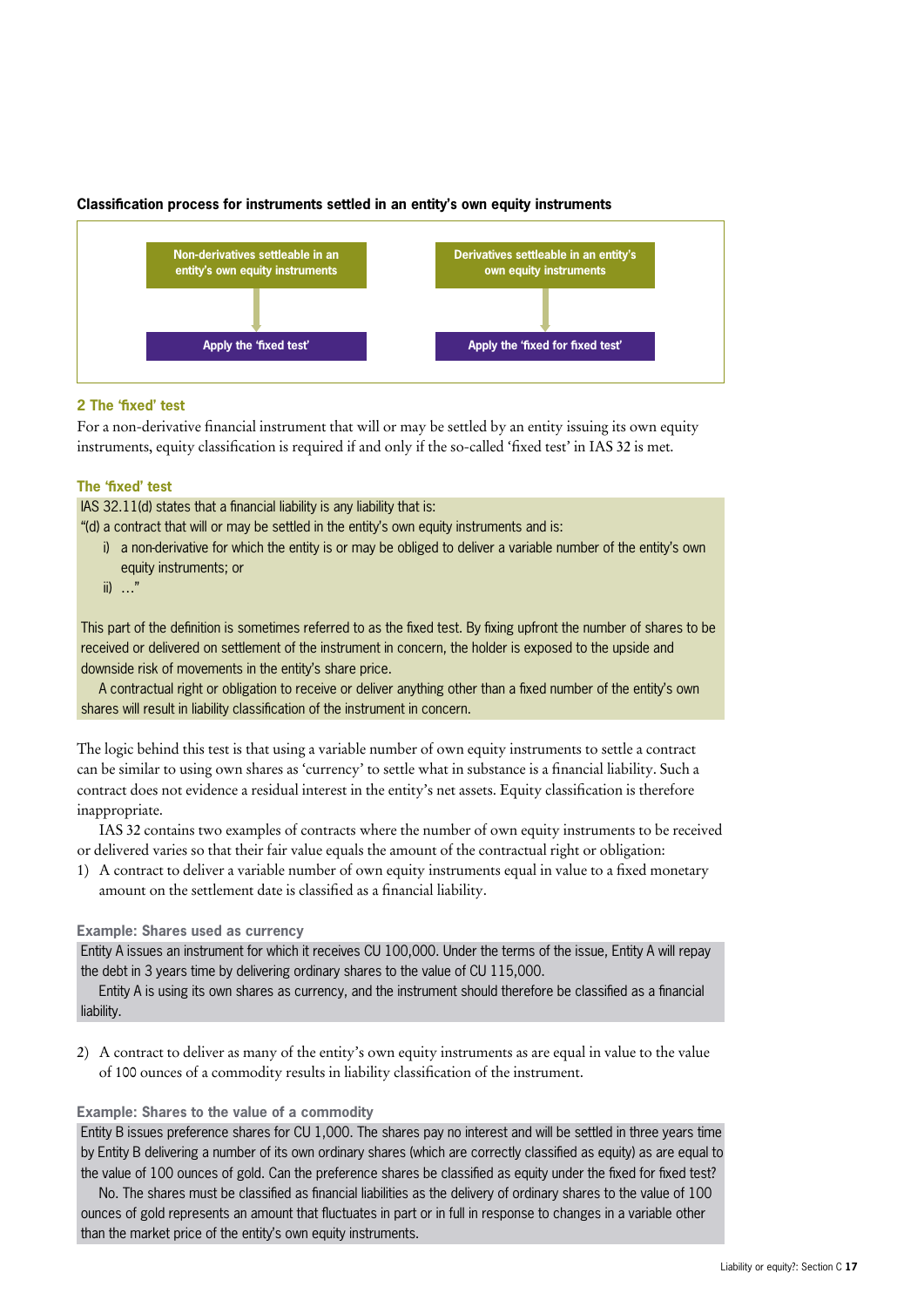**Classification process for instruments settled in an entity's own equity instruments**

| Non-derivatives settleable in an entity's own equity instruments | Derivatives settleable in an entity's own equity instruments |
|---|---|
| ↓ | ↓ |
| Apply the 'fixed test' | Apply the 'fixed for fixed test' |

### 2 The 'fixed' test

For a non-derivative financial instrument that will or may be settled by an entity issuing its own equity instruments, equity classification is required if and only if the so-called 'fixed test' in IAS 32 is met.

#### The 'fixed' test

IAS 32.11(d) states that a financial liability is any liability that is:

"(d) a contract that will or may be settled in the entity's own equity instruments and is:

i) a non-derivative for which the entity is or may be obliged to deliver a variable number of the entity's own equity instruments; or

ii) …"

This part of the definition is sometimes referred to as the fixed test. By fixing upfront the number of shares to be received or delivered on settlement of the instrument in concern, the holder is exposed to the upside and downside risk of movements in the entity's share price.

A contractual right or obligation to receive or deliver anything other than a fixed number of the entity's own shares will result in liability classification of the instrument in concern.

The logic behind this test is that using a variable number of own equity instruments to settle a contract can be similar to using own shares as 'currency' to settle what in substance is a financial liability. Such a contract does not evidence a residual interest in the entity's net assets. Equity classification is therefore inappropriate.

IAS 32 contains two examples of contracts where the number of own equity instruments to be received or delivered varies so that their fair value equals the amount of the contractual right or obligation:

1) A contract to deliver a variable number of own equity instruments equal in value to a fixed monetary amount on the settlement date is classified as a financial liability.

#### Example: Shares used as currency

Entity A issues an instrument for which it receives CU 100,000. Under the terms of the issue, Entity A will repay the debt in 3 years time by delivering ordinary shares to the value of CU 115,000.

Entity A is using its own shares as currency, and the instrument should therefore be classified as a financial liability.

2) A contract to deliver as many of the entity's own equity instruments as are equal in value to the value of 100 ounces of a commodity results in liability classification of the instrument.

#### Example: Shares to the value of a commodity

Entity B issues preference shares for CU 1,000. The shares pay no interest and will be settled in three years time by Entity B delivering a number of its own ordinary shares (which are correctly classified as equity) as are equal to the value of 100 ounces of gold. Can the preference shares be classified as equity under the fixed for fixed test?

No. The shares must be classified as financial liabilities as the delivery of ordinary shares to the value of 100 ounces of gold represents an amount that fluctuates in part or in full in response to changes in a variable other than the market price of the entity's own equity instruments.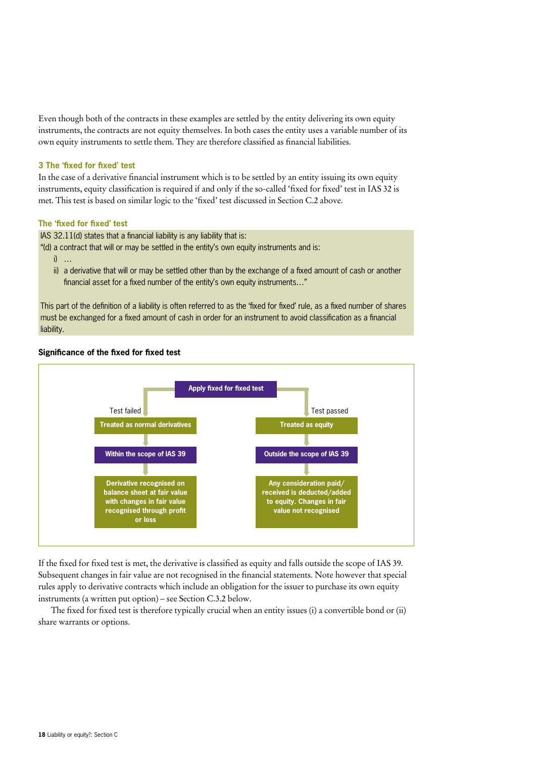Even though both of the contracts in these examples are settled by the entity delivering its own equity instruments, the contracts are not equity themselves. In both cases the entity uses a variable number of its own equity instruments to settle them. They are therefore classified as financial liabilities.

### 3 The 'fixed for fixed' test

In the case of a derivative financial instrument which is to be settled by an entity issuing its own equity instruments, equity classification is required if and only if the so-called 'fixed for fixed' test in IAS 32 is met. This test is based on similar logic to the 'fixed' test discussed in Section C.2 above.

#### The 'fixed for fixed' test

IAS 32.11(d) states that a financial liability is any liability that is:

"(d) a contract that will or may be settled in the entity's own equity instruments and is:

i) …

ii) a derivative that will or may be settled other than by the exchange of a fixed amount of cash or another financial asset for a fixed number of the entity's own equity instruments…"

This part of the definition of a liability is often referred to as the 'fixed for fixed' rule, as a fixed number of shares must be exchanged for a fixed amount of cash in order for an instrument to avoid classification as a financial liability.

**Significance of the fixed for fixed test**

**Apply fixed for fixed test**

- Test failed
  - **Treated as normal derivatives**
  - **Within the scope of IAS 39**
  - **Derivative recognised on balance sheet at fair value with changes in fair value recognised through profit or loss**
- Test passed
  - **Treated as equity**
  - **Outside the scope of IAS 39**
  - **Any consideration paid/ received is deducted/added to equity. Changes in fair value not recognised**

If the fixed for fixed test is met, the derivative is classified as equity and falls outside the scope of IAS 39. Subsequent changes in fair value are not recognised in the financial statements. Note however that special rules apply to derivative contracts which include an obligation for the issuer to purchase its own equity instruments (a written put option) – see Section C.3.2 below.

The fixed for fixed test is therefore typically crucial when an entity issues (i) a convertible bond or (ii) share warrants or options.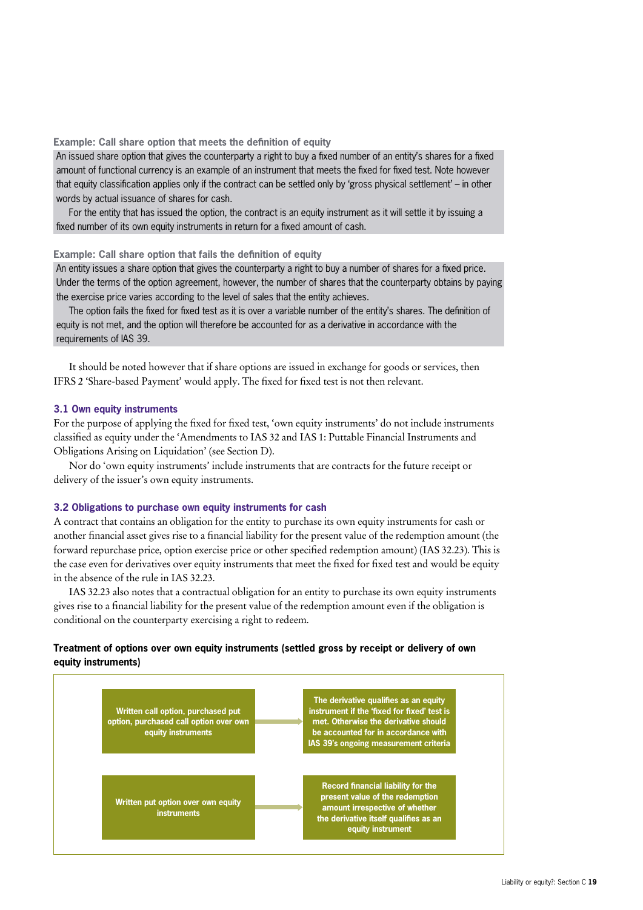**Example: Call share option that meets the definition of equity**

An issued share option that gives the counterparty a right to buy a fixed number of an entity's shares for a fixed amount of functional currency is an example of an instrument that meets the fixed for fixed test. Note however that equity classification applies only if the contract can be settled only by 'gross physical settlement' – in other words by actual issuance of shares for cash.

For the entity that has issued the option, the contract is an equity instrument as it will settle it by issuing a fixed number of its own equity instruments in return for a fixed amount of cash.

**Example: Call share option that fails the definition of equity**

An entity issues a share option that gives the counterparty a right to buy a number of shares for a fixed price. Under the terms of the option agreement, however, the number of shares that the counterparty obtains by paying the exercise price varies according to the level of sales that the entity achieves.

The option fails the fixed for fixed test as it is over a variable number of the entity's shares. The definition of equity is not met, and the option will therefore be accounted for as a derivative in accordance with the requirements of IAS 39.

It should be noted however that if share options are issued in exchange for goods or services, then IFRS 2 'Share-based Payment' would apply. The fixed for fixed test is not then relevant.

### 3.1 Own equity instruments

For the purpose of applying the fixed for fixed test, 'own equity instruments' do not include instruments classified as equity under the 'Amendments to IAS 32 and IAS 1: Puttable Financial Instruments and Obligations Arising on Liquidation' (see Section D).

Nor do 'own equity instruments' include instruments that are contracts for the future receipt or delivery of the issuer's own equity instruments.

### 3.2 Obligations to purchase own equity instruments for cash

A contract that contains an obligation for the entity to purchase its own equity instruments for cash or another financial asset gives rise to a financial liability for the present value of the redemption amount (the forward repurchase price, option exercise price or other specified redemption amount) (IAS 32.23). This is the case even for derivatives over equity instruments that meet the fixed for fixed test and would be equity in the absence of the rule in IAS 32.23.

IAS 32.23 also notes that a contractual obligation for an entity to purchase its own equity instruments gives rise to a financial liability for the present value of the redemption amount even if the obligation is conditional on the counterparty exercising a right to redeem.

**Treatment of options over own equity instruments (settled gross by receipt or delivery of own equity instruments)**

| Instrument | Treatment |
|---|---|
| Written call option, purchased put option, purchased call option over own equity instruments | The derivative qualifies as an equity instrument if the 'fixed for fixed' test is met. Otherwise the derivative should be accounted for in accordance with IAS 39's ongoing measurement criteria |
| Written put option over own equity instruments | Record financial liability for the present value of the redemption amount irrespective of whether the derivative itself qualifies as an equity instrument |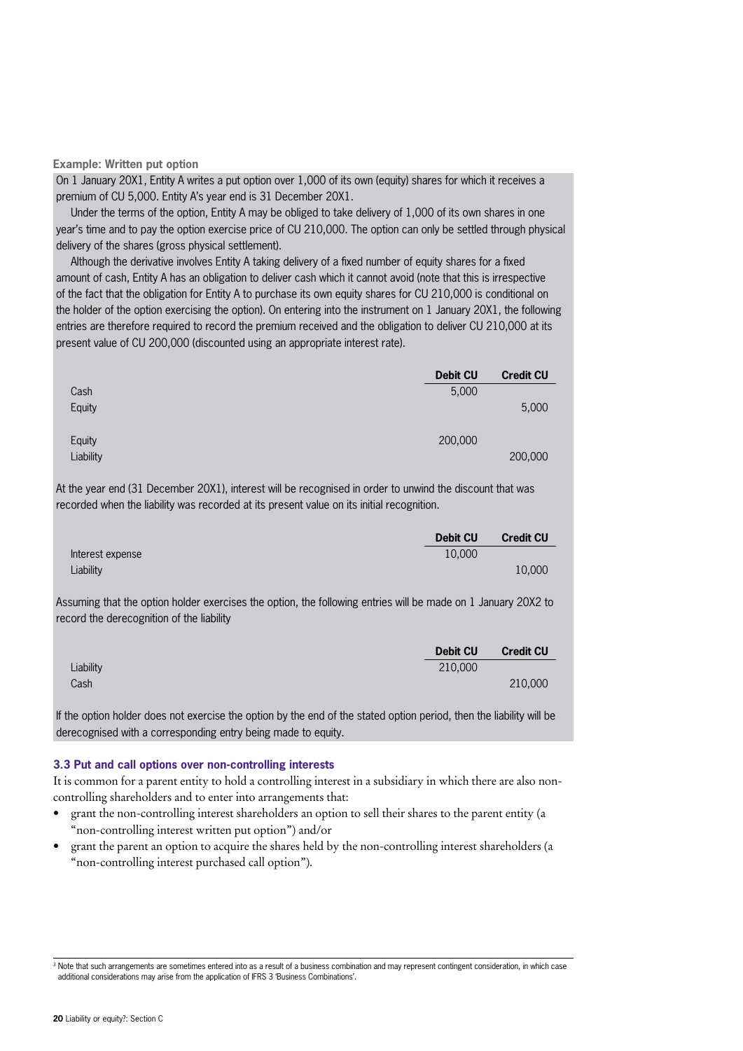**Example: Written put option**

On 1 January 20X1, Entity A writes a put option over 1,000 of its own (equity) shares for which it receives a premium of CU 5,000. Entity A's year end is 31 December 20X1.

Under the terms of the option, Entity A may be obliged to take delivery of 1,000 of its own shares in one year's time and to pay the option exercise price of CU 210,000. The option can only be settled through physical delivery of the shares (gross physical settlement).

Although the derivative involves Entity A taking delivery of a fixed number of equity shares for a fixed amount of cash, Entity A has an obligation to deliver cash which it cannot avoid (note that this is irrespective of the fact that the obligation for Entity A to purchase its own equity shares for CU 210,000 is conditional on the holder of the option exercising the option). On entering into the instrument on 1 January 20X1, the following entries are therefore required to record the premium received and the obligation to deliver CU 210,000 at its present value of CU 200,000 (discounted using an appropriate interest rate).

| | Debit CU | Credit CU |
|---|---|---|
| Cash | 5,000 | |
| Equity | | 5,000 |
| | | |
| Equity | 200,000 | |
| Liability | | 200,000 |

At the year end (31 December 20X1), interest will be recognised in order to unwind the discount that was recorded when the liability was recorded at its present value on its initial recognition.

| | Debit CU | Credit CU |
|---|---|---|
| Interest expense | 10,000 | |
| Liability | | 10,000 |

Assuming that the option holder exercises the option, the following entries will be made on 1 January 20X2 to record the derecognition of the liability

| | Debit CU | Credit CU |
|---|---|---|
| Liability | 210,000 | |
| Cash | | 210,000 |

If the option holder does not exercise the option by the end of the stated option period, then the liability will be derecognised with a corresponding entry being made to equity.

### 3.3 Put and call options over non-controlling interests

It is common for a parent entity to hold a controlling interest in a subsidiary in which there are also non-controlling shareholders and to enter into arrangements that:

- grant the non-controlling interest shareholders an option to sell their shares to the parent entity (a "non-controlling interest written put option") and/or
- grant the parent an option to acquire the shares held by the non-controlling interest shareholders (a "non-controlling interest purchased call option").

[3] Note that such arrangements are sometimes entered into as a result of a business combination and may represent contingent consideration, in which case additional considerations may arise from the application of IFRS 3 'Business Combinations'.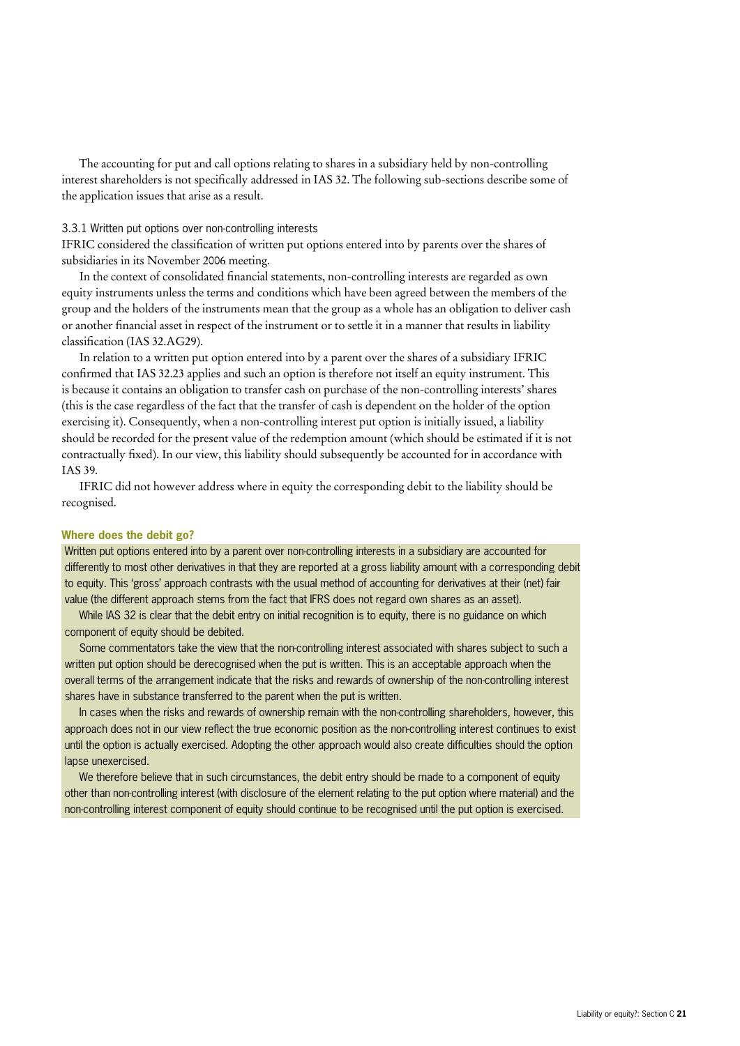The accounting for put and call options relating to shares in a subsidiary held by non-controlling interest shareholders is not specifically addressed in IAS 32. The following sub-sections describe some of the application issues that arise as a result.

### 3.3.1 Written put options over non-controlling interests

IFRIC considered the classification of written put options entered into by parents over the shares of subsidiaries in its November 2006 meeting.

In the context of consolidated financial statements, non-controlling interests are regarded as own equity instruments unless the terms and conditions which have been agreed between the members of the group and the holders of the instruments mean that the group as a whole has an obligation to deliver cash or another financial asset in respect of the instrument or to settle it in a manner that results in liability classification (IAS 32.AG29).

In relation to a written put option entered into by a parent over the shares of a subsidiary IFRIC confirmed that IAS 32.23 applies and such an option is therefore not itself an equity instrument. This is because it contains an obligation to transfer cash on purchase of the non-controlling interests' shares (this is the case regardless of the fact that the transfer of cash is dependent on the holder of the option exercising it). Consequently, when a non-controlling interest put option is initially issued, a liability should be recorded for the present value of the redemption amount (which should be estimated if it is not contractually fixed). In our view, this liability should subsequently be accounted for in accordance with IAS 39.

IFRIC did not however address where in equity the corresponding debit to the liability should be recognised.

**Where does the debit go?**

Written put options entered into by a parent over non-controlling interests in a subsidiary are accounted for differently to most other derivatives in that they are reported at a gross liability amount with a corresponding debit to equity. This 'gross' approach contrasts with the usual method of accounting for derivatives at their (net) fair value (the different approach stems from the fact that IFRS does not regard own shares as an asset).

While IAS 32 is clear that the debit entry on initial recognition is to equity, there is no guidance on which component of equity should be debited.

Some commentators take the view that the non-controlling interest associated with shares subject to such a written put option should be derecognised when the put is written. This is an acceptable approach when the overall terms of the arrangement indicate that the risks and rewards of ownership of the non-controlling interest shares have in substance transferred to the parent when the put is written.

In cases when the risks and rewards of ownership remain with the non-controlling shareholders, however, this approach does not in our view reflect the true economic position as the non-controlling interest continues to exist until the option is actually exercised. Adopting the other approach would also create difficulties should the option lapse unexercised.

We therefore believe that in such circumstances, the debit entry should be made to a component of equity other than non-controlling interest (with disclosure of the element relating to the put option where material) and the non-controlling interest component of equity should continue to be recognised until the put option is exercised.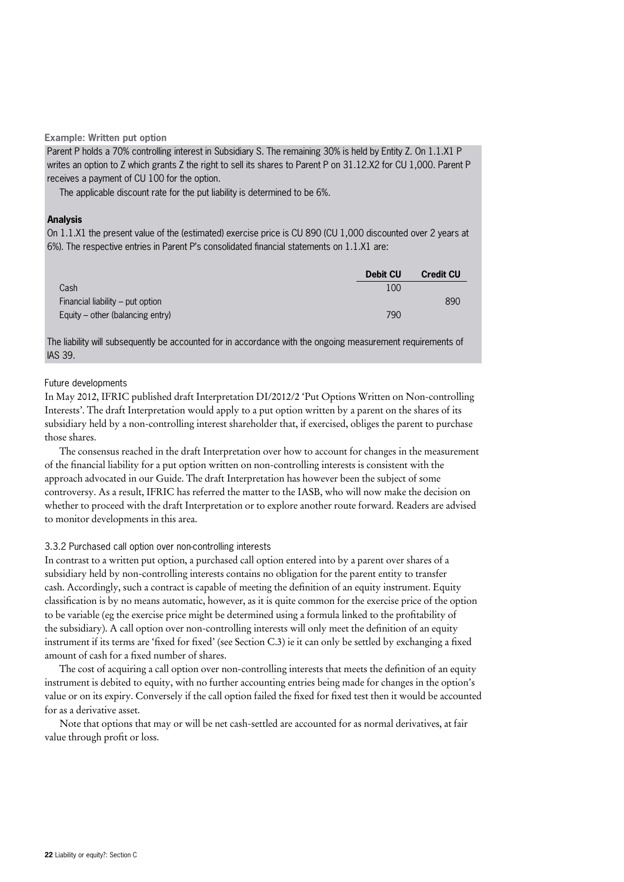**Example: Written put option**

Parent P holds a 70% controlling interest in Subsidiary S. The remaining 30% is held by Entity Z. On 1.1.X1 P writes an option to Z which grants Z the right to sell its shares to Parent P on 31.12.X2 for CU 1,000. Parent P receives a payment of CU 100 for the option.

The applicable discount rate for the put liability is determined to be 6%.

**Analysis**

On 1.1.X1 the present value of the (estimated) exercise price is CU 890 (CU 1,000 discounted over 2 years at 6%). The respective entries in Parent P's consolidated financial statements on 1.1.X1 are:

| | Debit CU | Credit CU |
|---|---|---|
| Cash | 100 | |
| Financial liability – put option | | 890 |
| Equity – other (balancing entry) | 790 | |

The liability will subsequently be accounted for in accordance with the ongoing measurement requirements of IAS 39.

Future developments

In May 2012, IFRIC published draft Interpretation DI/2012/2 'Put Options Written on Non-controlling Interests'. The draft Interpretation would apply to a put option written by a parent on the shares of its subsidiary held by a non-controlling interest shareholder that, if exercised, obliges the parent to purchase those shares.

The consensus reached in the draft Interpretation over how to account for changes in the measurement of the financial liability for a put option written on non-controlling interests is consistent with the approach advocated in our Guide. The draft Interpretation has however been the subject of some controversy. As a result, IFRIC has referred the matter to the IASB, who will now make the decision on whether to proceed with the draft Interpretation or to explore another route forward. Readers are advised to monitor developments in this area.

### 3.3.2 Purchased call option over non-controlling interests

In contrast to a written put option, a purchased call option entered into by a parent over shares of a subsidiary held by non-controlling interests contains no obligation for the parent entity to transfer cash. Accordingly, such a contract is capable of meeting the definition of an equity instrument. Equity classification is by no means automatic, however, as it is quite common for the exercise price of the option to be variable (eg the exercise price might be determined using a formula linked to the profitability of the subsidiary). A call option over non-controlling interests will only meet the definition of an equity instrument if its terms are 'fixed for fixed' (see Section C.3) ie it can only be settled by exchanging a fixed amount of cash for a fixed number of shares.

The cost of acquiring a call option over non-controlling interests that meets the definition of an equity instrument is debited to equity, with no further accounting entries being made for changes in the option's value or on its expiry. Conversely if the call option failed the fixed for fixed test then it would be accounted for as a derivative asset.

Note that options that may or will be net cash-settled are accounted for as normal derivatives, at fair value through profit or loss.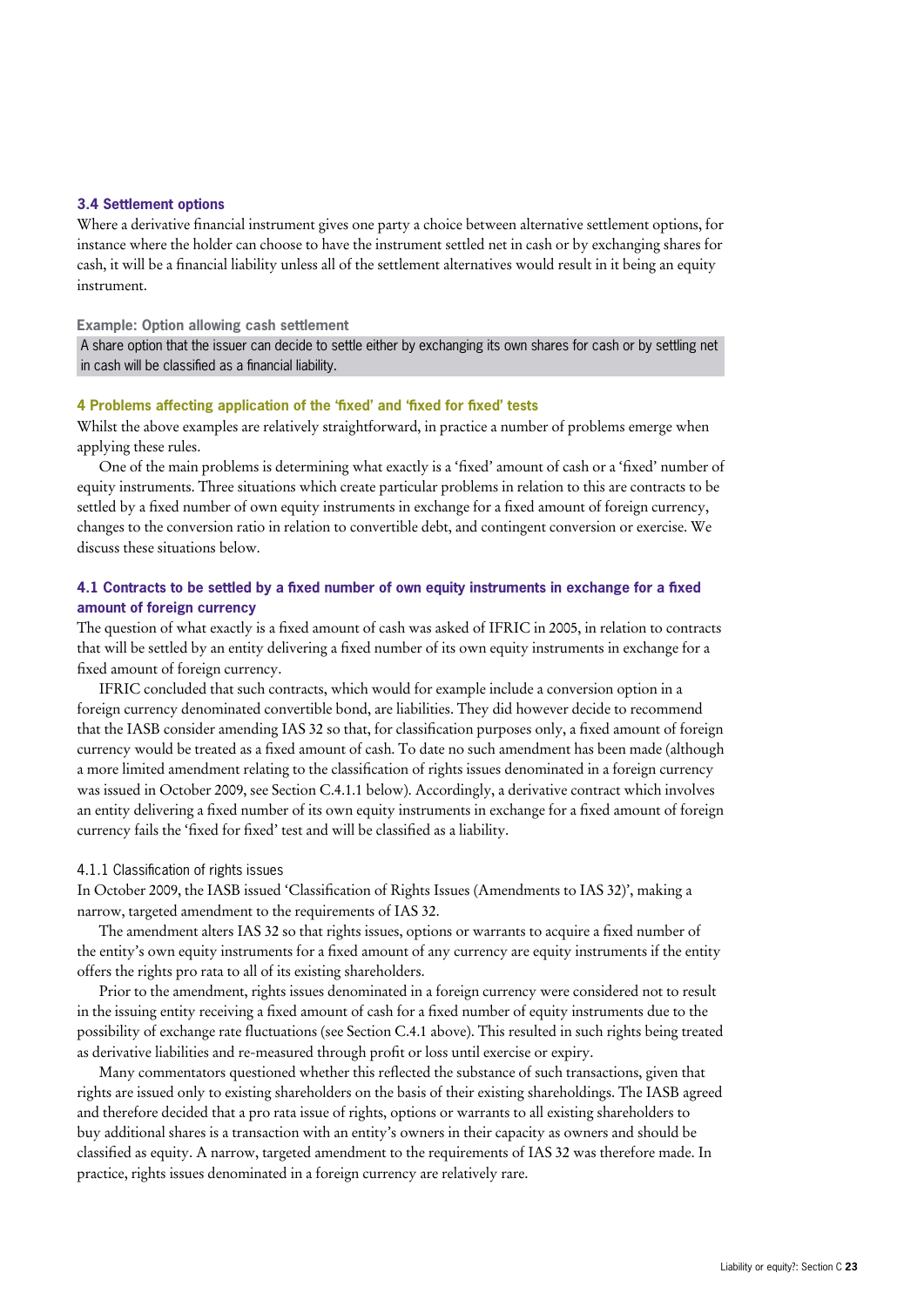### 3.4 Settlement options

Where a derivative financial instrument gives one party a choice between alternative settlement options, for instance where the holder can choose to have the instrument settled net in cash or by exchanging shares for cash, it will be a financial liability unless all of the settlement alternatives would result in it being an equity instrument.

**Example: Option allowing cash settlement**

A share option that the issuer can decide to settle either by exchanging its own shares for cash or by settling net in cash will be classified as a financial liability.

## 4 Problems affecting application of the 'fixed' and 'fixed for fixed' tests

Whilst the above examples are relatively straightforward, in practice a number of problems emerge when applying these rules.

One of the main problems is determining what exactly is a 'fixed' amount of cash or a 'fixed' number of equity instruments. Three situations which create particular problems in relation to this are contracts to be settled by a fixed number of own equity instruments in exchange for a fixed amount of foreign currency, changes to the conversion ratio in relation to convertible debt, and contingent conversion or exercise. We discuss these situations below.

### 4.1 Contracts to be settled by a fixed number of own equity instruments in exchange for a fixed amount of foreign currency

The question of what exactly is a fixed amount of cash was asked of IFRIC in 2005, in relation to contracts that will be settled by an entity delivering a fixed number of its own equity instruments in exchange for a fixed amount of foreign currency.

IFRIC concluded that such contracts, which would for example include a conversion option in a foreign currency denominated convertible bond, are liabilities. They did however decide to recommend that the IASB consider amending IAS 32 so that, for classification purposes only, a fixed amount of foreign currency would be treated as a fixed amount of cash. To date no such amendment has been made (although a more limited amendment relating to the classification of rights issues denominated in a foreign currency was issued in October 2009, see Section C.4.1.1 below). Accordingly, a derivative contract which involves an entity delivering a fixed number of its own equity instruments in exchange for a fixed amount of foreign currency fails the 'fixed for fixed' test and will be classified as a liability.

#### 4.1.1 Classification of rights issues

In October 2009, the IASB issued 'Classification of Rights Issues (Amendments to IAS 32)', making a narrow, targeted amendment to the requirements of IAS 32.

The amendment alters IAS 32 so that rights issues, options or warrants to acquire a fixed number of the entity's own equity instruments for a fixed amount of any currency are equity instruments if the entity offers the rights pro rata to all of its existing shareholders.

Prior to the amendment, rights issues denominated in a foreign currency were considered not to result in the issuing entity receiving a fixed amount of cash for a fixed number of equity instruments due to the possibility of exchange rate fluctuations (see Section C.4.1 above). This resulted in such rights being treated as derivative liabilities and re-measured through profit or loss until exercise or expiry.

Many commentators questioned whether this reflected the substance of such transactions, given that rights are issued only to existing shareholders on the basis of their existing shareholdings. The IASB agreed and therefore decided that a pro rata issue of rights, options or warrants to all existing shareholders to buy additional shares is a transaction with an entity's owners in their capacity as owners and should be classified as equity. A narrow, targeted amendment to the requirements of IAS 32 was therefore made. In practice, rights issues denominated in a foreign currency are relatively rare.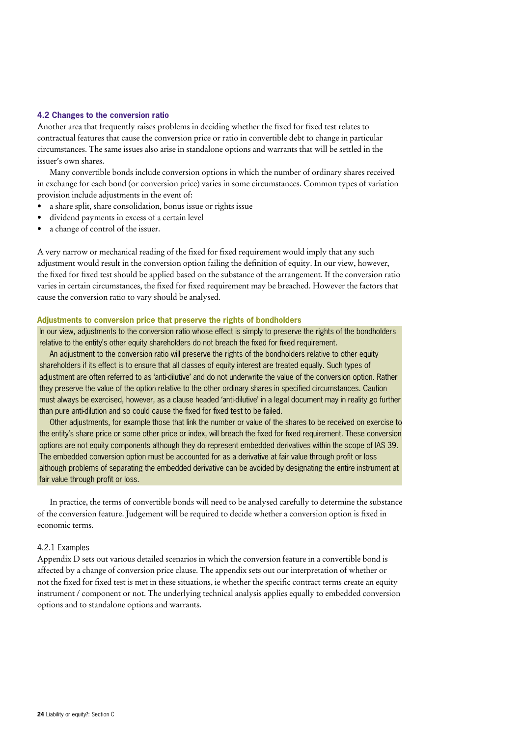## 4.2 Changes to the conversion ratio

Another area that frequently raises problems in deciding whether the fixed for fixed test relates to contractual features that cause the conversion price or ratio in convertible debt to change in particular circumstances. The same issues also arise in standalone options and warrants that will be settled in the issuer's own shares.

Many convertible bonds include conversion options in which the number of ordinary shares received in exchange for each bond (or conversion price) varies in some circumstances. Common types of variation provision include adjustments in the event of:

- a share split, share consolidation, bonus issue or rights issue
- dividend payments in excess of a certain level
- a change of control of the issuer.

A very narrow or mechanical reading of the fixed for fixed requirement would imply that any such adjustment would result in the conversion option failing the definition of equity. In our view, however, the fixed for fixed test should be applied based on the substance of the arrangement. If the conversion ratio varies in certain circumstances, the fixed for fixed requirement may be breached. However the factors that cause the conversion ratio to vary should be analysed.

### Adjustments to conversion price that preserve the rights of bondholders

In our view, adjustments to the conversion ratio whose effect is simply to preserve the rights of the bondholders relative to the entity's other equity shareholders do not breach the fixed for fixed requirement.

An adjustment to the conversion ratio will preserve the rights of the bondholders relative to other equity shareholders if its effect is to ensure that all classes of equity interest are treated equally. Such types of adjustment are often referred to as 'anti-dilutive' and do not underwrite the value of the conversion option. Rather they preserve the value of the option relative to the other ordinary shares in specified circumstances. Caution must always be exercised, however, as a clause headed 'anti-dilutive' in a legal document may in reality go further than pure anti-dilution and so could cause the fixed for fixed test to be failed.

Other adjustments, for example those that link the number or value of the shares to be received on exercise to the entity's share price or some other price or index, will breach the fixed for fixed requirement. These conversion options are not equity components although they do represent embedded derivatives within the scope of IAS 39. The embedded conversion option must be accounted for as a derivative at fair value through profit or loss although problems of separating the embedded derivative can be avoided by designating the entire instrument at fair value through profit or loss.

In practice, the terms of convertible bonds will need to be analysed carefully to determine the substance of the conversion feature. Judgement will be required to decide whether a conversion option is fixed in economic terms.

#### 4.2.1 Examples

Appendix D sets out various detailed scenarios in which the conversion feature in a convertible bond is affected by a change of conversion price clause. The appendix sets out our interpretation of whether or not the fixed for fixed test is met in these situations, ie whether the specific contract terms create an equity instrument / component or not. The underlying technical analysis applies equally to embedded conversion options and to standalone options and warrants.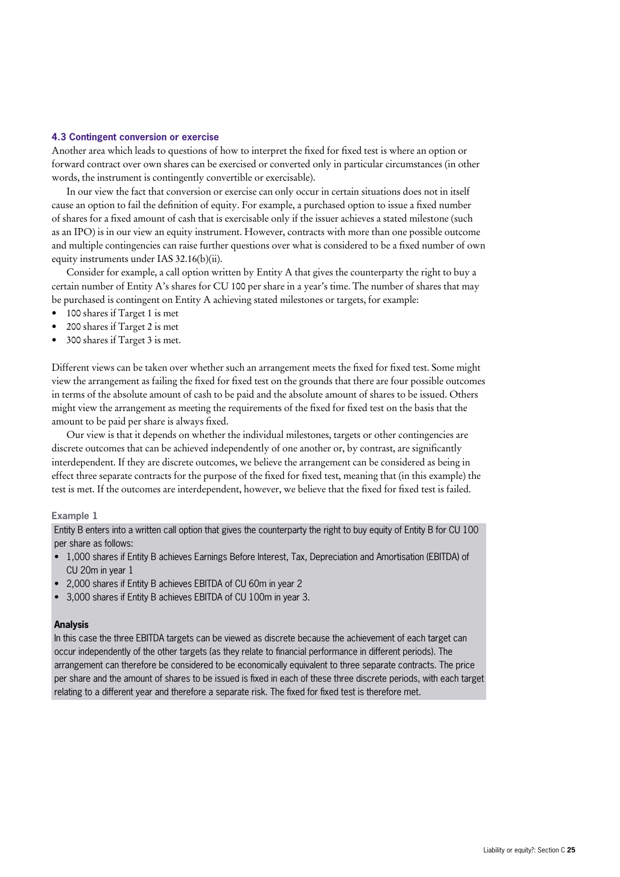### 4.3 Contingent conversion or exercise

Another area which leads to questions of how to interpret the fixed for fixed test is where an option or forward contract over own shares can be exercised or converted only in particular circumstances (in other words, the instrument is contingently convertible or exercisable).

In our view the fact that conversion or exercise can only occur in certain situations does not in itself cause an option to fail the definition of equity. For example, a purchased option to issue a fixed number of shares for a fixed amount of cash that is exercisable only if the issuer achieves a stated milestone (such as an IPO) is in our view an equity instrument. However, contracts with more than one possible outcome and multiple contingencies can raise further questions over what is considered to be a fixed number of own equity instruments under IAS 32.16(b)(ii).

Consider for example, a call option written by Entity A that gives the counterparty the right to buy a certain number of Entity A's shares for CU 100 per share in a year's time. The number of shares that may be purchased is contingent on Entity A achieving stated milestones or targets, for example:

- 100 shares if Target 1 is met
- 200 shares if Target 2 is met
- 300 shares if Target 3 is met.

Different views can be taken over whether such an arrangement meets the fixed for fixed test. Some might view the arrangement as failing the fixed for fixed test on the grounds that there are four possible outcomes in terms of the absolute amount of cash to be paid and the absolute amount of shares to be issued. Others might view the arrangement as meeting the requirements of the fixed for fixed test on the basis that the amount to be paid per share is always fixed.

Our view is that it depends on whether the individual milestones, targets or other contingencies are discrete outcomes that can be achieved independently of one another or, by contrast, are significantly interdependent. If they are discrete outcomes, we believe the arrangement can be considered as being in effect three separate contracts for the purpose of the fixed for fixed test, meaning that (in this example) the test is met. If the outcomes are interdependent, however, we believe that the fixed for fixed test is failed.

#### Example 1

Entity B enters into a written call option that gives the counterparty the right to buy equity of Entity B for CU 100 per share as follows:

- 1,000 shares if Entity B achieves Earnings Before Interest, Tax, Depreciation and Amortisation (EBITDA) of CU 20m in year 1
- 2,000 shares if Entity B achieves EBITDA of CU 60m in year 2
- 3,000 shares if Entity B achieves EBITDA of CU 100m in year 3.

**Analysis**

In this case the three EBITDA targets can be viewed as discrete because the achievement of each target can occur independently of the other targets (as they relate to financial performance in different periods). The arrangement can therefore be considered to be economically equivalent to three separate contracts. The price per share and the amount of shares to be issued is fixed in each of these three discrete periods, with each target relating to a different year and therefore a separate risk. The fixed for fixed test is therefore met.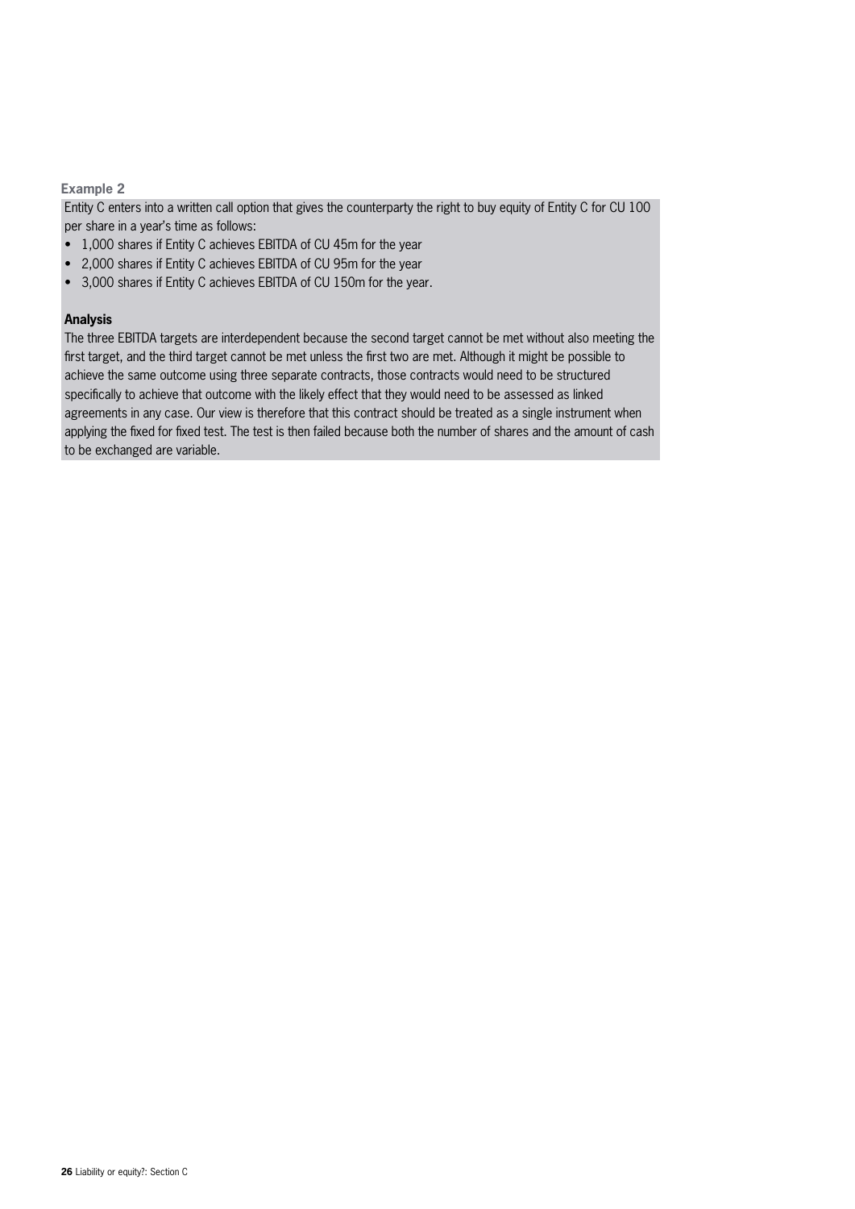### Example 2

Entity C enters into a written call option that gives the counterparty the right to buy equity of Entity C for CU 100 per share in a year's time as follows:

- 1,000 shares if Entity C achieves EBITDA of CU 45m for the year
- 2,000 shares if Entity C achieves EBITDA of CU 95m for the year
- 3,000 shares if Entity C achieves EBITDA of CU 150m for the year.

**Analysis**

The three EBITDA targets are interdependent because the second target cannot be met without also meeting the first target, and the third target cannot be met unless the first two are met. Although it might be possible to achieve the same outcome using three separate contracts, those contracts would need to be structured specifically to achieve that outcome with the likely effect that they would need to be assessed as linked agreements in any case. Our view is therefore that this contract should be treated as a single instrument when applying the fixed for fixed test. The test is then failed because both the number of shares and the amount of cash to be exchanged are variable.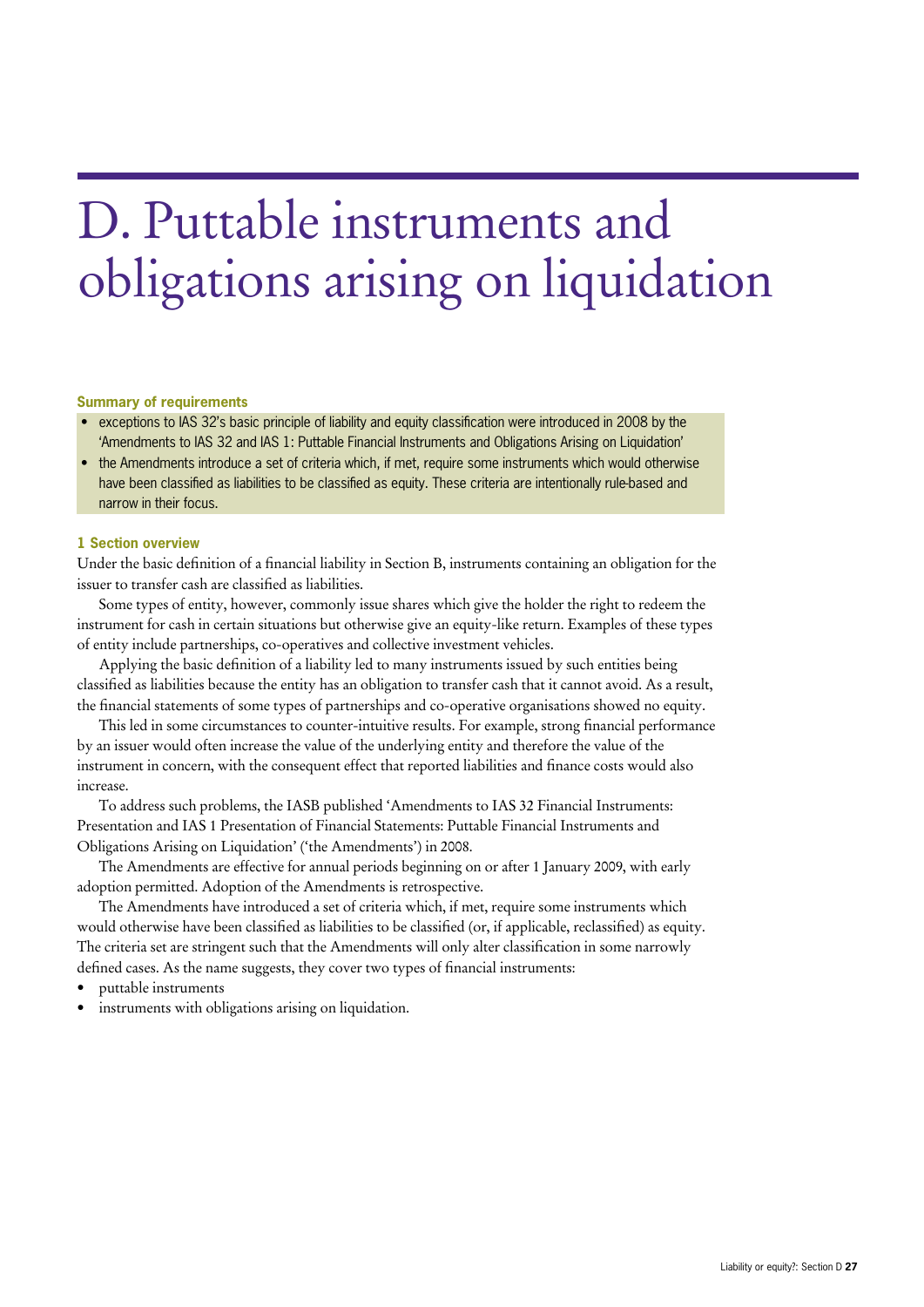# D. Puttable instruments and obligations arising on liquidation

**Summary of requirements**

- exceptions to IAS 32's basic principle of liability and equity classification were introduced in 2008 by the 'Amendments to IAS 32 and IAS 1: Puttable Financial Instruments and Obligations Arising on Liquidation'
- the Amendments introduce a set of criteria which, if met, require some instruments which would otherwise have been classified as liabilities to be classified as equity. These criteria are intentionally rule-based and narrow in their focus.

**1 Section overview**

Under the basic definition of a financial liability in Section B, instruments containing an obligation for the issuer to transfer cash are classified as liabilities.

Some types of entity, however, commonly issue shares which give the holder the right to redeem the instrument for cash in certain situations but otherwise give an equity-like return. Examples of these types of entity include partnerships, co-operatives and collective investment vehicles.

Applying the basic definition of a liability led to many instruments issued by such entities being classified as liabilities because the entity has an obligation to transfer cash that it cannot avoid. As a result, the financial statements of some types of partnerships and co-operative organisations showed no equity.

This led in some circumstances to counter-intuitive results. For example, strong financial performance by an issuer would often increase the value of the underlying entity and therefore the value of the instrument in concern, with the consequent effect that reported liabilities and finance costs would also increase.

To address such problems, the IASB published 'Amendments to IAS 32 Financial Instruments: Presentation and IAS 1 Presentation of Financial Statements: Puttable Financial Instruments and Obligations Arising on Liquidation' ('the Amendments') in 2008.

The Amendments are effective for annual periods beginning on or after 1 January 2009, with early adoption permitted. Adoption of the Amendments is retrospective.

The Amendments have introduced a set of criteria which, if met, require some instruments which would otherwise have been classified as liabilities to be classified (or, if applicable, reclassified) as equity. The criteria set are stringent such that the Amendments will only alter classification in some narrowly defined cases. As the name suggests, they cover two types of financial instruments:

- puttable instruments
- instruments with obligations arising on liquidation.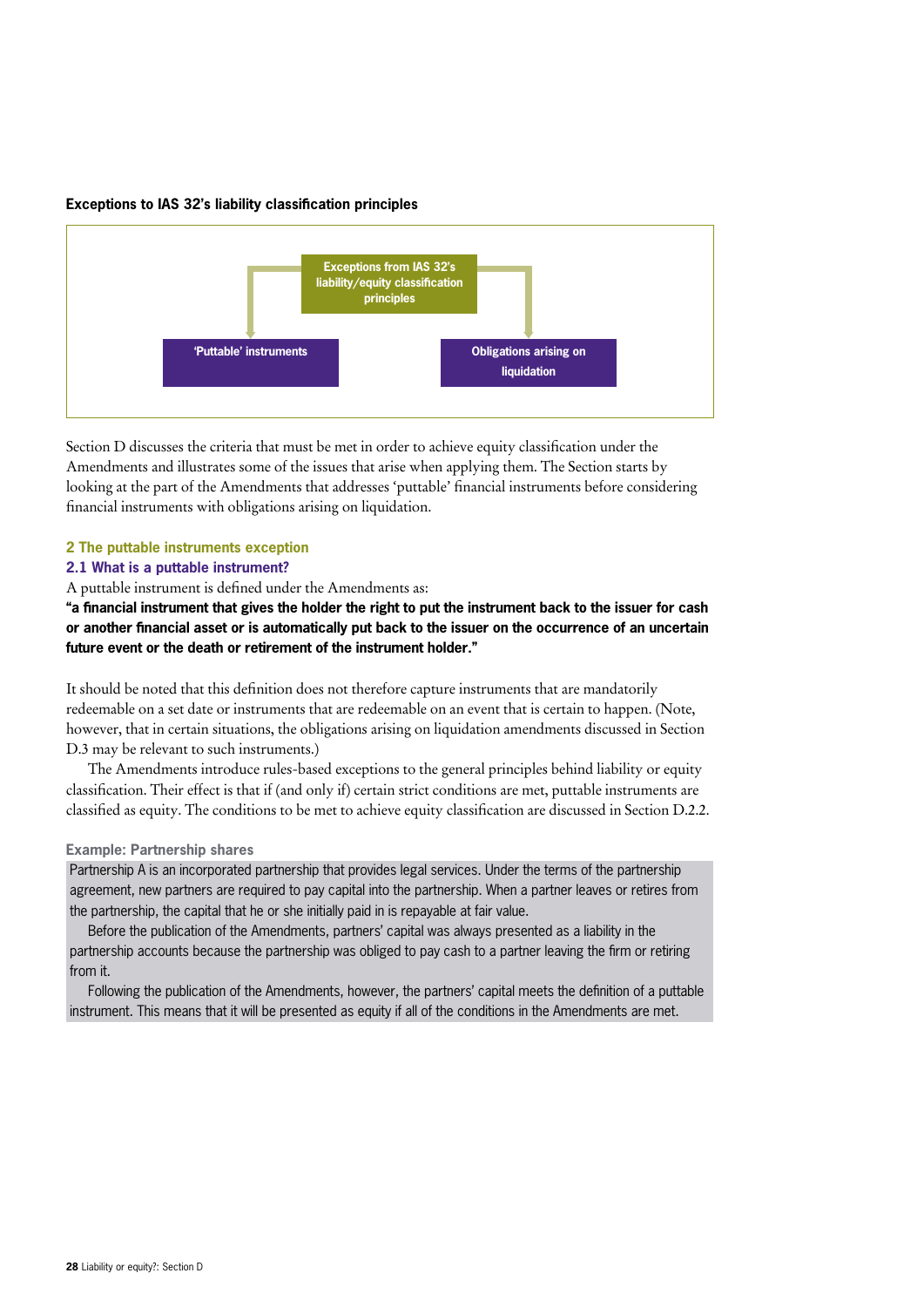**Exceptions to IAS 32's liability classification principles**

Exceptions from IAS 32's liability/equity classification principles

- 'Puttable' instruments
- Obligations arising on liquidation

Section D discusses the criteria that must be met in order to achieve equity classification under the Amendments and illustrates some of the issues that arise when applying them. The Section starts by looking at the part of the Amendments that addresses 'puttable' financial instruments before considering financial instruments with obligations arising on liquidation.

## 2 The puttable instruments exception

### 2.1 What is a puttable instrument?

A puttable instrument is defined under the Amendments as:

**"a financial instrument that gives the holder the right to put the instrument back to the issuer for cash or another financial asset or is automatically put back to the issuer on the occurrence of an uncertain future event or the death or retirement of the instrument holder."**

It should be noted that this definition does not therefore capture instruments that are mandatorily redeemable on a set date or instruments that are redeemable on an event that is certain to happen. (Note, however, that in certain situations, the obligations arising on liquidation amendments discussed in Section D.3 may be relevant to such instruments.)

The Amendments introduce rules-based exceptions to the general principles behind liability or equity classification. Their effect is that if (and only if) certain strict conditions are met, puttable instruments are classified as equity. The conditions to be met to achieve equity classification are discussed in Section D.2.2.

**Example: Partnership shares**

Partnership A is an incorporated partnership that provides legal services. Under the terms of the partnership agreement, new partners are required to pay capital into the partnership. When a partner leaves or retires from the partnership, the capital that he or she initially paid in is repayable at fair value.

Before the publication of the Amendments, partners' capital was always presented as a liability in the partnership accounts because the partnership was obliged to pay cash to a partner leaving the firm or retiring from it.

Following the publication of the Amendments, however, the partners' capital meets the definition of a puttable instrument. This means that it will be presented as equity if all of the conditions in the Amendments are met.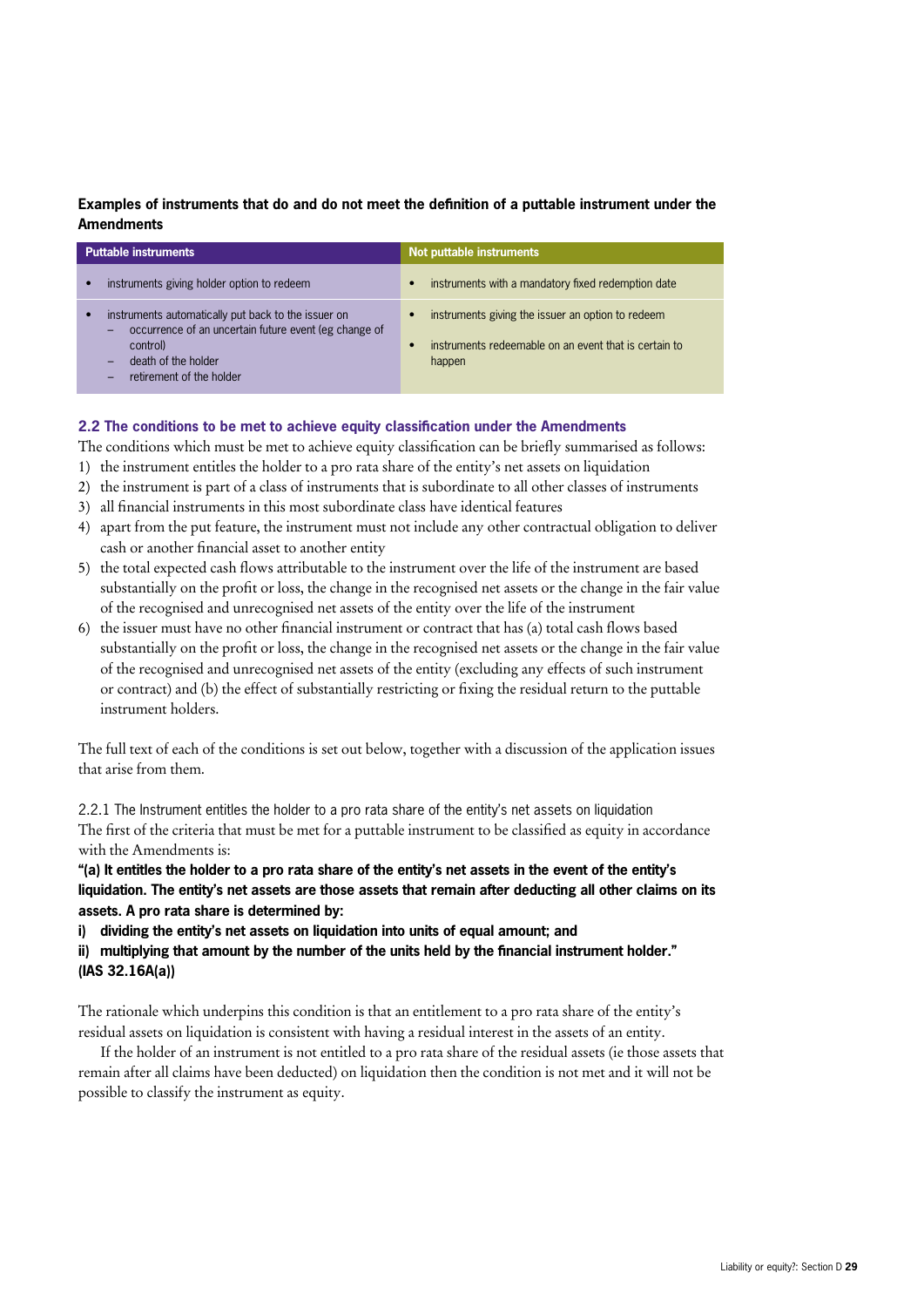**Examples of instruments that do and do not meet the definition of a puttable instrument under the Amendments**

| Puttable instruments | Not puttable instruments |
|---|---|
| • instruments giving holder option to redeem | • instruments with a mandatory fixed redemption date |
| • instruments automatically put back to the issuer on<br>– occurrence of an uncertain future event (eg change of control)<br>– death of the holder<br>– retirement of the holder | • instruments giving the issuer an option to redeem<br>• instruments redeemable on an event that is certain to happen |

### 2.2 The conditions to be met to achieve equity classification under the Amendments

The conditions which must be met to achieve equity classification can be briefly summarised as follows:

1) the instrument entitles the holder to a pro rata share of the entity's net assets on liquidation
2) the instrument is part of a class of instruments that is subordinate to all other classes of instruments
3) all financial instruments in this most subordinate class have identical features
4) apart from the put feature, the instrument must not include any other contractual obligation to deliver cash or another financial asset to another entity
5) the total expected cash flows attributable to the instrument over the life of the instrument are based substantially on the profit or loss, the change in the recognised net assets or the change in the fair value of the recognised and unrecognised net assets of the entity over the life of the instrument
6) the issuer must have no other financial instrument or contract that has (a) total cash flows based substantially on the profit or loss, the change in the recognised net assets or the change in the fair value of the recognised and unrecognised net assets of the entity (excluding any effects of such instrument or contract) and (b) the effect of substantially restricting or fixing the residual return to the puttable instrument holders.

The full text of each of the conditions is set out below, together with a discussion of the application issues that arise from them.

#### 2.2.1 The Instrument entitles the holder to a pro rata share of the entity's net assets on liquidation

The first of the criteria that must be met for a puttable instrument to be classified as equity in accordance with the Amendments is:

**"(a) It entitles the holder to a pro rata share of the entity's net assets in the event of the entity's liquidation. The entity's net assets are those assets that remain after deducting all other claims on its assets. A pro rata share is determined by:**

**i) dividing the entity's net assets on liquidation into units of equal amount; and**

**ii) multiplying that amount by the number of the units held by the financial instrument holder." (IAS 32.16A(a))**

The rationale which underpins this condition is that an entitlement to a pro rata share of the entity's residual assets on liquidation is consistent with having a residual interest in the assets of an entity.

If the holder of an instrument is not entitled to a pro rata share of the residual assets (ie those assets that remain after all claims have been deducted) on liquidation then the condition is not met and it will not be possible to classify the instrument as equity.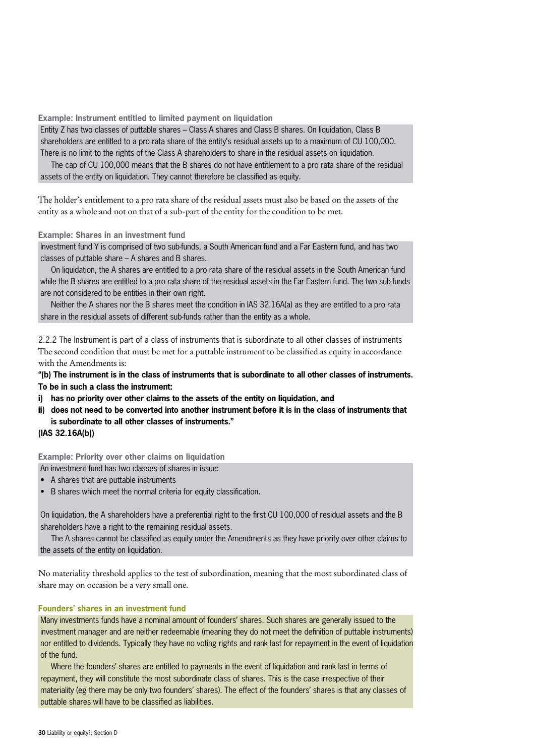**Example: Instrument entitled to limited payment on liquidation**

Entity Z has two classes of puttable shares – Class A shares and Class B shares. On liquidation, Class B shareholders are entitled to a pro rata share of the entity's residual assets up to a maximum of CU 100,000. There is no limit to the rights of the Class A shareholders to share in the residual assets on liquidation.

The cap of CU 100,000 means that the B shares do not have entitlement to a pro rata share of the residual assets of the entity on liquidation. They cannot therefore be classified as equity.

The holder's entitlement to a pro rata share of the residual assets must also be based on the assets of the entity as a whole and not on that of a sub-part of the entity for the condition to be met.

**Example: Shares in an investment fund**

Investment fund Y is comprised of two sub-funds, a South American fund and a Far Eastern fund, and has two classes of puttable share – A shares and B shares.

On liquidation, the A shares are entitled to a pro rata share of the residual assets in the South American fund while the B shares are entitled to a pro rata share of the residual assets in the Far Eastern fund. The two sub-funds are not considered to be entities in their own right.

Neither the A shares nor the B shares meet the condition in IAS 32.16A(a) as they are entitled to a pro rata share in the residual assets of different sub-funds rather than the entity as a whole.

2.2.2 The Instrument is part of a class of instruments that is subordinate to all other classes of instruments

The second condition that must be met for a puttable instrument to be classified as equity in accordance with the Amendments is:

**"(b) The instrument is in the class of instruments that is subordinate to all other classes of instruments. To be in such a class the instrument:**

**i) has no priority over other claims to the assets of the entity on liquidation, and**

**ii) does not need to be converted into another instrument before it is in the class of instruments that is subordinate to all other classes of instruments."**

**(IAS 32.16A(b))**

**Example: Priority over other claims on liquidation**

An investment fund has two classes of shares in issue:

- A shares that are puttable instruments
- B shares which meet the normal criteria for equity classification.

On liquidation, the A shareholders have a preferential right to the first CU 100,000 of residual assets and the B shareholders have a right to the remaining residual assets.

The A shares cannot be classified as equity under the Amendments as they have priority over other claims to the assets of the entity on liquidation.

No materiality threshold applies to the test of subordination, meaning that the most subordinated class of share may on occasion be a very small one.

**Founders' shares in an investment fund**

Many investments funds have a nominal amount of founders' shares. Such shares are generally issued to the investment manager and are neither redeemable (meaning they do not meet the definition of puttable instruments) nor entitled to dividends. Typically they have no voting rights and rank last for repayment in the event of liquidation of the fund.

Where the founders' shares are entitled to payments in the event of liquidation and rank last in terms of repayment, they will constitute the most subordinate class of shares. This is the case irrespective of their materiality (eg there may be only two founders' shares). The effect of the founders' shares is that any classes of puttable shares will have to be classified as liabilities.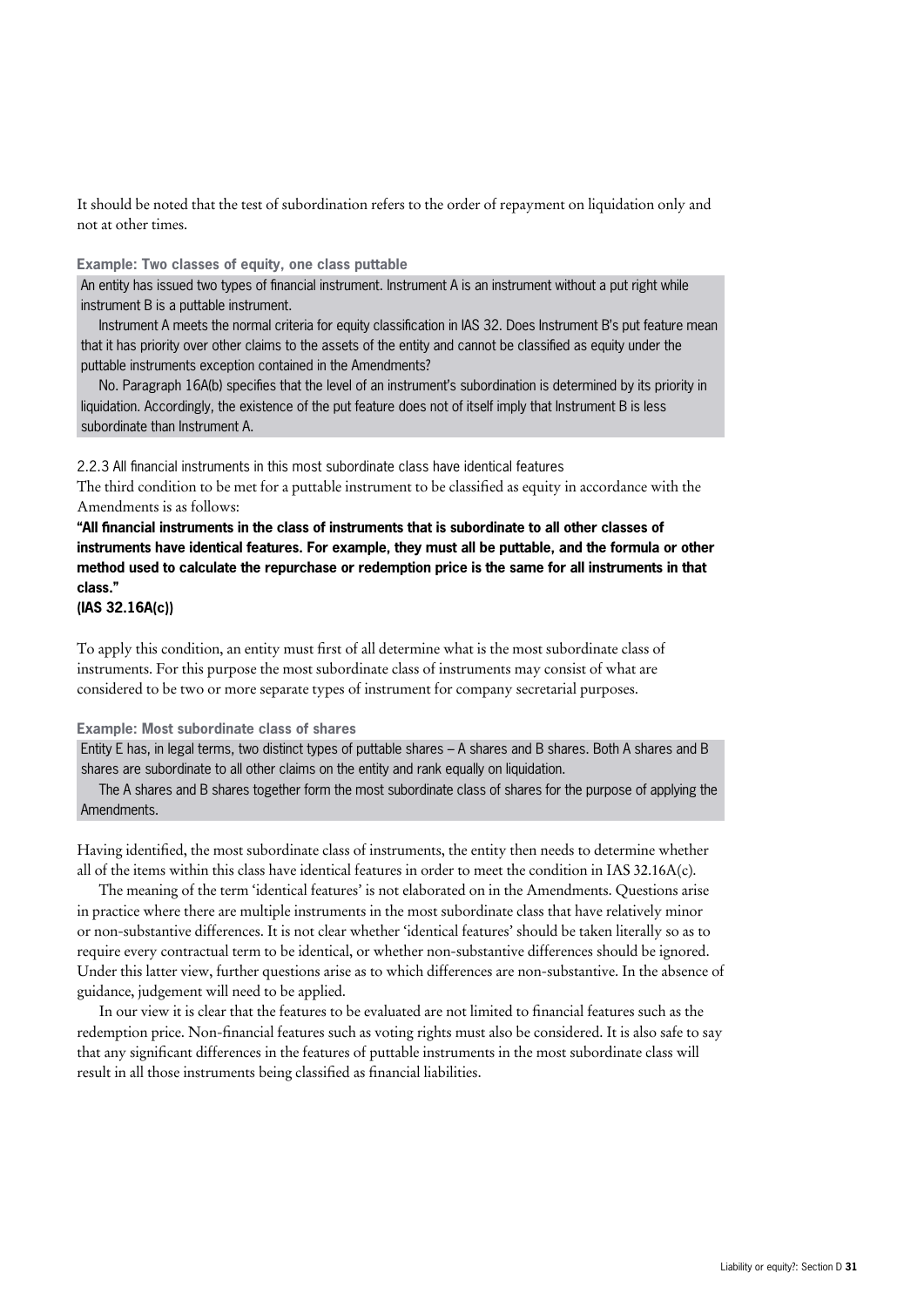It should be noted that the test of subordination refers to the order of repayment on liquidation only and not at other times.

**Example: Two classes of equity, one class puttable**

An entity has issued two types of financial instrument. Instrument A is an instrument without a put right while instrument B is a puttable instrument.

Instrument A meets the normal criteria for equity classification in IAS 32. Does Instrument B's put feature mean that it has priority over other claims to the assets of the entity and cannot be classified as equity under the puttable instruments exception contained in the Amendments?

No. Paragraph 16A(b) specifies that the level of an instrument's subordination is determined by its priority in liquidation. Accordingly, the existence of the put feature does not of itself imply that Instrument B is less subordinate than Instrument A.

### 2.2.3 All financial instruments in this most subordinate class have identical features

The third condition to be met for a puttable instrument to be classified as equity in accordance with the Amendments is as follows:

**"All financial instruments in the class of instruments that is subordinate to all other classes of instruments have identical features. For example, they must all be puttable, and the formula or other method used to calculate the repurchase or redemption price is the same for all instruments in that class."**
**(IAS 32.16A(c))**

To apply this condition, an entity must first of all determine what is the most subordinate class of instruments. For this purpose the most subordinate class of instruments may consist of what are considered to be two or more separate types of instrument for company secretarial purposes.

**Example: Most subordinate class of shares**

Entity E has, in legal terms, two distinct types of puttable shares – A shares and B shares. Both A shares and B shares are subordinate to all other claims on the entity and rank equally on liquidation.

The A shares and B shares together form the most subordinate class of shares for the purpose of applying the Amendments.

Having identified, the most subordinate class of instruments, the entity then needs to determine whether all of the items within this class have identical features in order to meet the condition in IAS 32.16A(c).

The meaning of the term 'identical features' is not elaborated on in the Amendments. Questions arise in practice where there are multiple instruments in the most subordinate class that have relatively minor or non-substantive differences. It is not clear whether 'identical features' should be taken literally so as to require every contractual term to be identical, or whether non-substantive differences should be ignored. Under this latter view, further questions arise as to which differences are non-substantive. In the absence of guidance, judgement will need to be applied.

In our view it is clear that the features to be evaluated are not limited to financial features such as the redemption price. Non-financial features such as voting rights must also be considered. It is also safe to say that any significant differences in the features of puttable instruments in the most subordinate class will result in all those instruments being classified as financial liabilities.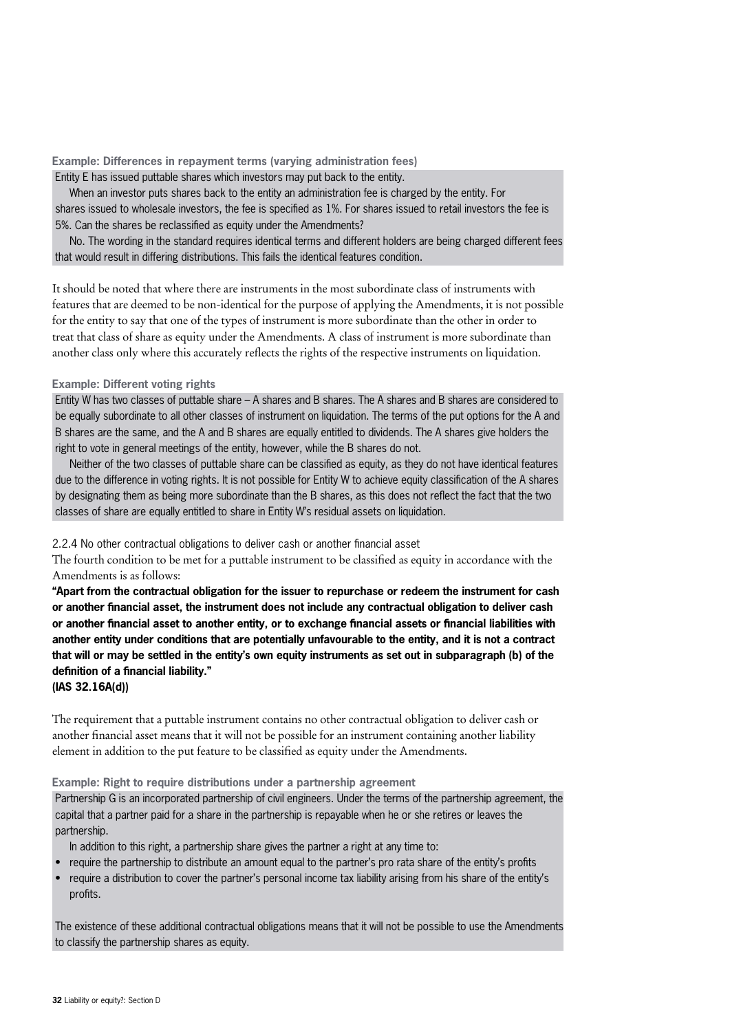**Example: Differences in repayment terms (varying administration fees)**

Entity E has issued puttable shares which investors may put back to the entity.

When an investor puts shares back to the entity an administration fee is charged by the entity. For shares issued to wholesale investors, the fee is specified as 1%. For shares issued to retail investors the fee is 5%. Can the shares be reclassified as equity under the Amendments?

No. The wording in the standard requires identical terms and different holders are being charged different fees that would result in differing distributions. This fails the identical features condition.

It should be noted that where there are instruments in the most subordinate class of instruments with features that are deemed to be non-identical for the purpose of applying the Amendments, it is not possible for the entity to say that one of the types of instrument is more subordinate than the other in order to treat that class of share as equity under the Amendments. A class of instrument is more subordinate than another class only where this accurately reflects the rights of the respective instruments on liquidation.

**Example: Different voting rights**

Entity W has two classes of puttable share – A shares and B shares. The A shares and B shares are considered to be equally subordinate to all other classes of instrument on liquidation. The terms of the put options for the A and B shares are the same, and the A and B shares are equally entitled to dividends. The A shares give holders the right to vote in general meetings of the entity, however, while the B shares do not.

Neither of the two classes of puttable share can be classified as equity, as they do not have identical features due to the difference in voting rights. It is not possible for Entity W to achieve equity classification of the A shares by designating them as being more subordinate than the B shares, as this does not reflect the fact that the two classes of share are equally entitled to share in Entity W's residual assets on liquidation.

### 2.2.4 No other contractual obligations to deliver cash or another financial asset

The fourth condition to be met for a puttable instrument to be classified as equity in accordance with the Amendments is as follows:

**"Apart from the contractual obligation for the issuer to repurchase or redeem the instrument for cash or another financial asset, the instrument does not include any contractual obligation to deliver cash or another financial asset to another entity, or to exchange financial assets or financial liabilities with another entity under conditions that are potentially unfavourable to the entity, and it is not a contract that will or may be settled in the entity's own equity instruments as set out in subparagraph (b) of the definition of a financial liability."**
**(IAS 32.16A(d))**

The requirement that a puttable instrument contains no other contractual obligation to deliver cash or another financial asset means that it will not be possible for an instrument containing another liability element in addition to the put feature to be classified as equity under the Amendments.

**Example: Right to require distributions under a partnership agreement**

Partnership G is an incorporated partnership of civil engineers. Under the terms of the partnership agreement, the capital that a partner paid for a share in the partnership is repayable when he or she retires or leaves the partnership.

In addition to this right, a partnership share gives the partner a right at any time to:

- require the partnership to distribute an amount equal to the partner's pro rata share of the entity's profits
- require a distribution to cover the partner's personal income tax liability arising from his share of the entity's profits.

The existence of these additional contractual obligations means that it will not be possible to use the Amendments to classify the partnership shares as equity.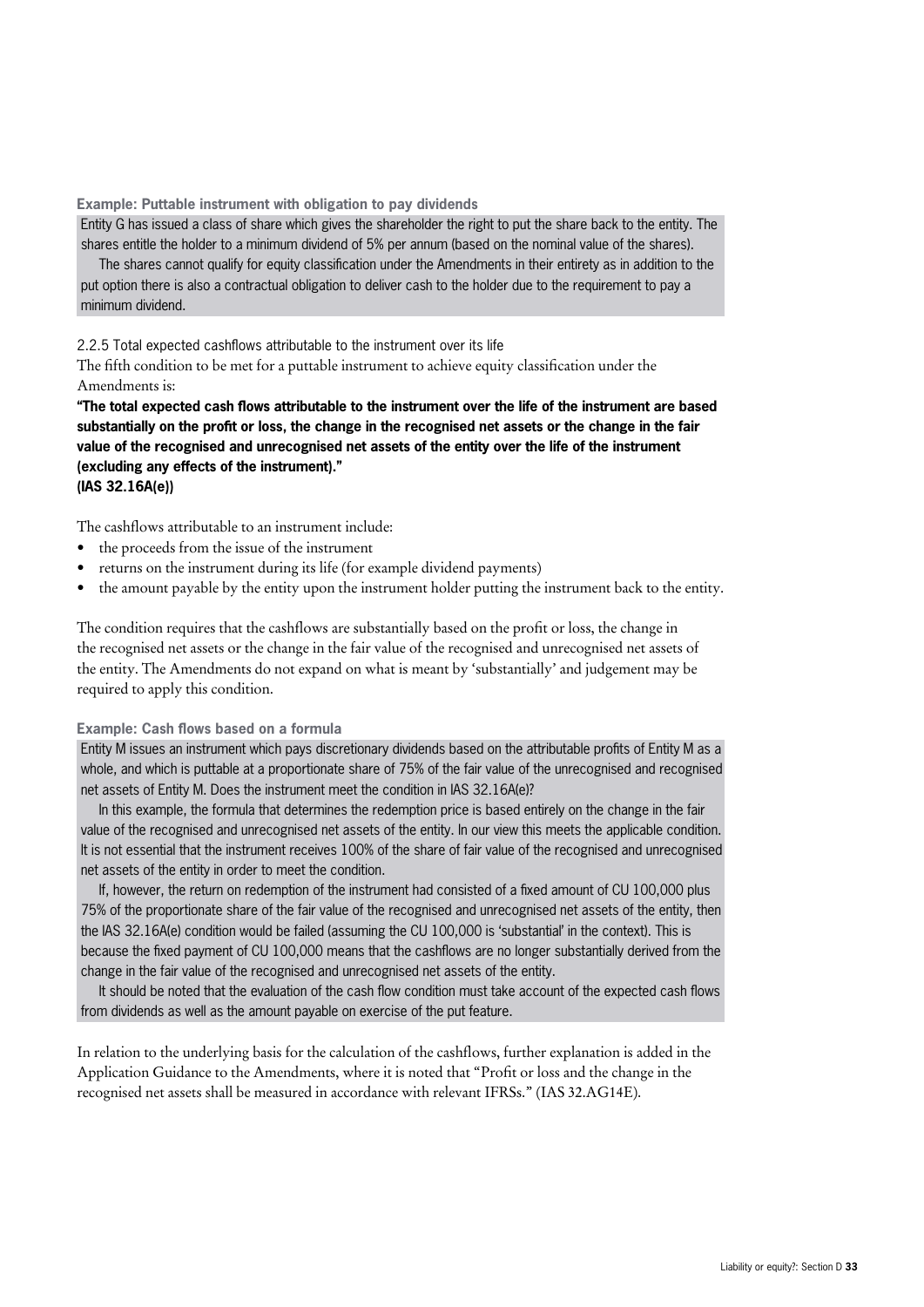**Example: Puttable instrument with obligation to pay dividends**

Entity G has issued a class of share which gives the shareholder the right to put the share back to the entity. The shares entitle the holder to a minimum dividend of 5% per annum (based on the nominal value of the shares).

The shares cannot qualify for equity classification under the Amendments in their entirety as in addition to the put option there is also a contractual obligation to deliver cash to the holder due to the requirement to pay a minimum dividend.

2.2.5 Total expected cashflows attributable to the instrument over its life

The fifth condition to be met for a puttable instrument to achieve equity classification under the Amendments is:

**"The total expected cash flows attributable to the instrument over the life of the instrument are based substantially on the profit or loss, the change in the recognised net assets or the change in the fair value of the recognised and unrecognised net assets of the entity over the life of the instrument (excluding any effects of the instrument)."**
**(IAS 32.16A(e))**

The cashflows attributable to an instrument include:

- the proceeds from the issue of the instrument
- returns on the instrument during its life (for example dividend payments)
- the amount payable by the entity upon the instrument holder putting the instrument back to the entity.

The condition requires that the cashflows are substantially based on the profit or loss, the change in the recognised net assets or the change in the fair value of the recognised and unrecognised net assets of the entity. The Amendments do not expand on what is meant by 'substantially' and judgement may be required to apply this condition.

**Example: Cash flows based on a formula**

Entity M issues an instrument which pays discretionary dividends based on the attributable profits of Entity M as a whole, and which is puttable at a proportionate share of 75% of the fair value of the unrecognised and recognised net assets of Entity M. Does the instrument meet the condition in IAS 32.16A(e)?

In this example, the formula that determines the redemption price is based entirely on the change in the fair value of the recognised and unrecognised net assets of the entity. In our view this meets the applicable condition. It is not essential that the instrument receives 100% of the share of fair value of the recognised and unrecognised net assets of the entity in order to meet the condition.

If, however, the return on redemption of the instrument had consisted of a fixed amount of CU 100,000 plus 75% of the proportionate share of the fair value of the recognised and unrecognised net assets of the entity, then the IAS 32.16A(e) condition would be failed (assuming the CU 100,000 is 'substantial' in the context). This is because the fixed payment of CU 100,000 means that the cashflows are no longer substantially derived from the change in the fair value of the recognised and unrecognised net assets of the entity.

It should be noted that the evaluation of the cash flow condition must take account of the expected cash flows from dividends as well as the amount payable on exercise of the put feature.

In relation to the underlying basis for the calculation of the cashflows, further explanation is added in the Application Guidance to the Amendments, where it is noted that "Profit or loss and the change in the recognised net assets shall be measured in accordance with relevant IFRSs." (IAS 32.AG14E).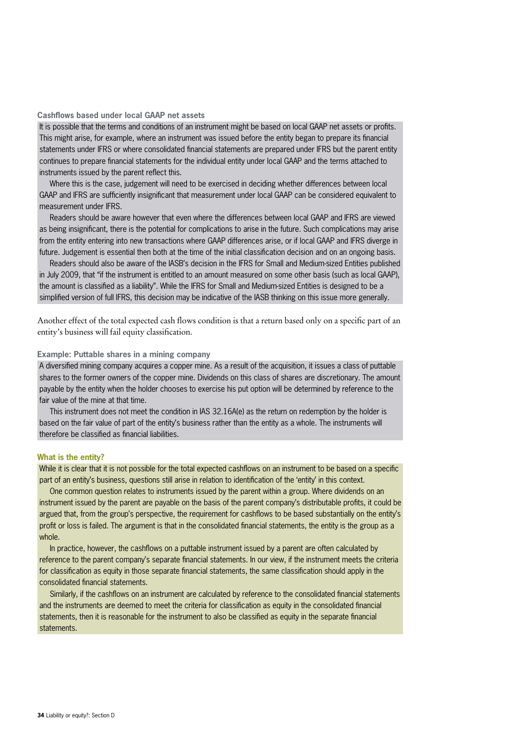**Cashflows based under local GAAP net assets**

It is possible that the terms and conditions of an instrument might be based on local GAAP net assets or profits. This might arise, for example, where an instrument was issued before the entity began to prepare its financial statements under IFRS or where consolidated financial statements are prepared under IFRS but the parent entity continues to prepare financial statements for the individual entity under local GAAP and the terms attached to instruments issued by the parent reflect this.

Where this is the case, judgement will need to be exercised in deciding whether differences between local GAAP and IFRS are sufficiently insignificant that measurement under local GAAP can be considered equivalent to measurement under IFRS.

Readers should be aware however that even where the differences between local GAAP and IFRS are viewed as being insignificant, there is the potential for complications to arise in the future. Such complications may arise from the entity entering into new transactions where GAAP differences arise, or if local GAAP and IFRS diverge in future. Judgement is essential then both at the time of the initial classification decision and on an ongoing basis.

Readers should also be aware of the IASB's decision in the IFRS for Small and Medium-sized Entities published in July 2009, that "if the instrument is entitled to an amount measured on some other basis (such as local GAAP), the amount is classified as a liability". While the IFRS for Small and Medium-sized Entities is designed to be a simplified version of full IFRS, this decision may be indicative of the IASB thinking on this issue more generally.

Another effect of the total expected cash flows condition is that a return based only on a specific part of an entity's business will fail equity classification.

**Example: Puttable shares in a mining company**

A diversified mining company acquires a copper mine. As a result of the acquisition, it issues a class of puttable shares to the former owners of the copper mine. Dividends on this class of shares are discretionary. The amount payable by the entity when the holder chooses to exercise his put option will be determined by reference to the fair value of the mine at that time.

This instrument does not meet the condition in IAS 32.16A(e) as the return on redemption by the holder is based on the fair value of part of the entity's business rather than the entity as a whole. The instruments will therefore be classified as financial liabilities.

**What is the entity?**

While it is clear that it is not possible for the total expected cashflows on an instrument to be based on a specific part of an entity's business, questions still arise in relation to identification of the 'entity' in this context.

One common question relates to instruments issued by the parent within a group. Where dividends on an instrument issued by the parent are payable on the basis of the parent company's distributable profits, it could be argued that, from the group's perspective, the requirement for cashflows to be based substantially on the entity's profit or loss is failed. The argument is that in the consolidated financial statements, the entity is the group as a whole.

In practice, however, the cashflows on a puttable instrument issued by a parent are often calculated by reference to the parent company's separate financial statements. In our view, if the instrument meets the criteria for classification as equity in those separate financial statements, the same classification should apply in the consolidated financial statements.

Similarly, if the cashflows on an instrument are calculated by reference to the consolidated financial statements and the instruments are deemed to meet the criteria for classification as equity in the consolidated financial statements, then it is reasonable for the instrument to also be classified as equity in the separate financial statements.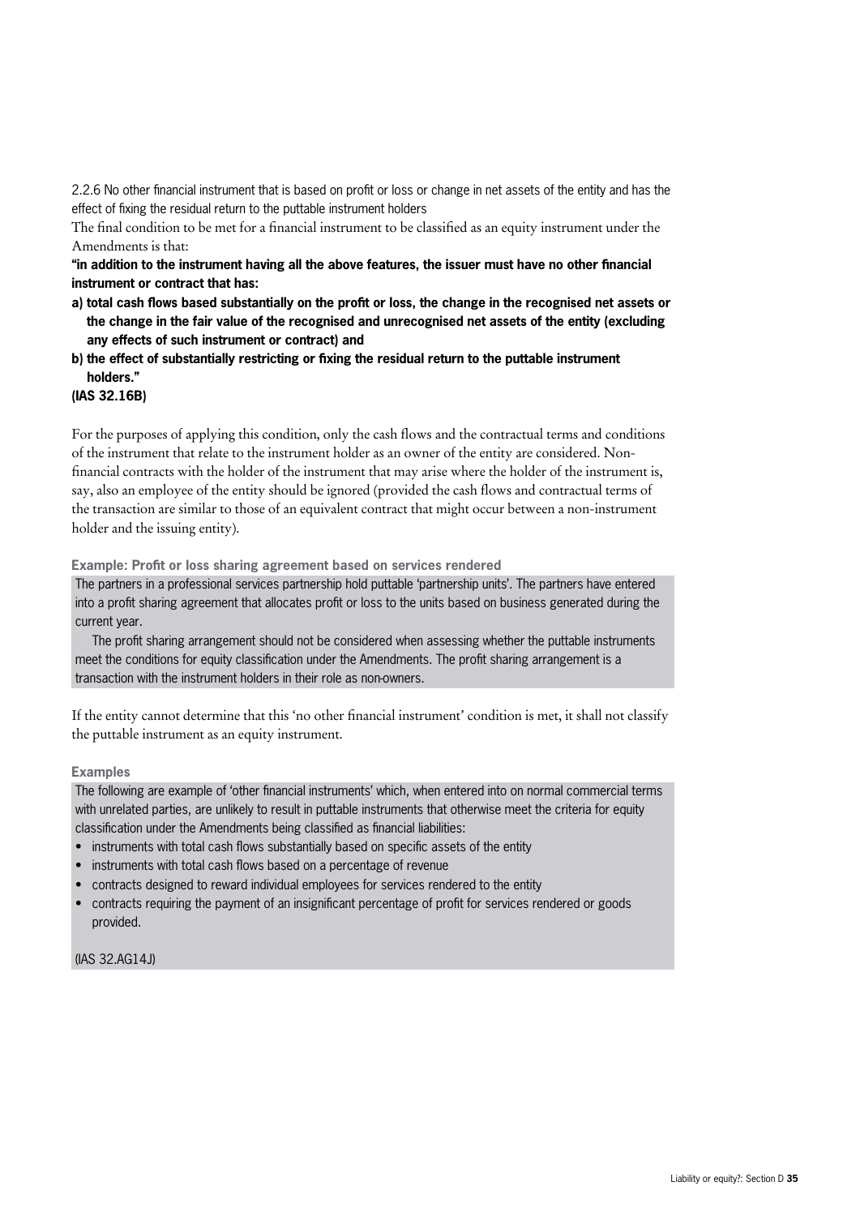### 2.2.6 No other financial instrument that is based on profit or loss or change in net assets of the entity and has the effect of fixing the residual return to the puttable instrument holders

The final condition to be met for a financial instrument to be classified as an equity instrument under the Amendments is that:

**"in addition to the instrument having all the above features, the issuer must have no other financial instrument or contract that has:**

**a) total cash flows based substantially on the profit or loss, the change in the recognised net assets or the change in the fair value of the recognised and unrecognised net assets of the entity (excluding any effects of such instrument or contract) and**

**b) the effect of substantially restricting or fixing the residual return to the puttable instrument holders."**

**(IAS 32.16B)**

For the purposes of applying this condition, only the cash flows and the contractual terms and conditions of the instrument that relate to the instrument holder as an owner of the entity are considered. Non-financial contracts with the holder of the instrument that may arise where the holder of the instrument is, say, also an employee of the entity should be ignored (provided the cash flows and contractual terms of the transaction are similar to those of an equivalent contract that might occur between a non-instrument holder and the issuing entity).

**Example: Profit or loss sharing agreement based on services rendered**

The partners in a professional services partnership hold puttable 'partnership units'. The partners have entered into a profit sharing agreement that allocates profit or loss to the units based on business generated during the current year.

The profit sharing arrangement should not be considered when assessing whether the puttable instruments meet the conditions for equity classification under the Amendments. The profit sharing arrangement is a transaction with the instrument holders in their role as non-owners.

If the entity cannot determine that this 'no other financial instrument' condition is met, it shall not classify the puttable instrument as an equity instrument.

**Examples**

The following are example of 'other financial instruments' which, when entered into on normal commercial terms with unrelated parties, are unlikely to result in puttable instruments that otherwise meet the criteria for equity classification under the Amendments being classified as financial liabilities:

- instruments with total cash flows substantially based on specific assets of the entity
- instruments with total cash flows based on a percentage of revenue
- contracts designed to reward individual employees for services rendered to the entity
- contracts requiring the payment of an insignificant percentage of profit for services rendered or goods provided.

(IAS 32.AG14J)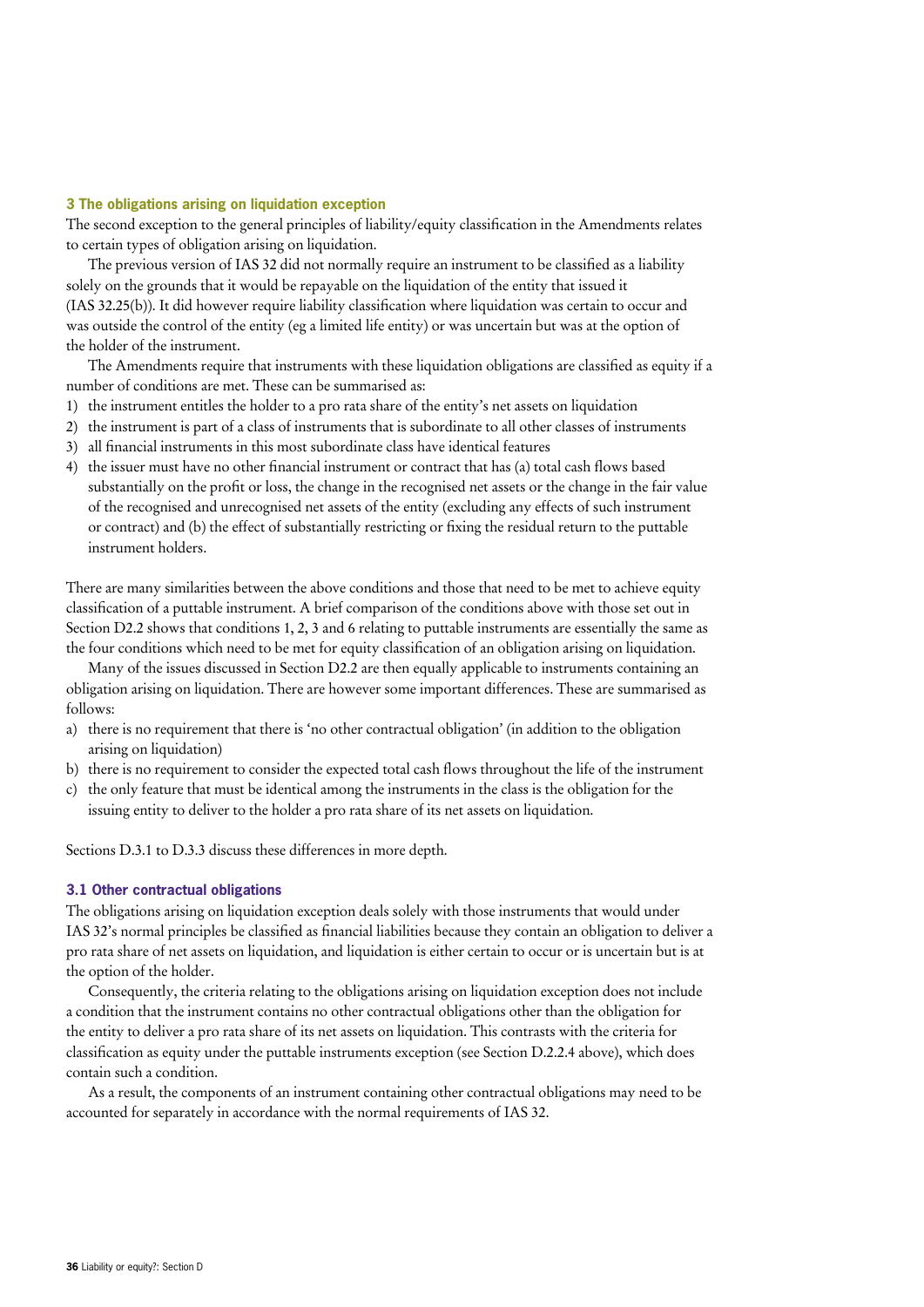## 3 The obligations arising on liquidation exception

The second exception to the general principles of liability/equity classification in the Amendments relates to certain types of obligation arising on liquidation.

The previous version of IAS 32 did not normally require an instrument to be classified as a liability solely on the grounds that it would be repayable on the liquidation of the entity that issued it (IAS 32.25(b)). It did however require liability classification where liquidation was certain to occur and was outside the control of the entity (eg a limited life entity) or was uncertain but was at the option of the holder of the instrument.

The Amendments require that instruments with these liquidation obligations are classified as equity if a number of conditions are met. These can be summarised as:

1) the instrument entitles the holder to a pro rata share of the entity's net assets on liquidation
2) the instrument is part of a class of instruments that is subordinate to all other classes of instruments
3) all financial instruments in this most subordinate class have identical features
4) the issuer must have no other financial instrument or contract that has (a) total cash flows based substantially on the profit or loss, the change in the recognised net assets or the change in the fair value of the recognised and unrecognised net assets of the entity (excluding any effects of such instrument or contract) and (b) the effect of substantially restricting or fixing the residual return to the puttable instrument holders.

There are many similarities between the above conditions and those that need to be met to achieve equity classification of a puttable instrument. A brief comparison of the conditions above with those set out in Section D2.2 shows that conditions 1, 2, 3 and 6 relating to puttable instruments are essentially the same as the four conditions which need to be met for equity classification of an obligation arising on liquidation.

Many of the issues discussed in Section D2.2 are then equally applicable to instruments containing an obligation arising on liquidation. There are however some important differences. These are summarised as follows:

a) there is no requirement that there is 'no other contractual obligation' (in addition to the obligation arising on liquidation)
b) there is no requirement to consider the expected total cash flows throughout the life of the instrument
c) the only feature that must be identical among the instruments in the class is the obligation for the issuing entity to deliver to the holder a pro rata share of its net assets on liquidation.

Sections D.3.1 to D.3.3 discuss these differences in more depth.

### 3.1 Other contractual obligations

The obligations arising on liquidation exception deals solely with those instruments that would under IAS 32's normal principles be classified as financial liabilities because they contain an obligation to deliver a pro rata share of net assets on liquidation, and liquidation is either certain to occur or is uncertain but is at the option of the holder.

Consequently, the criteria relating to the obligations arising on liquidation exception does not include a condition that the instrument contains no other contractual obligations other than the obligation for the entity to deliver a pro rata share of its net assets on liquidation. This contrasts with the criteria for classification as equity under the puttable instruments exception (see Section D.2.2.4 above), which does contain such a condition.

As a result, the components of an instrument containing other contractual obligations may need to be accounted for separately in accordance with the normal requirements of IAS 32.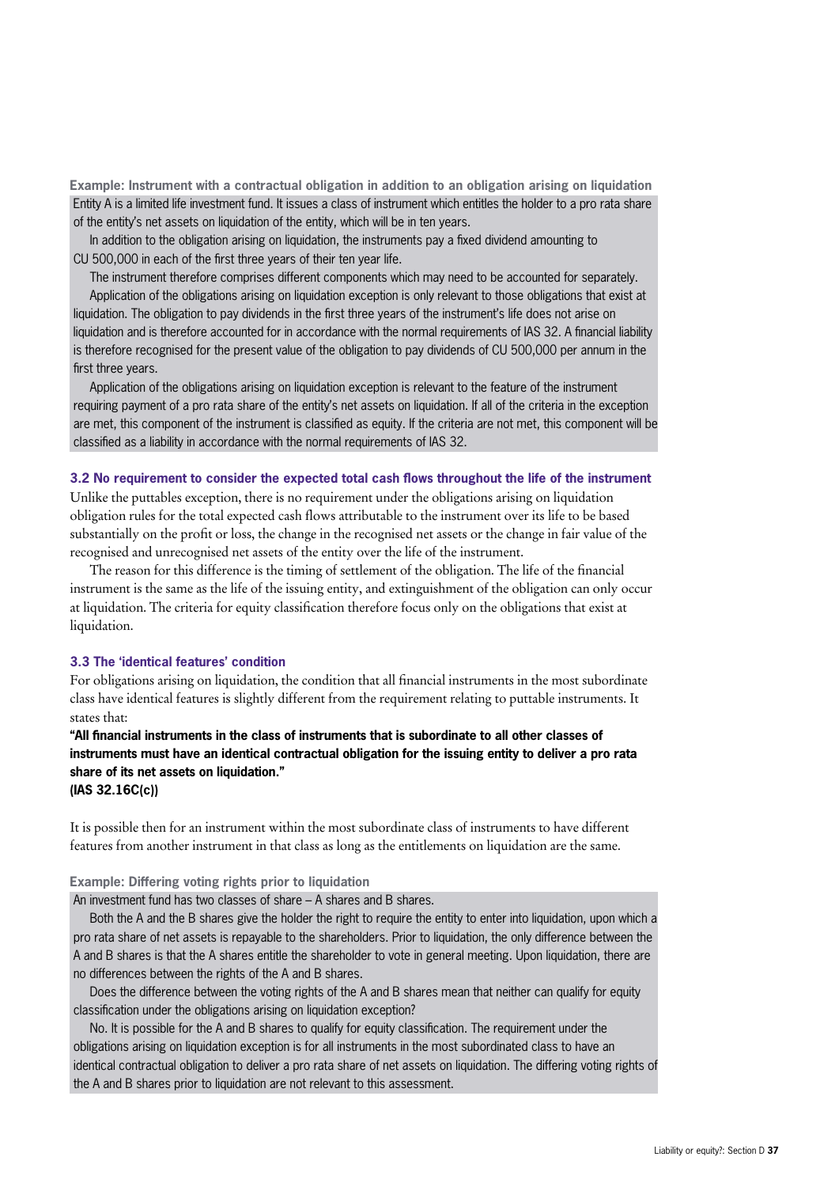**Example: Instrument with a contractual obligation in addition to an obligation arising on liquidation**

Entity A is a limited life investment fund. It issues a class of instrument which entitles the holder to a pro rata share of the entity's net assets on liquidation of the entity, which will be in ten years.

In addition to the obligation arising on liquidation, the instruments pay a fixed dividend amounting to CU 500,000 in each of the first three years of their ten year life.

The instrument therefore comprises different components which may need to be accounted for separately.

Application of the obligations arising on liquidation exception is only relevant to those obligations that exist at liquidation. The obligation to pay dividends in the first three years of the instrument's life does not arise on liquidation and is therefore accounted for in accordance with the normal requirements of IAS 32. A financial liability is therefore recognised for the present value of the obligation to pay dividends of CU 500,000 per annum in the first three years.

Application of the obligations arising on liquidation exception is relevant to the feature of the instrument requiring payment of a pro rata share of the entity's net assets on liquidation. If all of the criteria in the exception are met, this component of the instrument is classified as equity. If the criteria are not met, this component will be classified as a liability in accordance with the normal requirements of IAS 32.

### 3.2 No requirement to consider the expected total cash flows throughout the life of the instrument

Unlike the puttables exception, there is no requirement under the obligations arising on liquidation obligation rules for the total expected cash flows attributable to the instrument over its life to be based substantially on the profit or loss, the change in the recognised net assets or the change in fair value of the recognised and unrecognised net assets of the entity over the life of the instrument.

The reason for this difference is the timing of settlement of the obligation. The life of the financial instrument is the same as the life of the issuing entity, and extinguishment of the obligation can only occur at liquidation. The criteria for equity classification therefore focus only on the obligations that exist at liquidation.

### 3.3 The 'identical features' condition

For obligations arising on liquidation, the condition that all financial instruments in the most subordinate class have identical features is slightly different from the requirement relating to puttable instruments. It states that:

**"All financial instruments in the class of instruments that is subordinate to all other classes of instruments must have an identical contractual obligation for the issuing entity to deliver a pro rata share of its net assets on liquidation."**
**(IAS 32.16C(c))**

It is possible then for an instrument within the most subordinate class of instruments to have different features from another instrument in that class as long as the entitlements on liquidation are the same.

**Example: Differing voting rights prior to liquidation**

An investment fund has two classes of share – A shares and B shares.

Both the A and the B shares give the holder the right to require the entity to enter into liquidation, upon which a pro rata share of net assets is repayable to the shareholders. Prior to liquidation, the only difference between the A and B shares is that the A shares entitle the shareholder to vote in general meeting. Upon liquidation, there are no differences between the rights of the A and B shares.

Does the difference between the voting rights of the A and B shares mean that neither can qualify for equity classification under the obligations arising on liquidation exception?

No. It is possible for the A and B shares to qualify for equity classification. The requirement under the obligations arising on liquidation exception is for all instruments in the most subordinated class to have an identical contractual obligation to deliver a pro rata share of net assets on liquidation. The differing voting rights of the A and B shares prior to liquidation are not relevant to this assessment.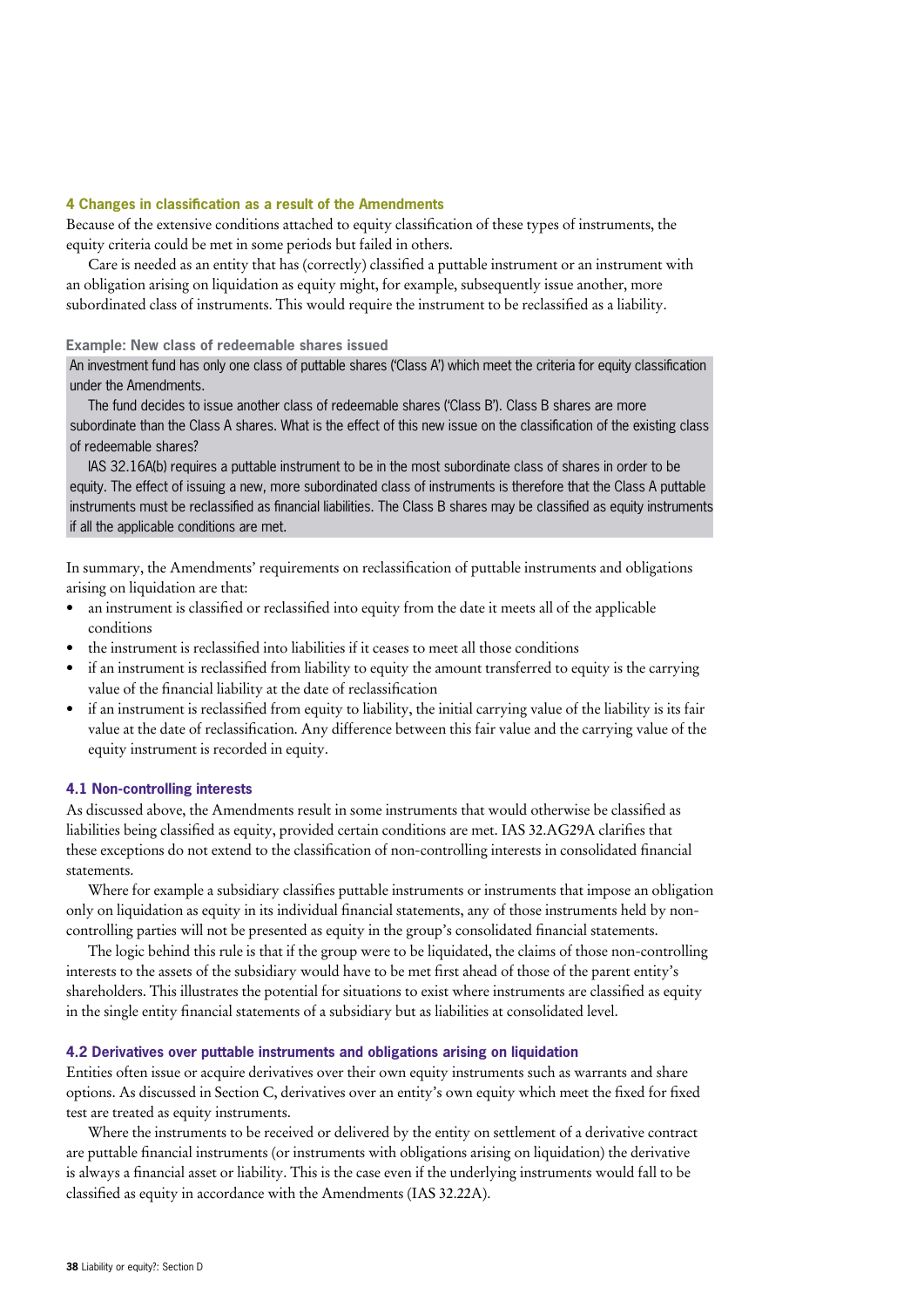## 4 Changes in classification as a result of the Amendments

Because of the extensive conditions attached to equity classification of these types of instruments, the equity criteria could be met in some periods but failed in others.

Care is needed as an entity that has (correctly) classified a puttable instrument or an instrument with an obligation arising on liquidation as equity might, for example, subsequently issue another, more subordinated class of instruments. This would require the instrument to be reclassified as a liability.

**Example: New class of redeemable shares issued**

An investment fund has only one class of puttable shares ('Class A') which meet the criteria for equity classification under the Amendments.

The fund decides to issue another class of redeemable shares ('Class B'). Class B shares are more subordinate than the Class A shares. What is the effect of this new issue on the classification of the existing class of redeemable shares?

IAS 32.16A(b) requires a puttable instrument to be in the most subordinate class of shares in order to be equity. The effect of issuing a new, more subordinated class of instruments is therefore that the Class A puttable instruments must be reclassified as financial liabilities. The Class B shares may be classified as equity instruments if all the applicable conditions are met.

In summary, the Amendments' requirements on reclassification of puttable instruments and obligations arising on liquidation are that:

- an instrument is classified or reclassified into equity from the date it meets all of the applicable conditions
- the instrument is reclassified into liabilities if it ceases to meet all those conditions
- if an instrument is reclassified from liability to equity the amount transferred to equity is the carrying value of the financial liability at the date of reclassification
- if an instrument is reclassified from equity to liability, the initial carrying value of the liability is its fair value at the date of reclassification. Any difference between this fair value and the carrying value of the equity instrument is recorded in equity.

### 4.1 Non-controlling interests

As discussed above, the Amendments result in some instruments that would otherwise be classified as liabilities being classified as equity, provided certain conditions are met. IAS 32.AG29A clarifies that these exceptions do not extend to the classification of non-controlling interests in consolidated financial statements.

Where for example a subsidiary classifies puttable instruments or instruments that impose an obligation only on liquidation as equity in its individual financial statements, any of those instruments held by non-controlling parties will not be presented as equity in the group's consolidated financial statements.

The logic behind this rule is that if the group were to be liquidated, the claims of those non-controlling interests to the assets of the subsidiary would have to be met first ahead of those of the parent entity's shareholders. This illustrates the potential for situations to exist where instruments are classified as equity in the single entity financial statements of a subsidiary but as liabilities at consolidated level.

### 4.2 Derivatives over puttable instruments and obligations arising on liquidation

Entities often issue or acquire derivatives over their own equity instruments such as warrants and share options. As discussed in Section C, derivatives over an entity's own equity which meet the fixed for fixed test are treated as equity instruments.

Where the instruments to be received or delivered by the entity on settlement of a derivative contract are puttable financial instruments (or instruments with obligations arising on liquidation) the derivative is always a financial asset or liability. This is the case even if the underlying instruments would fall to be classified as equity in accordance with the Amendments (IAS 32.22A).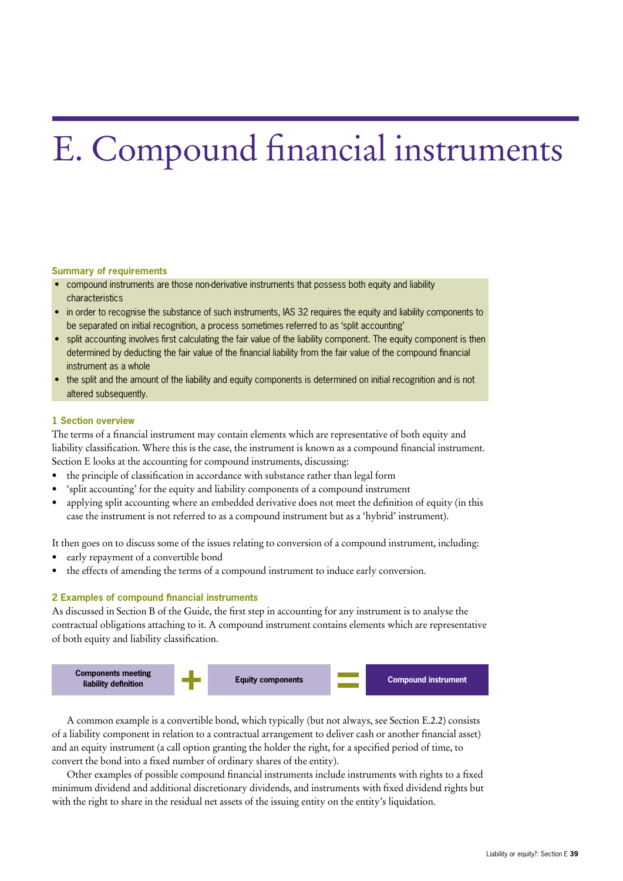# E. Compound financial instruments

**Summary of requirements**

- compound instruments are those non-derivative instruments that possess both equity and liability characteristics
- in order to recognise the substance of such instruments, IAS 32 requires the equity and liability components to be separated on initial recognition, a process sometimes referred to as 'split accounting'
- split accounting involves first calculating the fair value of the liability component. The equity component is then determined by deducting the fair value of the financial liability from the fair value of the compound financial instrument as a whole
- the split and the amount of the liability and equity components is determined on initial recognition and is not altered subsequently.

**1 Section overview**

The terms of a financial instrument may contain elements which are representative of both equity and liability classification. Where this is the case, the instrument is known as a compound financial instrument. Section E looks at the accounting for compound instruments, discussing:

- the principle of classification in accordance with substance rather than legal form
- 'split accounting' for the equity and liability components of a compound instrument
- applying split accounting where an embedded derivative does not meet the definition of equity (in this case the instrument is not referred to as a compound instrument but as a 'hybrid' instrument).

It then goes on to discuss some of the issues relating to conversion of a compound instrument, including:

- early repayment of a convertible bond
- the effects of amending the terms of a compound instrument to induce early conversion.

**2 Examples of compound financial instruments**

As discussed in Section B of the Guide, the first step in accounting for any instrument is to analyse the contractual obligations attaching to it. A compound instrument contains elements which are representative of both equity and liability classification.

**Components meeting liability definition** + **Equity components** = **Compound instrument**

A common example is a convertible bond, which typically (but not always, see Section E.2.2) consists of a liability component in relation to a contractual arrangement to deliver cash or another financial asset) and an equity instrument (a call option granting the holder the right, for a specified period of time, to convert the bond into a fixed number of ordinary shares of the entity).

Other examples of possible compound financial instruments include instruments with rights to a fixed minimum dividend and additional discretionary dividends, and instruments with fixed dividend rights but with the right to share in the residual net assets of the issuing entity on the entity's liquidation.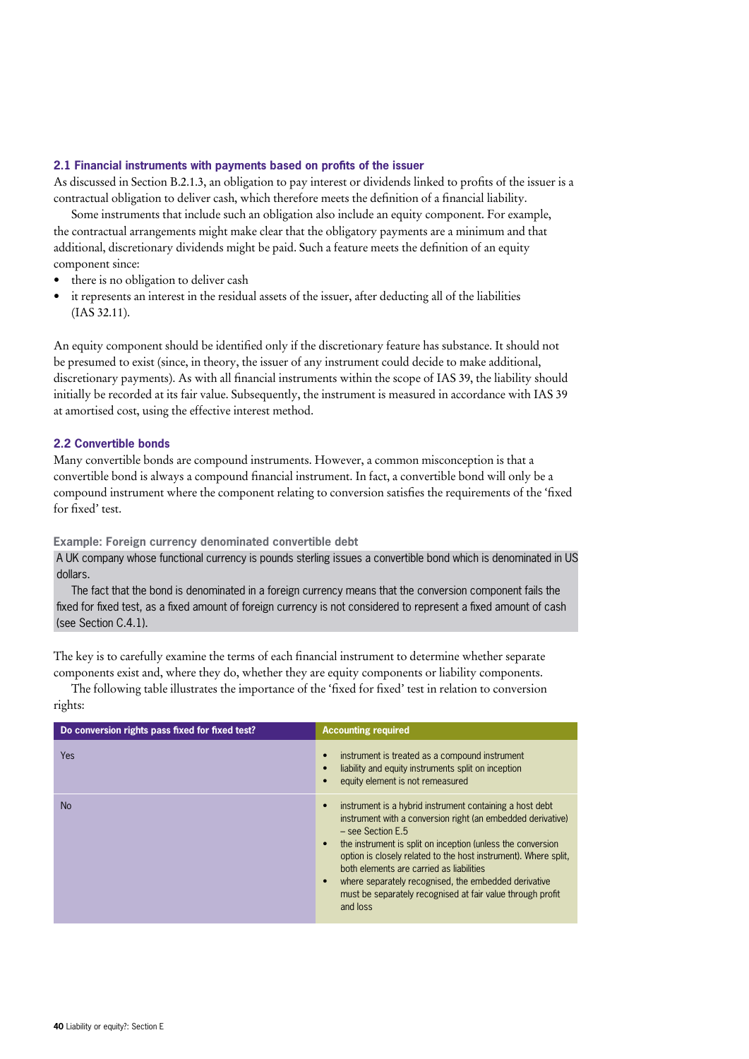### 2.1 Financial instruments with payments based on profits of the issuer

As discussed in Section B.2.1.3, an obligation to pay interest or dividends linked to profits of the issuer is a contractual obligation to deliver cash, which therefore meets the definition of a financial liability.

Some instruments that include such an obligation also include an equity component. For example, the contractual arrangements might make clear that the obligatory payments are a minimum and that additional, discretionary dividends might be paid. Such a feature meets the definition of an equity component since:

- there is no obligation to deliver cash
- it represents an interest in the residual assets of the issuer, after deducting all of the liabilities (IAS 32.11).

An equity component should be identified only if the discretionary feature has substance. It should not be presumed to exist (since, in theory, the issuer of any instrument could decide to make additional, discretionary payments). As with all financial instruments within the scope of IAS 39, the liability should initially be recorded at its fair value. Subsequently, the instrument is measured in accordance with IAS 39 at amortised cost, using the effective interest method.

### 2.2 Convertible bonds

Many convertible bonds are compound instruments. However, a common misconception is that a convertible bond is always a compound financial instrument. In fact, a convertible bond will only be a compound instrument where the component relating to conversion satisfies the requirements of the 'fixed for fixed' test.

**Example: Foreign currency denominated convertible debt**

A UK company whose functional currency is pounds sterling issues a convertible bond which is denominated in US dollars.

The fact that the bond is denominated in a foreign currency means that the conversion component fails the fixed for fixed test, as a fixed amount of foreign currency is not considered to represent a fixed amount of cash (see Section C.4.1).

The key is to carefully examine the terms of each financial instrument to determine whether separate components exist and, where they do, whether they are equity components or liability components.

The following table illustrates the importance of the 'fixed for fixed' test in relation to conversion rights:

| Do conversion rights pass fixed for fixed test? | Accounting required |
|---|---|
| Yes | • instrument is treated as a compound instrument<br>• liability and equity instruments split on inception<br>• equity element is not remeasured |
| No | • instrument is a hybrid instrument containing a host debt instrument with a conversion right (an embedded derivative) – see Section E.5<br>• the instrument is split on inception (unless the conversion option is closely related to the host instrument). Where split, both elements are carried as liabilities<br>• where separately recognised, the embedded derivative must be separately recognised at fair value through profit and loss |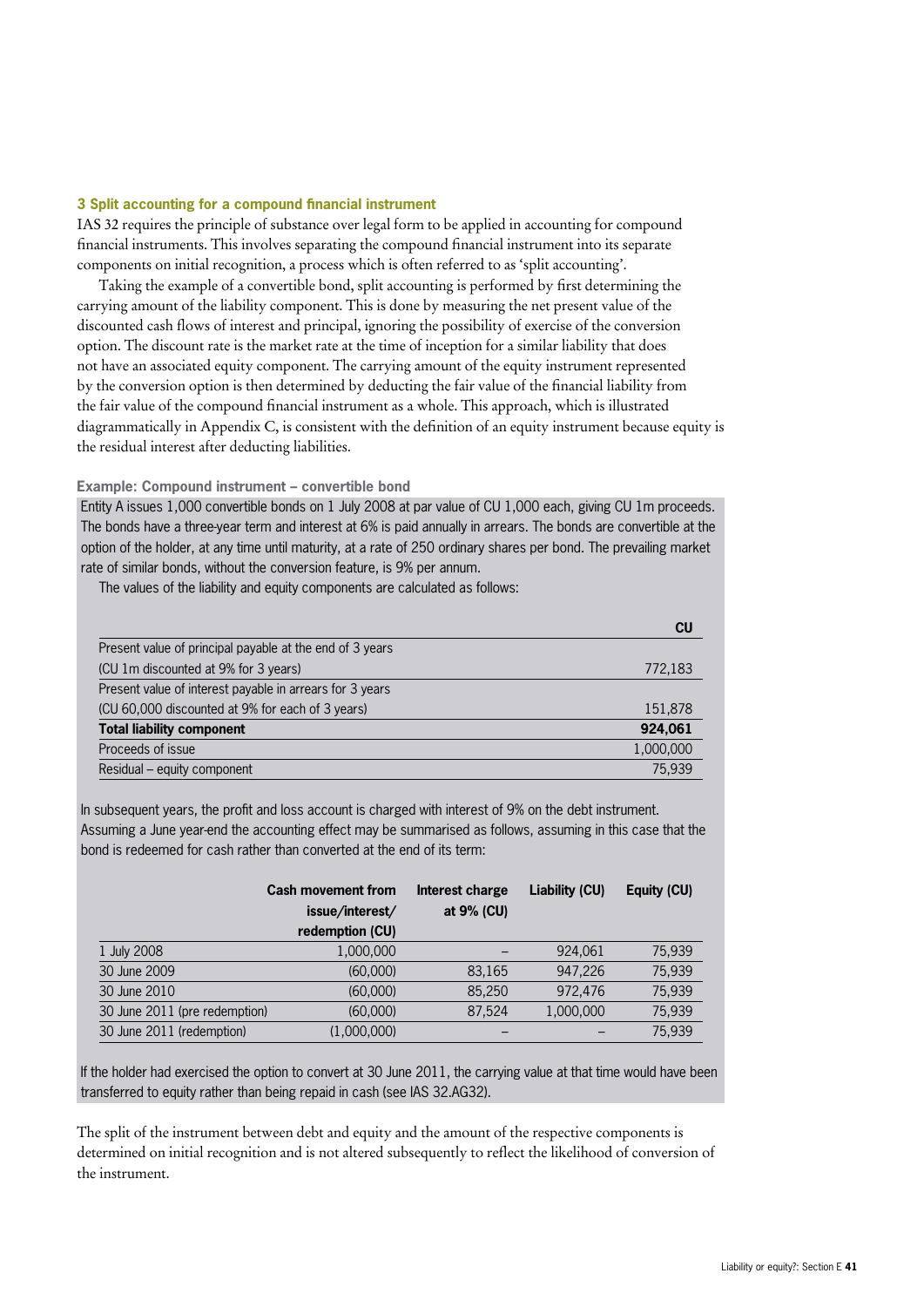### 3 Split accounting for a compound financial instrument

IAS 32 requires the principle of substance over legal form to be applied in accounting for compound financial instruments. This involves separating the compound financial instrument into its separate components on initial recognition, a process which is often referred to as 'split accounting'.

Taking the example of a convertible bond, split accounting is performed by first determining the carrying amount of the liability component. This is done by measuring the net present value of the discounted cash flows of interest and principal, ignoring the possibility of exercise of the conversion option. The discount rate is the market rate at the time of inception for a similar liability that does not have an associated equity component. The carrying amount of the equity instrument represented by the conversion option is then determined by deducting the fair value of the financial liability from the fair value of the compound financial instrument as a whole. This approach, which is illustrated diagrammatically in Appendix C, is consistent with the definition of an equity instrument because equity is the residual interest after deducting liabilities.

**Example: Compound instrument – convertible bond**

Entity A issues 1,000 convertible bonds on 1 July 2008 at par value of CU 1,000 each, giving CU 1m proceeds. The bonds have a three-year term and interest at 6% is paid annually in arrears. The bonds are convertible at the option of the holder, at any time until maturity, at a rate of 250 ordinary shares per bond. The prevailing market rate of similar bonds, without the conversion feature, is 9% per annum.

The values of the liability and equity components are calculated as follows:

| | CU |
|---|---|
| Present value of principal payable at the end of 3 years (CU 1m discounted at 9% for 3 years) | 772,183 |
| Present value of interest payable in arrears for 3 years (CU 60,000 discounted at 9% for each of 3 years) | 151,878 |
| **Total liability component** | **924,061** |
| Proceeds of issue | 1,000,000 |
| Residual – equity component | 75,939 |

In subsequent years, the profit and loss account is charged with interest of 9% on the debt instrument. Assuming a June year-end the accounting effect may be summarised as follows, assuming in this case that the bond is redeemed for cash rather than converted at the end of its term:

| | Cash movement from issue/interest/ redemption (CU) | Interest charge at 9% (CU) | Liability (CU) | Equity (CU) |
|---|---|---|---|---|
| 1 July 2008 | 1,000,000 | – | 924,061 | 75,939 |
| 30 June 2009 | (60,000) | 83,165 | 947,226 | 75,939 |
| 30 June 2010 | (60,000) | 85,250 | 972,476 | 75,939 |
| 30 June 2011 (pre redemption) | (60,000) | 87,524 | 1,000,000 | 75,939 |
| 30 June 2011 (redemption) | (1,000,000) | – | – | 75,939 |

If the holder had exercised the option to convert at 30 June 2011, the carrying value at that time would have been transferred to equity rather than being repaid in cash (see IAS 32.AG32).

The split of the instrument between debt and equity and the amount of the respective components is determined on initial recognition and is not altered subsequently to reflect the likelihood of conversion of the instrument.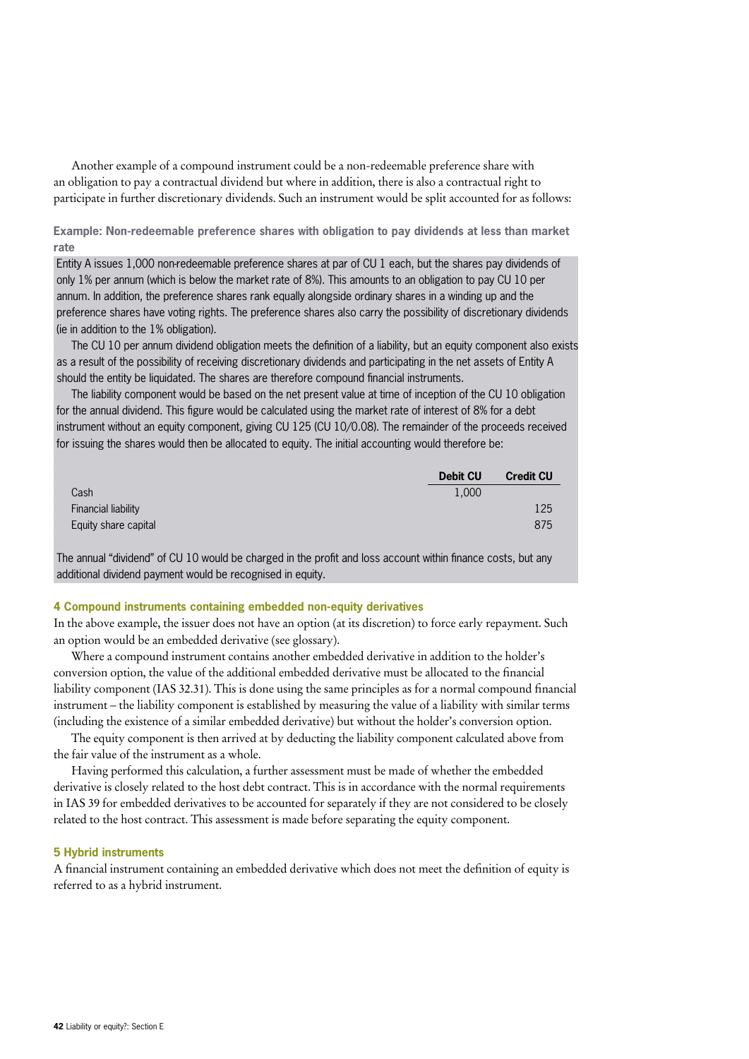Another example of a compound instrument could be a non-redeemable preference share with an obligation to pay a contractual dividend but where in addition, there is also a contractual right to participate in further discretionary dividends. Such an instrument would be split accounted for as follows:

**Example: Non-redeemable preference shares with obligation to pay dividends at less than market rate**

Entity A issues 1,000 non-redeemable preference shares at par of CU 1 each, but the shares pay dividends of only 1% per annum (which is below the market rate of 8%). This amounts to an obligation to pay CU 10 per annum. In addition, the preference shares rank equally alongside ordinary shares in a winding up and the preference shares have voting rights. The preference shares also carry the possibility of discretionary dividends (ie in addition to the 1% obligation).

The CU 10 per annum dividend obligation meets the definition of a liability, but an equity component also exists as a result of the possibility of receiving discretionary dividends and participating in the net assets of Entity A should the entity be liquidated. The shares are therefore compound financial instruments.

The liability component would be based on the net present value at time of inception of the CU 10 obligation for the annual dividend. This figure would be calculated using the market rate of interest of 8% for a debt instrument without an equity component, giving CU 125 (CU 10/0.08). The remainder of the proceeds received for issuing the shares would then be allocated to equity. The initial accounting would therefore be:

| | Debit CU | Credit CU |
|---|---|---|
| Cash | 1,000 | |
| Financial liability | | 125 |
| Equity share capital | | 875 |

The annual "dividend" of CU 10 would be charged in the profit and loss account within finance costs, but any additional dividend payment would be recognised in equity.

## 4 Compound instruments containing embedded non-equity derivatives

In the above example, the issuer does not have an option (at its discretion) to force early repayment. Such an option would be an embedded derivative (see glossary).

Where a compound instrument contains another embedded derivative in addition to the holder's conversion option, the value of the additional embedded derivative must be allocated to the financial liability component (IAS 32.31). This is done using the same principles as for a normal compound financial instrument – the liability component is established by measuring the value of a liability with similar terms (including the existence of a similar embedded derivative) but without the holder's conversion option.

The equity component is then arrived at by deducting the liability component calculated above from the fair value of the instrument as a whole.

Having performed this calculation, a further assessment must be made of whether the embedded derivative is closely related to the host debt contract. This is in accordance with the normal requirements in IAS 39 for embedded derivatives to be accounted for separately if they are not considered to be closely related to the host contract. This assessment is made before separating the equity component.

## 5 Hybrid instruments

A financial instrument containing an embedded derivative which does not meet the definition of equity is referred to as a hybrid instrument.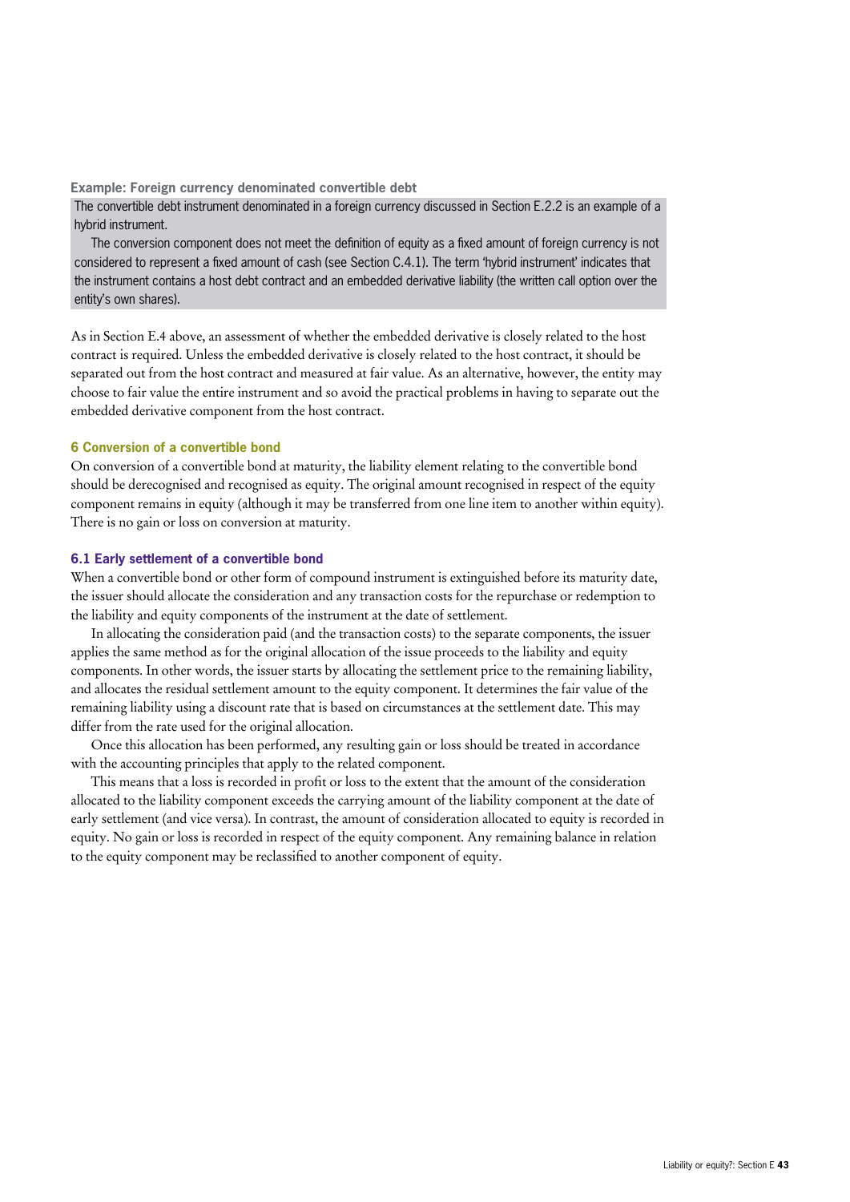**Example: Foreign currency denominated convertible debt**

The convertible debt instrument denominated in a foreign currency discussed in Section E.2.2 is an example of a hybrid instrument.

The conversion component does not meet the definition of equity as a fixed amount of foreign currency is not considered to represent a fixed amount of cash (see Section C.4.1). The term 'hybrid instrument' indicates that the instrument contains a host debt contract and an embedded derivative liability (the written call option over the entity's own shares).

As in Section E.4 above, an assessment of whether the embedded derivative is closely related to the host contract is required. Unless the embedded derivative is closely related to the host contract, it should be separated out from the host contract and measured at fair value. As an alternative, however, the entity may choose to fair value the entire instrument and so avoid the practical problems in having to separate out the embedded derivative component from the host contract.

### 6 Conversion of a convertible bond

On conversion of a convertible bond at maturity, the liability element relating to the convertible bond should be derecognised and recognised as equity. The original amount recognised in respect of the equity component remains in equity (although it may be transferred from one line item to another within equity). There is no gain or loss on conversion at maturity.

#### 6.1 Early settlement of a convertible bond

When a convertible bond or other form of compound instrument is extinguished before its maturity date, the issuer should allocate the consideration and any transaction costs for the repurchase or redemption to the liability and equity components of the instrument at the date of settlement.

In allocating the consideration paid (and the transaction costs) to the separate components, the issuer applies the same method as for the original allocation of the issue proceeds to the liability and equity components. In other words, the issuer starts by allocating the settlement price to the remaining liability, and allocates the residual settlement amount to the equity component. It determines the fair value of the remaining liability using a discount rate that is based on circumstances at the settlement date. This may differ from the rate used for the original allocation.

Once this allocation has been performed, any resulting gain or loss should be treated in accordance with the accounting principles that apply to the related component.

This means that a loss is recorded in profit or loss to the extent that the amount of the consideration allocated to the liability component exceeds the carrying amount of the liability component at the date of early settlement (and vice versa). In contrast, the amount of consideration allocated to equity is recorded in equity. No gain or loss is recorded in respect of the equity component. Any remaining balance in relation to the equity component may be reclassified to another component of equity.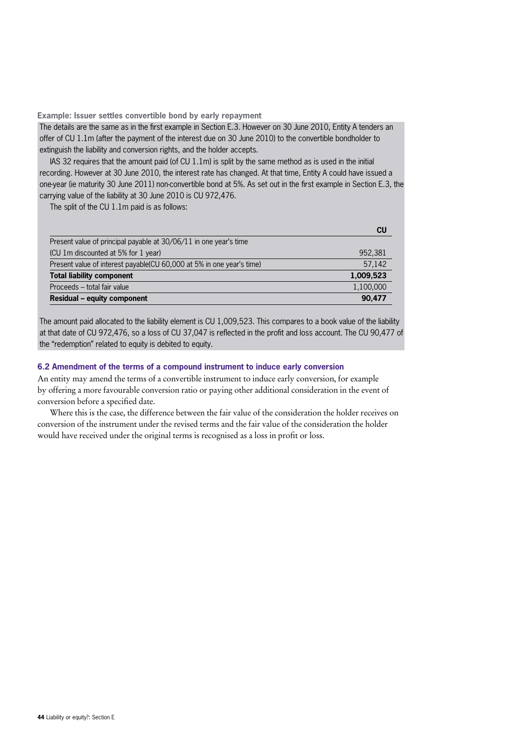**Example: Issuer settles convertible bond by early repayment**

The details are the same as in the first example in Section E.3. However on 30 June 2010, Entity A tenders an offer of CU 1.1m (after the payment of the interest due on 30 June 2010) to the convertible bondholder to extinguish the liability and conversion rights, and the holder accepts.

IAS 32 requires that the amount paid (of CU 1.1m) is split by the same method as is used in the initial recording. However at 30 June 2010, the interest rate has changed. At that time, Entity A could have issued a one-year (ie maturity 30 June 2011) non-convertible bond at 5%. As set out in the first example in Section E.3, the carrying value of the liability at 30 June 2010 is CU 972,476.

The split of the CU 1.1m paid is as follows:

| | CU |
|---|---|
| Present value of principal payable at 30/06/11 in one year's time (CU 1m discounted at 5% for 1 year) | 952,381 |
| Present value of interest payable(CU 60,000 at 5% in one year's time) | 57,142 |
| **Total liability component** | **1,009,523** |
| Proceeds – total fair value | 1,100,000 |
| **Residual – equity component** | **90,477** |

The amount paid allocated to the liability element is CU 1,009,523. This compares to a book value of the liability at that date of CU 972,476, so a loss of CU 37,047 is reflected in the profit and loss account. The CU 90,477 of the "redemption" related to equity is debited to equity.

### 6.2 Amendment of the terms of a compound instrument to induce early conversion

An entity may amend the terms of a convertible instrument to induce early conversion, for example by offering a more favourable conversion ratio or paying other additional consideration in the event of conversion before a specified date.

Where this is the case, the difference between the fair value of the consideration the holder receives on conversion of the instrument under the revised terms and the fair value of the consideration the holder would have received under the original terms is recognised as a loss in profit or loss.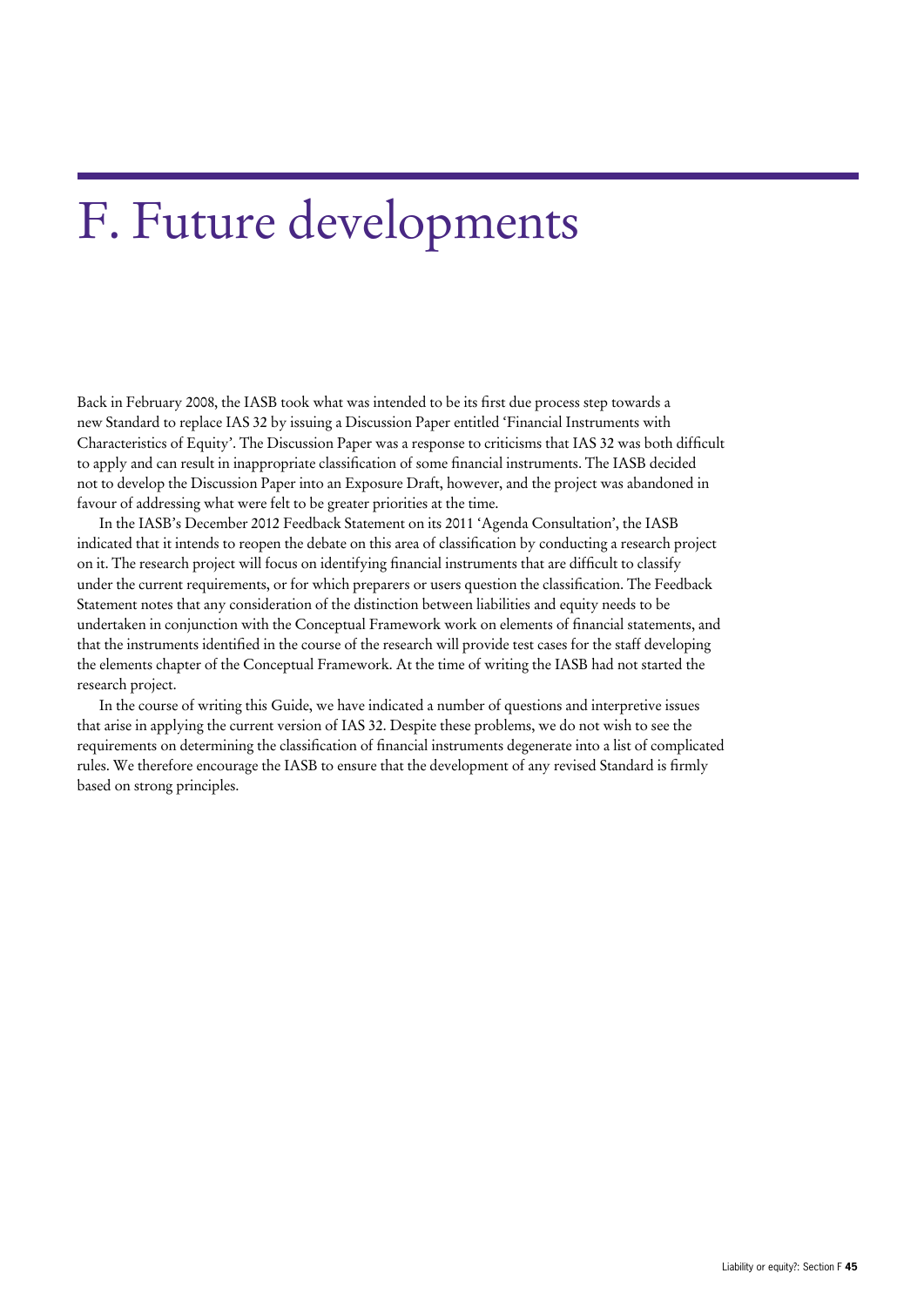# F. Future developments

Back in February 2008, the IASB took what was intended to be its first due process step towards a new Standard to replace IAS 32 by issuing a Discussion Paper entitled 'Financial Instruments with Characteristics of Equity'. The Discussion Paper was a response to criticisms that IAS 32 was both difficult to apply and can result in inappropriate classification of some financial instruments. The IASB decided not to develop the Discussion Paper into an Exposure Draft, however, and the project was abandoned in favour of addressing what were felt to be greater priorities at the time.

In the IASB's December 2012 Feedback Statement on its 2011 'Agenda Consultation', the IASB indicated that it intends to reopen the debate on this area of classification by conducting a research project on it. The research project will focus on identifying financial instruments that are difficult to classify under the current requirements, or for which preparers or users question the classification. The Feedback Statement notes that any consideration of the distinction between liabilities and equity needs to be undertaken in conjunction with the Conceptual Framework work on elements of financial statements, and that the instruments identified in the course of the research will provide test cases for the staff developing the elements chapter of the Conceptual Framework. At the time of writing the IASB had not started the research project.

In the course of writing this Guide, we have indicated a number of questions and interpretive issues that arise in applying the current version of IAS 32. Despite these problems, we do not wish to see the requirements on determining the classification of financial instruments degenerate into a list of complicated rules. We therefore encourage the IASB to ensure that the development of any revised Standard is firmly based on strong principles.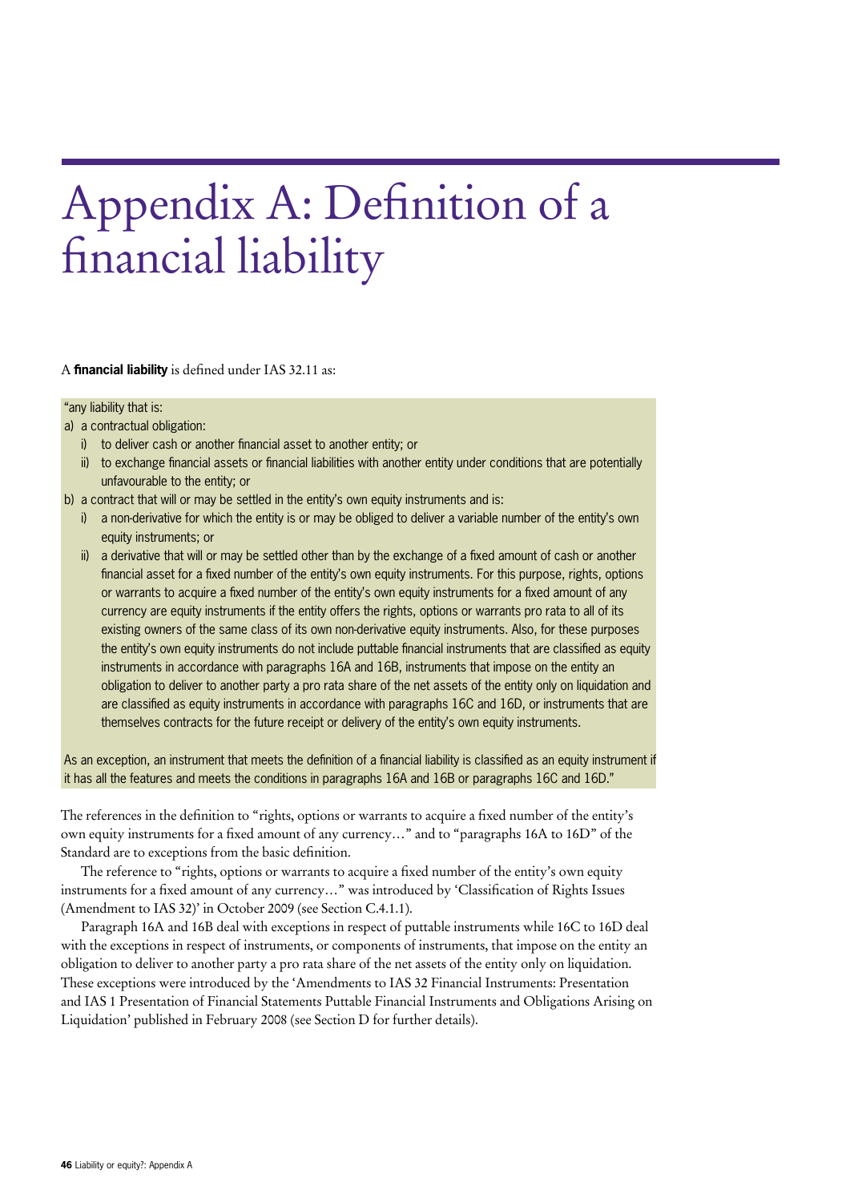# Appendix A: Definition of a financial liability

A **financial liability** is defined under IAS 32.11 as:

"any liability that is:

a) a contractual obligation:
   i) to deliver cash or another financial asset to another entity; or
   ii) to exchange financial assets or financial liabilities with another entity under conditions that are potentially unfavourable to the entity; or

b) a contract that will or may be settled in the entity's own equity instruments and is:
   i) a non-derivative for which the entity is or may be obliged to deliver a variable number of the entity's own equity instruments; or
   ii) a derivative that will or may be settled other than by the exchange of a fixed amount of cash or another financial asset for a fixed number of the entity's own equity instruments. For this purpose, rights, options or warrants to acquire a fixed number of the entity's own equity instruments for a fixed amount of any currency are equity instruments if the entity offers the rights, options or warrants pro rata to all of its existing owners of the same class of its own non-derivative equity instruments. Also, for these purposes the entity's own equity instruments do not include puttable financial instruments that are classified as equity instruments in accordance with paragraphs 16A and 16B, instruments that impose on the entity an obligation to deliver to another party a pro rata share of the net assets of the entity only on liquidation and are classified as equity instruments in accordance with paragraphs 16C and 16D, or instruments that are themselves contracts for the future receipt or delivery of the entity's own equity instruments.

As an exception, an instrument that meets the definition of a financial liability is classified as an equity instrument if it has all the features and meets the conditions in paragraphs 16A and 16B or paragraphs 16C and 16D."

The references in the definition to "rights, options or warrants to acquire a fixed number of the entity's own equity instruments for a fixed amount of any currency…" and to "paragraphs 16A to 16D" of the Standard are to exceptions from the basic definition.

The reference to "rights, options or warrants to acquire a fixed number of the entity's own equity instruments for a fixed amount of any currency…" was introduced by 'Classification of Rights Issues (Amendment to IAS 32)' in October 2009 (see Section C.4.1.1).

Paragraph 16A and 16B deal with exceptions in respect of puttable instruments while 16C to 16D deal with the exceptions in respect of instruments, or components of instruments, that impose on the entity an obligation to deliver to another party a pro rata share of the net assets of the entity only on liquidation. These exceptions were introduced by the 'Amendments to IAS 32 Financial Instruments: Presentation and IAS 1 Presentation of Financial Statements Puttable Financial Instruments and Obligations Arising on Liquidation' published in February 2008 (see Section D for further details).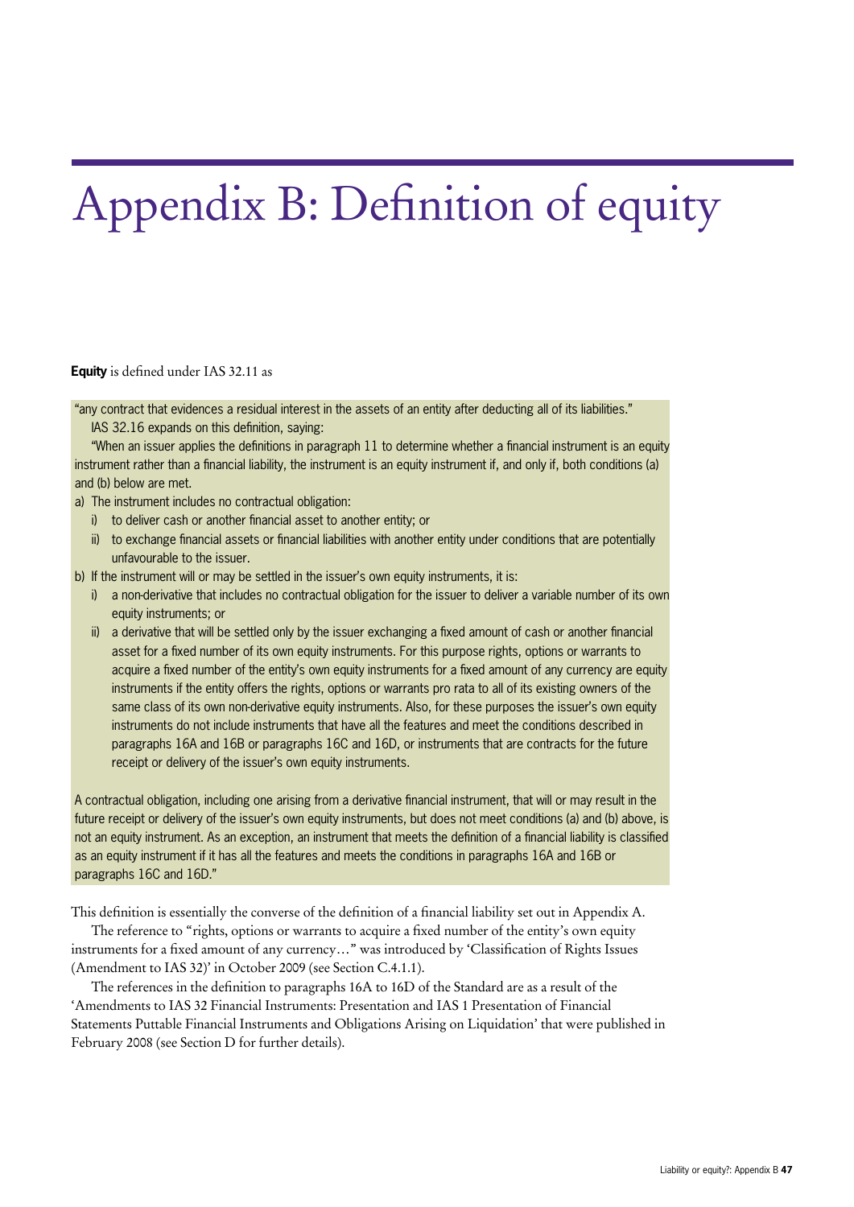# Appendix B: Definition of equity

**Equity** is defined under IAS 32.11 as

"any contract that evidences a residual interest in the assets of an entity after deducting all of its liabilities."

IAS 32.16 expands on this definition, saying:

"When an issuer applies the definitions in paragraph 11 to determine whether a financial instrument is an equity instrument rather than a financial liability, the instrument is an equity instrument if, and only if, both conditions (a) and (b) below are met.

a) The instrument includes no contractual obligation:
   i) to deliver cash or another financial asset to another entity; or
   ii) to exchange financial assets or financial liabilities with another entity under conditions that are potentially unfavourable to the issuer.
b) If the instrument will or may be settled in the issuer's own equity instruments, it is:
   i) a non-derivative that includes no contractual obligation for the issuer to deliver a variable number of its own equity instruments; or
   ii) a derivative that will be settled only by the issuer exchanging a fixed amount of cash or another financial asset for a fixed number of its own equity instruments. For this purpose rights, options or warrants to acquire a fixed number of the entity's own equity instruments for a fixed amount of any currency are equity instruments if the entity offers the rights, options or warrants pro rata to all of its existing owners of the same class of its own non-derivative equity instruments. Also, for these purposes the issuer's own equity instruments do not include instruments that have all the features and meet the conditions described in paragraphs 16A and 16B or paragraphs 16C and 16D, or instruments that are contracts for the future receipt or delivery of the issuer's own equity instruments.

A contractual obligation, including one arising from a derivative financial instrument, that will or may result in the future receipt or delivery of the issuer's own equity instruments, but does not meet conditions (a) and (b) above, is not an equity instrument. As an exception, an instrument that meets the definition of a financial liability is classified as an equity instrument if it has all the features and meets the conditions in paragraphs 16A and 16B or paragraphs 16C and 16D."

This definition is essentially the converse of the definition of a financial liability set out in Appendix A.

The reference to "rights, options or warrants to acquire a fixed number of the entity's own equity instruments for a fixed amount of any currency…" was introduced by 'Classification of Rights Issues (Amendment to IAS 32)' in October 2009 (see Section C.4.1.1).

The references in the definition to paragraphs 16A to 16D of the Standard are as a result of the 'Amendments to IAS 32 Financial Instruments: Presentation and IAS 1 Presentation of Financial Statements Puttable Financial Instruments and Obligations Arising on Liquidation' that were published in February 2008 (see Section D for further details).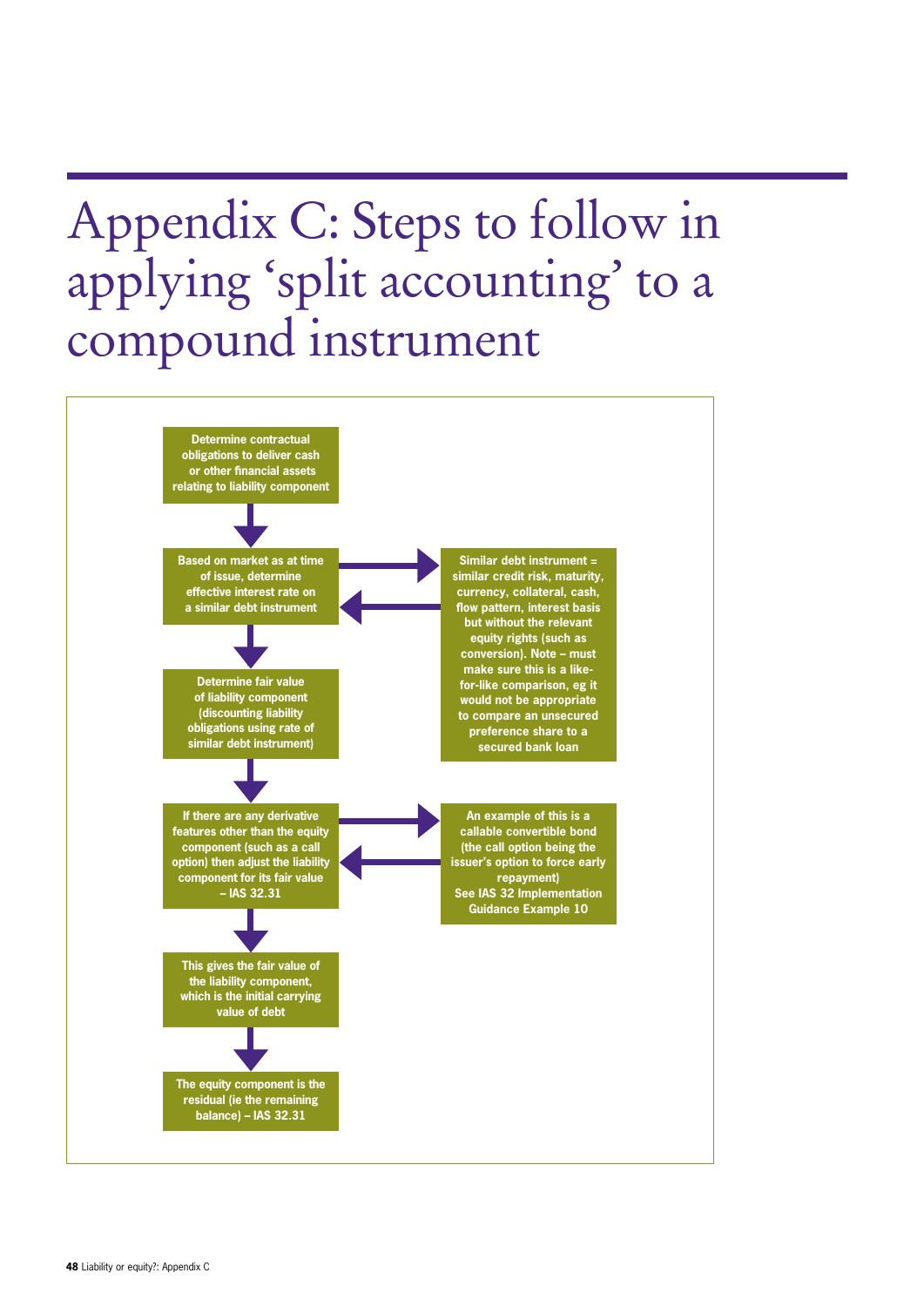# Appendix C: Steps to follow in applying 'split accounting' to a compound instrument

**Determine contractual obligations to deliver cash or other financial assets relating to liability component**

↓

**Based on market as at time of issue, determine effective interest rate on a similar debt instrument**

↔ **Similar debt instrument = similar credit risk, maturity, currency, collateral, cash, flow pattern, interest basis but without the relevant equity rights (such as conversion). Note – must make sure this is a like-for-like comparison, eg it would not be appropriate to compare an unsecured preference share to a secured bank loan**

↓

**Determine fair value of liability component (discounting liability obligations using rate of similar debt instrument)**

↓

**If there are any derivative features other than the equity component (such as a call option) then adjust the liability component for its fair value – IAS 32.31**

↔ **An example of this is a callable convertible bond (the call option being the issuer's option to force early repayment) See IAS 32 Implementation Guidance Example 10**

↓

**This gives the fair value of the liability component, which is the initial carrying value of debt**

↓

**The equity component is the residual (ie the remaining balance) – IAS 32.31**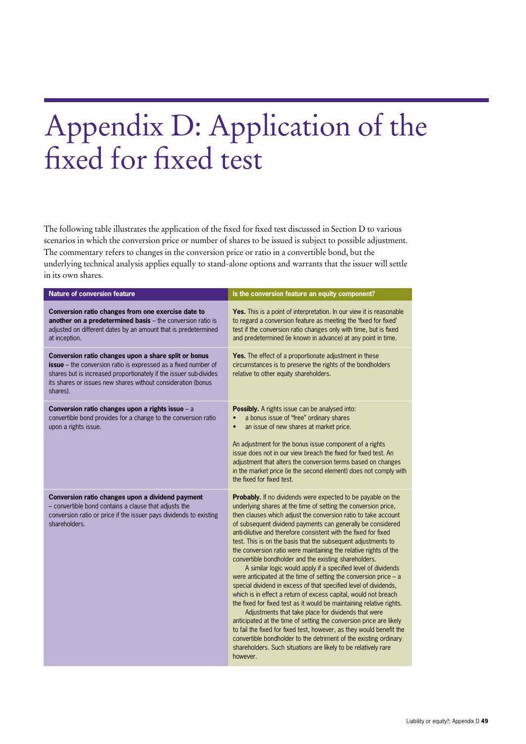# Appendix D: Application of the fixed for fixed test

The following table illustrates the application of the fixed for fixed test discussed in Section D to various scenarios in which the conversion price or number of shares to be issued is subject to possible adjustment. The commentary refers to changes in the conversion price or ratio in a convertible bond, but the underlying technical analysis applies equally to stand-alone options and warrants that the issuer will settle in its own shares.

| Nature of conversion feature | Is the conversion feature an equity component? |
|---|---|
| **Conversion ratio changes from one exercise date to another on a predetermined basis** – the conversion ratio is adjusted on different dates by an amount that is predetermined at inception. | **Yes.** This is a point of interpretation. In our view it is reasonable to regard a conversion feature as meeting the 'fixed for fixed' test if the conversion ratio changes only with time, but is fixed and predetermined (ie known in advance) at any point in time. |
| **Conversion ratio changes upon a share split or bonus issue** – the conversion ratio is expressed as a fixed number of shares but is increased proportionately if the issuer sub-divides its shares or issues new shares without consideration (bonus shares). | **Yes.** The effect of a proportionate adjustment in these circumstances is to preserve the rights of the bondholders relative to other equity shareholders. |
| **Conversion ratio changes upon a rights issue** – a convertible bond provides for a change to the conversion ratio upon a rights issue. | **Possibly.** A rights issue can be analysed into:<br>• a bonus issue of "free" ordinary shares<br>• an issue of new shares at market price.<br><br>An adjustment for the bonus issue component of a rights issue does not in our view breach the fixed for fixed test. An adjustment that alters the conversion terms based on changes in the market price (ie the second element) does not comply with the fixed for fixed test. |
| **Conversion ratio changes upon a dividend payment** – convertible bond contains a clause that adjusts the conversion ratio or price if the issuer pays dividends to existing shareholders. | **Probably.** If no dividends were expected to be payable on the underlying shares at the time of setting the conversion price, then clauses which adjust the conversion ratio to take account of subsequent dividend payments can generally be considered anti-dilutive and therefore consistent with the fixed for fixed test. This is on the basis that the subsequent adjustments to the conversion ratio were maintaining the relative rights of the convertible bondholder and the existing shareholders.<br><br>A similar logic would apply if a specified level of dividends were anticipated at the time of setting the conversion price – a special dividend in excess of that specified level of dividends, which is in effect a return of excess capital, would not breach the fixed for fixed test as it would be maintaining relative rights.<br><br>Adjustments that take place for dividends that were anticipated at the time of setting the conversion price are likely to fail the fixed for fixed test, however, as they would benefit the convertible bondholder to the detriment of the existing ordinary shareholders. Such situations are likely to be relatively rare however. |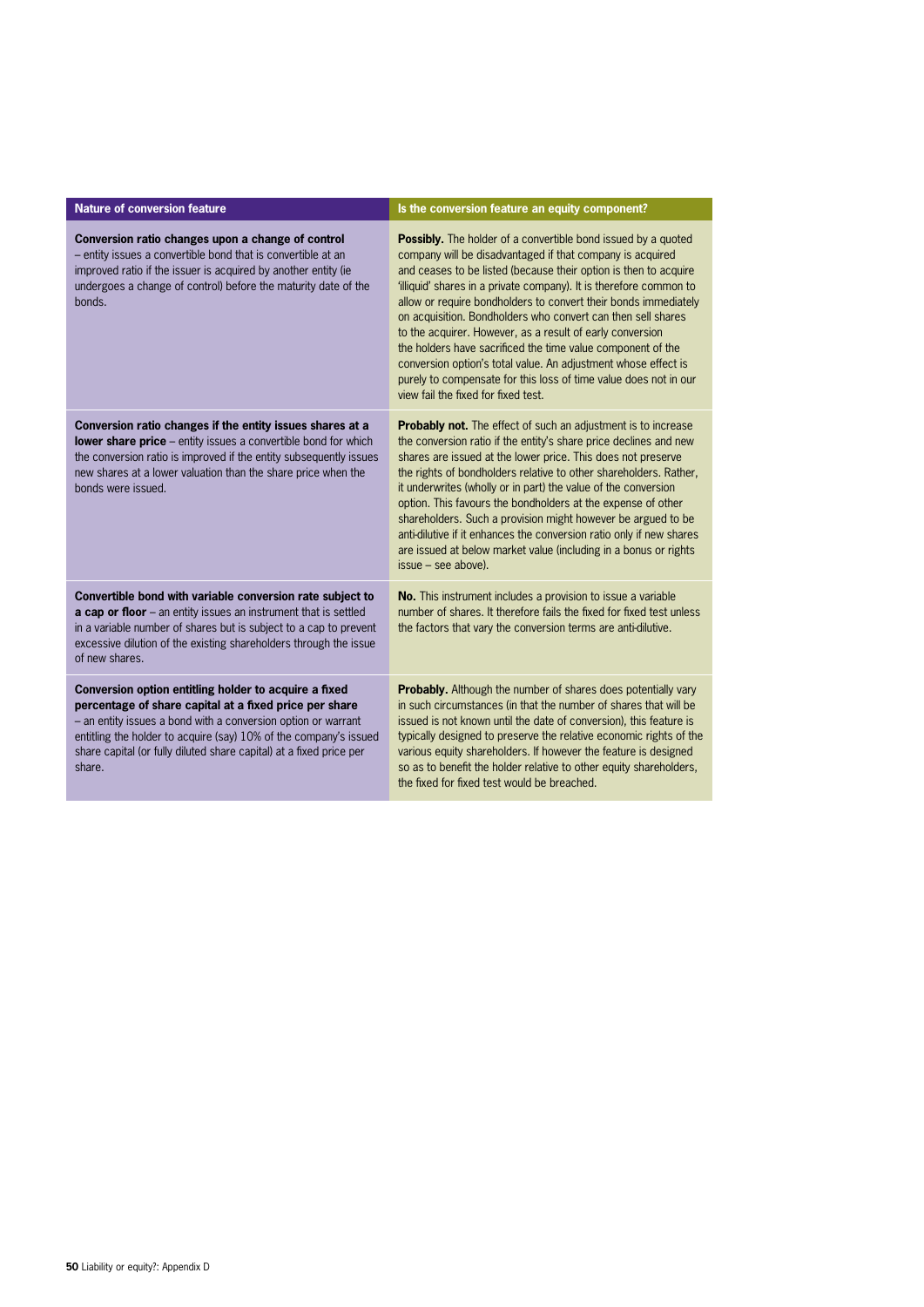| Nature of conversion feature | Is the conversion feature an equity component? |
| --- | --- |
| **Conversion ratio changes upon a change of control** – entity issues a convertible bond that is convertible at an improved ratio if the issuer is acquired by another entity (ie undergoes a change of control) before the maturity date of the bonds. | **Possibly.** The holder of a convertible bond issued by a quoted company will be disadvantaged if that company is acquired and ceases to be listed (because their option is then to acquire 'illiquid' shares in a private company). It is therefore common to allow or require bondholders to convert their bonds immediately on acquisition. Bondholders who convert can then sell shares to the acquirer. However, as a result of early conversion the holders have sacrificed the time value component of the conversion option's total value. An adjustment whose effect is purely to compensate for this loss of time value does not in our view fail the fixed for fixed test. |
| **Conversion ratio changes if the entity issues shares at a lower share price** – entity issues a convertible bond for which the conversion ratio is improved if the entity subsequently issues new shares at a lower valuation than the share price when the bonds were issued. | **Probably not.** The effect of such an adjustment is to increase the conversion ratio if the entity's share price declines and new shares are issued at the lower price. This does not preserve the rights of bondholders relative to other shareholders. Rather, it underwrites (wholly or in part) the value of the conversion option. This favours the bondholders at the expense of other shareholders. Such a provision might however be argued to be anti-dilutive if it enhances the conversion ratio only if new shares are issued at below market value (including in a bonus or rights issue – see above). |
| **Convertible bond with variable conversion rate subject to a cap or floor** – an entity issues an instrument that is settled in a variable number of shares but is subject to a cap to prevent excessive dilution of the existing shareholders through the issue of new shares. | **No.** This instrument includes a provision to issue a variable number of shares. It therefore fails the fixed for fixed test unless the factors that vary the conversion terms are anti-dilutive. |
| **Conversion option entitling holder to acquire a fixed percentage of share capital at a fixed price per share** – an entity issues a bond with a conversion option or warrant entitling the holder to acquire (say) 10% of the company's issued share capital (or fully diluted share capital) at a fixed price per share. | **Probably.** Although the number of shares does potentially vary in such circumstances (in that the number of shares that will be issued is not known until the date of conversion), this feature is typically designed to preserve the relative economic rights of the various equity shareholders. If however the feature is designed so as to benefit the holder relative to other equity shareholders, the fixed for fixed test would be breached. |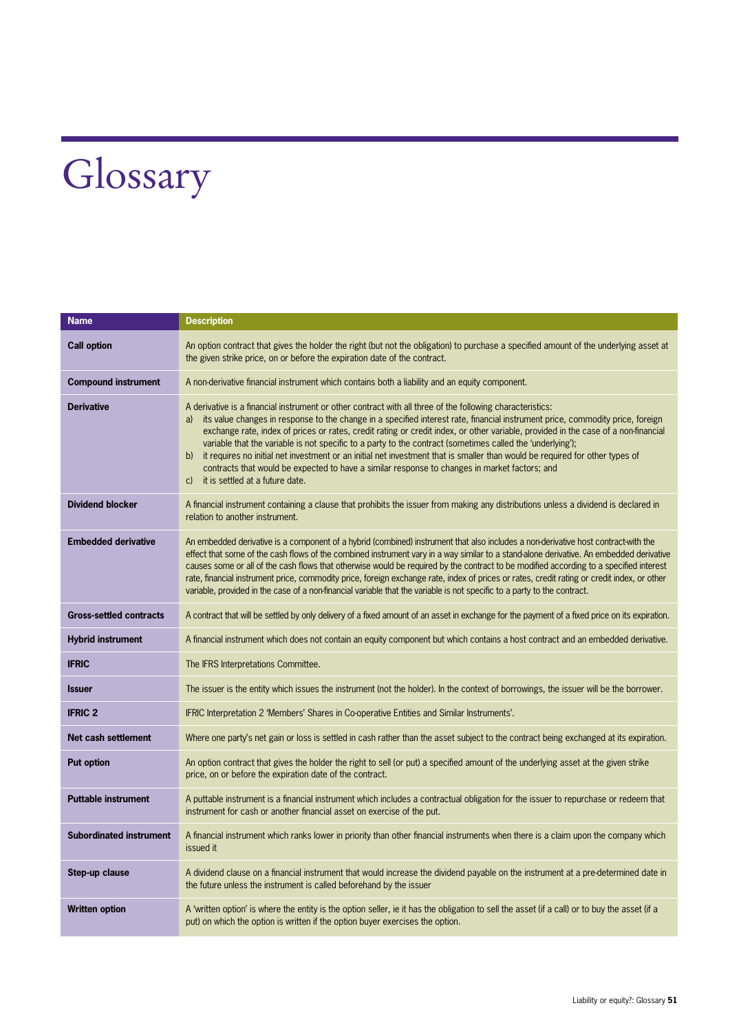# Glossary

| Name | Description |
|---|---|
| **Call option** | An option contract that gives the holder the right (but not the obligation) to purchase a specified amount of the underlying asset at the given strike price, on or before the expiration date of the contract. |
| **Compound instrument** | A non-derivative financial instrument which contains both a liability and an equity component. |
| **Derivative** | A derivative is a financial instrument or other contract with all three of the following characteristics: a) its value changes in response to the change in a specified interest rate, financial instrument price, commodity price, foreign exchange rate, index of prices or rates, credit rating or credit index, or other variable, provided in the case of a non-financial variable that the variable is not specific to a party to the contract (sometimes called the 'underlying'); b) it requires no initial net investment or an initial net investment that is smaller than would be required for other types of contracts that would be expected to have a similar response to changes in market factors; and c) it is settled at a future date. |
| **Dividend blocker** | A financial instrument containing a clause that prohibits the issuer from making any distributions unless a dividend is declared in relation to another instrument. |
| **Embedded derivative** | An embedded derivative is a component of a hybrid (combined) instrument that also includes a non-derivative host contract-with the effect that some of the cash flows of the combined instrument vary in a way similar to a stand-alone derivative. An embedded derivative causes some or all of the cash flows that otherwise would be required by the contract to be modified according to a specified interest rate, financial instrument price, commodity price, foreign exchange rate, index of prices or rates, credit rating or credit index, or other variable, provided in the case of a non-financial variable that the variable is not specific to a party to the contract. |
| **Gross-settled contracts** | A contract that will be settled by only delivery of a fixed amount of an asset in exchange for the payment of a fixed price on its expiration. |
| **Hybrid instrument** | A financial instrument which does not contain an equity component but which contains a host contract and an embedded derivative. |
| **IFRIC** | The IFRS Interpretations Committee. |
| **Issuer** | The issuer is the entity which issues the instrument (not the holder). In the context of borrowings, the issuer will be the borrower. |
| **IFRIC 2** | IFRIC Interpretation 2 'Members' Shares in Co-operative Entities and Similar Instruments'. |
| **Net cash settlement** | Where one party's net gain or loss is settled in cash rather than the asset subject to the contract being exchanged at its expiration. |
| **Put option** | An option contract that gives the holder the right to sell (or put) a specified amount of the underlying asset at the given strike price, on or before the expiration date of the contract. |
| **Puttable instrument** | A puttable instrument is a financial instrument which includes a contractual obligation for the issuer to repurchase or redeem that instrument for cash or another financial asset on exercise of the put. |
| **Subordinated instrument** | A financial instrument which ranks lower in priority than other financial instruments when there is a claim upon the company which issued it |
| **Step-up clause** | A dividend clause on a financial instrument that would increase the dividend payable on the instrument at a pre-determined date in the future unless the instrument is called beforehand by the issuer |
| **Written option** | A 'written option' is where the entity is the option seller, ie it has the obligation to sell the asset (if a call) or to buy the asset (if a put) on which the option is written if the option buyer exercises the option. |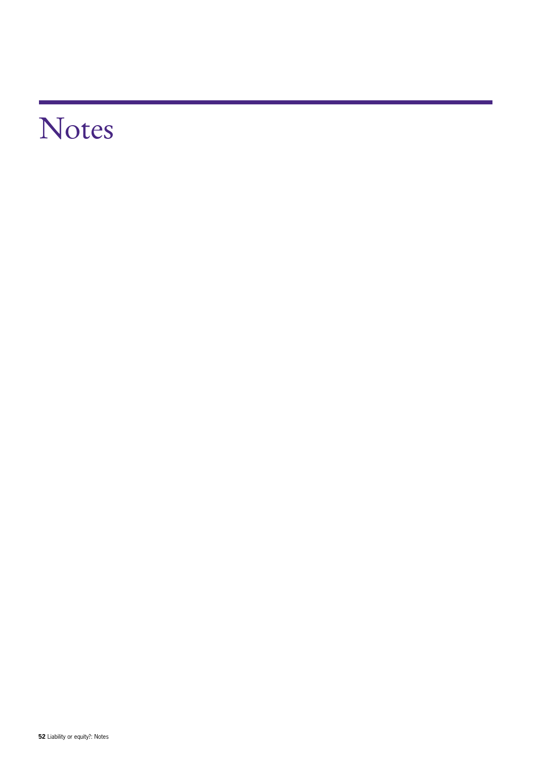# Notes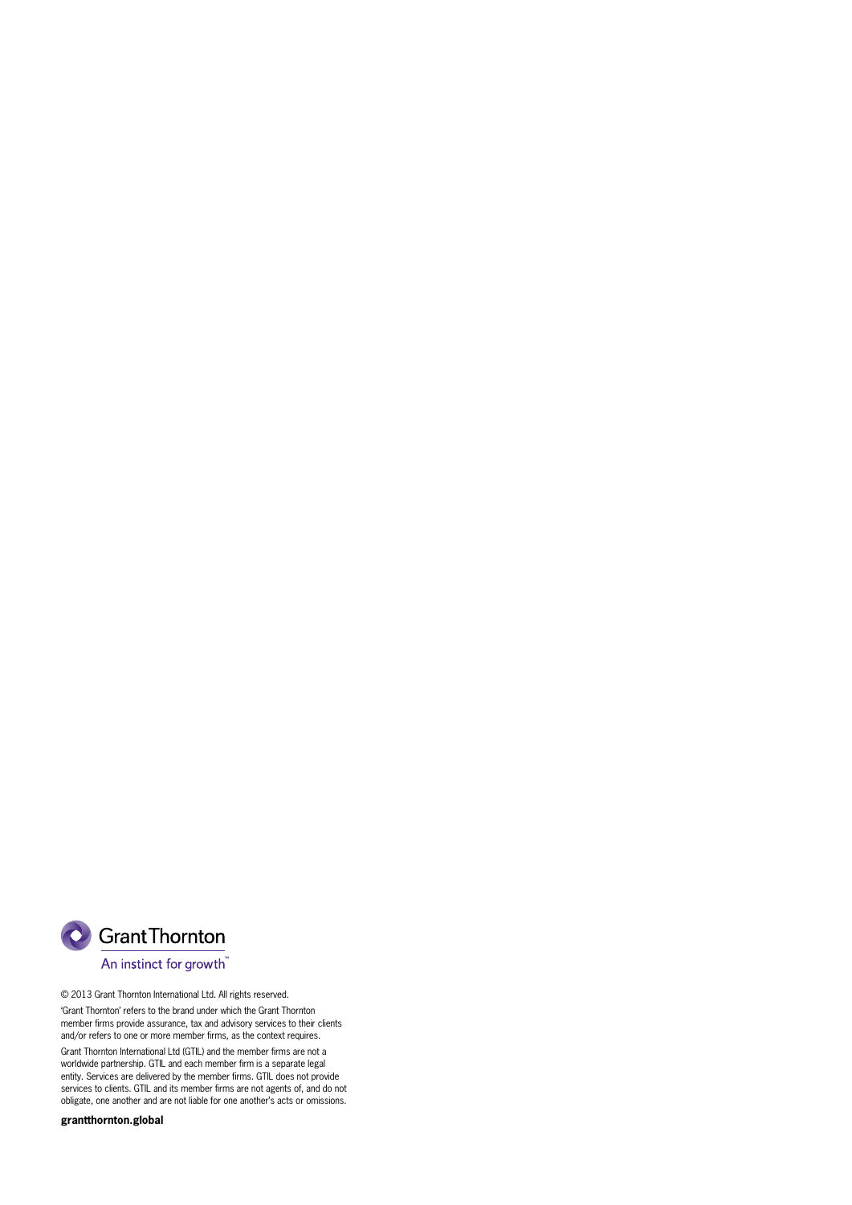Grant Thornton

An instinct for growth™

© 2013 Grant Thornton International Ltd. All rights reserved.

'Grant Thornton' refers to the brand under which the Grant Thornton member firms provide assurance, tax and advisory services to their clients and/or refers to one or more member firms, as the context requires.

Grant Thornton International Ltd (GTIL) and the member firms are not a worldwide partnership. GTIL and each member firm is a separate legal entity. Services are delivered by the member firms. GTIL does not provide services to clients. GTIL and its member firms are not agents of, and do not obligate, one another and are not liable for one another's acts or omissions.

**grantthornton.global**